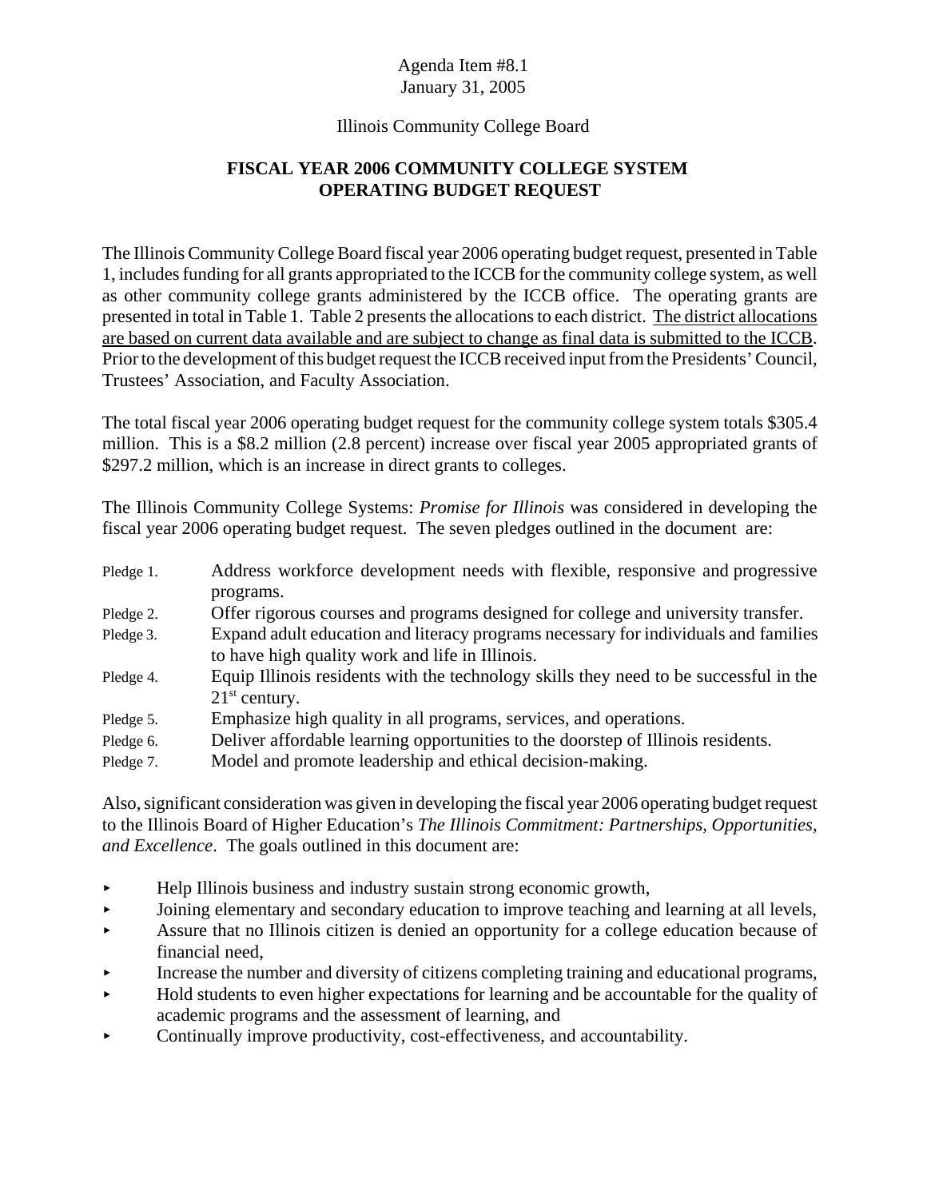Agenda Item #8.1
January 31, 2005

Illinois Community College Board

# FISCAL YEAR 2006 COMMUNITY COLLEGE SYSTEM OPERATING BUDGET REQUEST

The Illinois Community College Board fiscal year 2006 operating budget request, presented in Table 1, includes funding for all grants appropriated to the ICCB for the community college system, as well as other community college grants administered by the ICCB office. The operating grants are presented in total in Table 1. Table 2 presents the allocations to each district. <u>The district allocations are based on current data available and are subject to change as final data is submitted to the ICCB</u>. Prior to the development of this budget request the ICCB received input from the Presidents' Council, Trustees' Association, and Faculty Association.

The total fiscal year 2006 operating budget request for the community college system totals $305.4 million. This is a $8.2 million (2.8 percent) increase over fiscal year 2005 appropriated grants of $297.2 million, which is an increase in direct grants to colleges.

The Illinois Community College Systems: *Promise for Illinois* was considered in developing the fiscal year 2006 operating budget request. The seven pledges outlined in the document are:

- Pledge 1. Address workforce development needs with flexible, responsive and progressive programs.
- Pledge 2. Offer rigorous courses and programs designed for college and university transfer.
- Pledge 3. Expand adult education and literacy programs necessary for individuals and families to have high quality work and life in Illinois.
- Pledge 4. Equip Illinois residents with the technology skills they need to be successful in the 21st century.
- Pledge 5. Emphasize high quality in all programs, services, and operations.
- Pledge 6. Deliver affordable learning opportunities to the doorstep of Illinois residents.
- Pledge 7. Model and promote leadership and ethical decision-making.

Also, significant consideration was given in developing the fiscal year 2006 operating budget request to the Illinois Board of Higher Education's *The Illinois Commitment: Partnerships, Opportunities, and Excellence*. The goals outlined in this document are:

- Help Illinois business and industry sustain strong economic growth,
- Joining elementary and secondary education to improve teaching and learning at all levels,
- Assure that no Illinois citizen is denied an opportunity for a college education because of financial need,
- Increase the number and diversity of citizens completing training and educational programs,
- Hold students to even higher expectations for learning and be accountable for the quality of academic programs and the assessment of learning, and
- Continually improve productivity, cost-effectiveness, and accountability.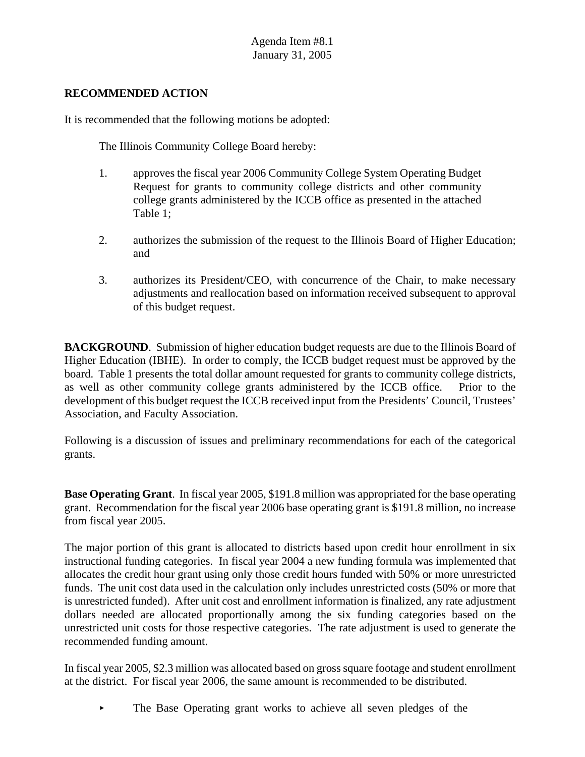Agenda Item #8.1
January 31, 2005

**RECOMMENDED ACTION**

It is recommended that the following motions be adopted:

The Illinois Community College Board hereby:

1. approves the fiscal year 2006 Community College System Operating Budget Request for grants to community college districts and other community college grants administered by the ICCB office as presented in the attached Table 1;

2. authorizes the submission of the request to the Illinois Board of Higher Education; and

3. authorizes its President/CEO, with concurrence of the Chair, to make necessary adjustments and reallocation based on information received subsequent to approval of this budget request.

**BACKGROUND**. Submission of higher education budget requests are due to the Illinois Board of Higher Education (IBHE). In order to comply, the ICCB budget request must be approved by the board. Table 1 presents the total dollar amount requested for grants to community college districts, as well as other community college grants administered by the ICCB office. Prior to the development of this budget request the ICCB received input from the Presidents' Council, Trustees' Association, and Faculty Association.

Following is a discussion of issues and preliminary recommendations for each of the categorical grants.

**Base Operating Grant**. In fiscal year 2005, $191.8 million was appropriated for the base operating grant. Recommendation for the fiscal year 2006 base operating grant is $191.8 million, no increase from fiscal year 2005.

The major portion of this grant is allocated to districts based upon credit hour enrollment in six instructional funding categories. In fiscal year 2004 a new funding formula was implemented that allocates the credit hour grant using only those credit hours funded with 50% or more unrestricted funds. The unit cost data used in the calculation only includes unrestricted costs (50% or more that is unrestricted funded). After unit cost and enrollment information is finalized, any rate adjustment dollars needed are allocated proportionally among the six funding categories based on the unrestricted unit costs for those respective categories. The rate adjustment is used to generate the recommended funding amount.

In fiscal year 2005, $2.3 million was allocated based on gross square footage and student enrollment at the district. For fiscal year 2006, the same amount is recommended to be distributed.

- The Base Operating grant works to achieve all seven pledges of the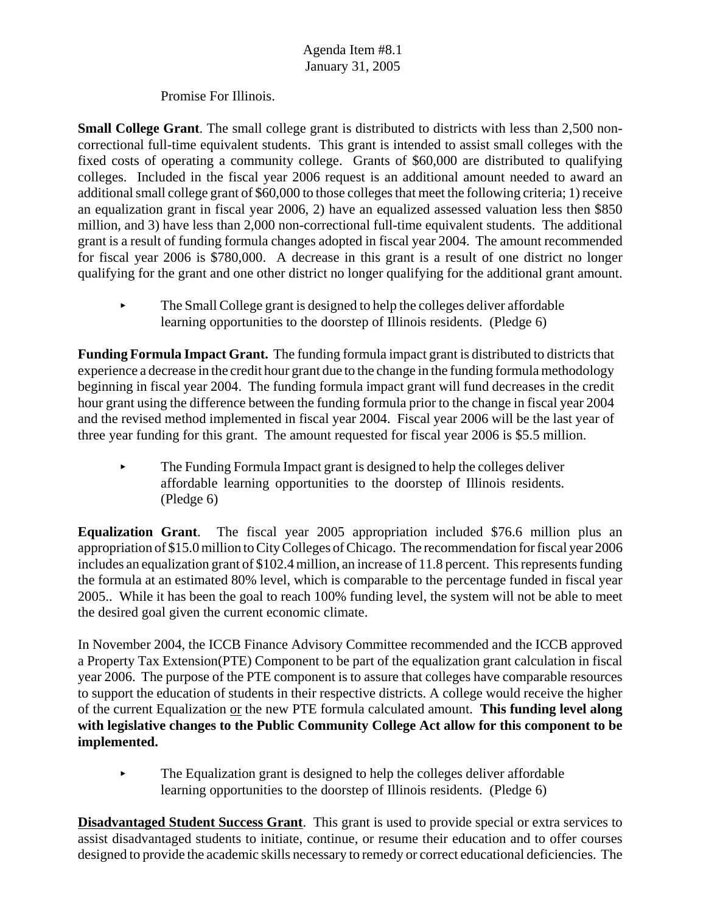Promise For Illinois.

**Small College Grant**. The small college grant is distributed to districts with less than 2,500 non-correctional full-time equivalent students. This grant is intended to assist small colleges with the fixed costs of operating a community college. Grants of $60,000 are distributed to qualifying colleges. Included in the fiscal year 2006 request is an additional amount needed to award an additional small college grant of $60,000 to those colleges that meet the following criteria; 1) receive an equalization grant in fiscal year 2006, 2) have an equalized assessed valuation less then $850 million, and 3) have less than 2,000 non-correctional full-time equivalent students. The additional grant is a result of funding formula changes adopted in fiscal year 2004. The amount recommended for fiscal year 2006 is $780,000. A decrease in this grant is a result of one district no longer qualifying for the grant and one other district no longer qualifying for the additional grant amount.

- The Small College grant is designed to help the colleges deliver affordable learning opportunities to the doorstep of Illinois residents. (Pledge 6)

**Funding Formula Impact Grant.** The funding formula impact grant is distributed to districts that experience a decrease in the credit hour grant due to the change in the funding formula methodology beginning in fiscal year 2004. The funding formula impact grant will fund decreases in the credit hour grant using the difference between the funding formula prior to the change in fiscal year 2004 and the revised method implemented in fiscal year 2004. Fiscal year 2006 will be the last year of three year funding for this grant. The amount requested for fiscal year 2006 is $5.5 million.

- The Funding Formula Impact grant is designed to help the colleges deliver affordable learning opportunities to the doorstep of Illinois residents. (Pledge 6)

**Equalization Grant**. The fiscal year 2005 appropriation included $76.6 million plus an appropriation of $15.0 million to City Colleges of Chicago. The recommendation for fiscal year 2006 includes an equalization grant of $102.4 million, an increase of 11.8 percent. This represents funding the formula at an estimated 80% level, which is comparable to the percentage funded in fiscal year 2005.. While it has been the goal to reach 100% funding level, the system will not be able to meet the desired goal given the current economic climate.

In November 2004, the ICCB Finance Advisory Committee recommended and the ICCB approved a Property Tax Extension(PTE) Component to be part of the equalization grant calculation in fiscal year 2006. The purpose of the PTE component is to assure that colleges have comparable resources to support the education of students in their respective districts. A college would receive the higher of the current Equalization or the new PTE formula calculated amount. **This funding level along with legislative changes to the Public Community College Act allow for this component to be implemented.**

- The Equalization grant is designed to help the colleges deliver affordable learning opportunities to the doorstep of Illinois residents. (Pledge 6)

**Disadvantaged Student Success Grant**. This grant is used to provide special or extra services to assist disadvantaged students to initiate, continue, or resume their education and to offer courses designed to provide the academic skills necessary to remedy or correct educational deficiencies. The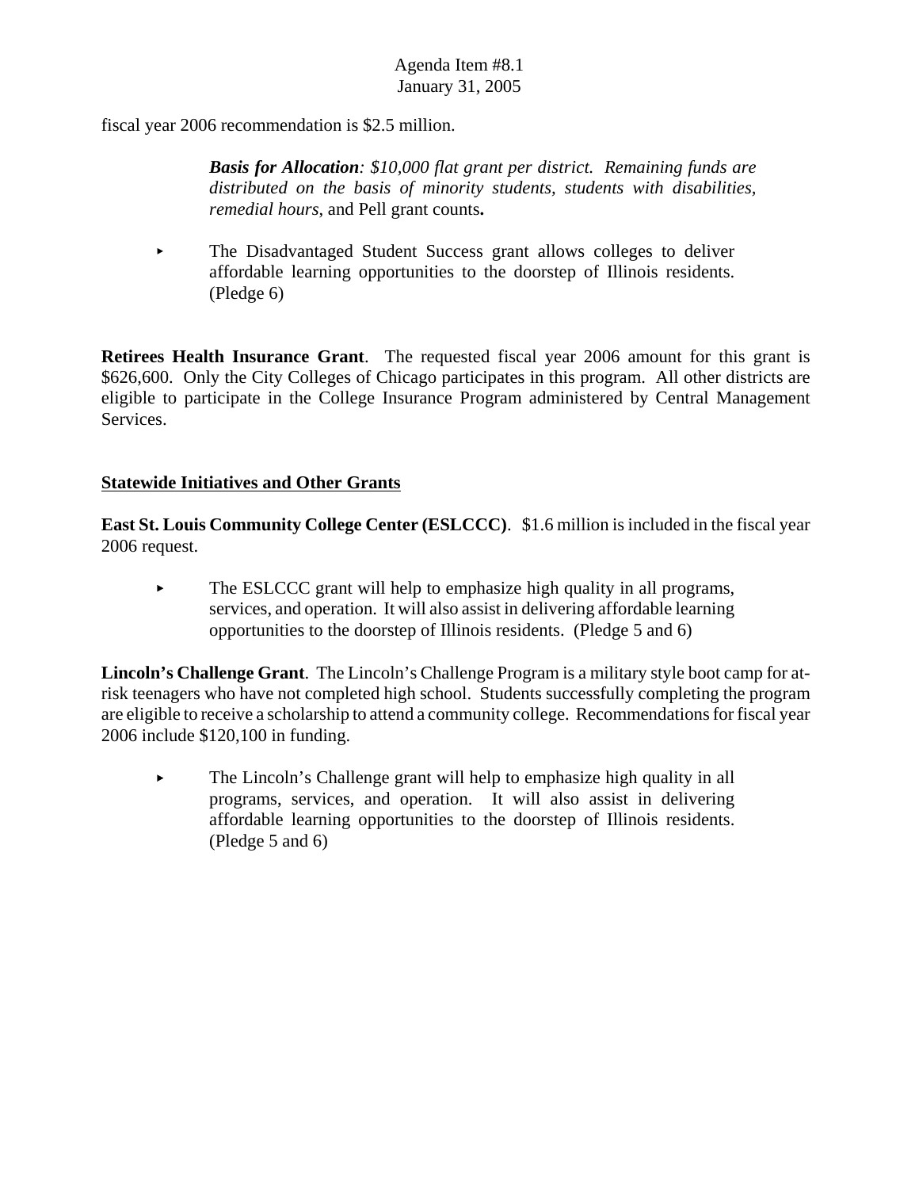fiscal year 2006 recommendation is $2.5 million.

> ***Basis for Allocation**: $10,000 flat grant per district. Remaining funds are distributed on the basis of minority students, students with disabilities, remedial hours*, and Pell grant counts**.**

- The Disadvantaged Student Success grant allows colleges to deliver affordable learning opportunities to the doorstep of Illinois residents. (Pledge 6)

**Retirees Health Insurance Grant**. The requested fiscal year 2006 amount for this grant is $626,600. Only the City Colleges of Chicago participates in this program. All other districts are eligible to participate in the College Insurance Program administered by Central Management Services.

## Statewide Initiatives and Other Grants

**East St. Louis Community College Center (ESLCCC)**. $1.6 million is included in the fiscal year 2006 request.

- The ESLCCC grant will help to emphasize high quality in all programs, services, and operation. It will also assist in delivering affordable learning opportunities to the doorstep of Illinois residents. (Pledge 5 and 6)

**Lincoln's Challenge Grant**. The Lincoln's Challenge Program is a military style boot camp for at-risk teenagers who have not completed high school. Students successfully completing the program are eligible to receive a scholarship to attend a community college. Recommendations for fiscal year 2006 include $120,100 in funding.

- The Lincoln's Challenge grant will help to emphasize high quality in all programs, services, and operation. It will also assist in delivering affordable learning opportunities to the doorstep of Illinois residents. (Pledge 5 and 6)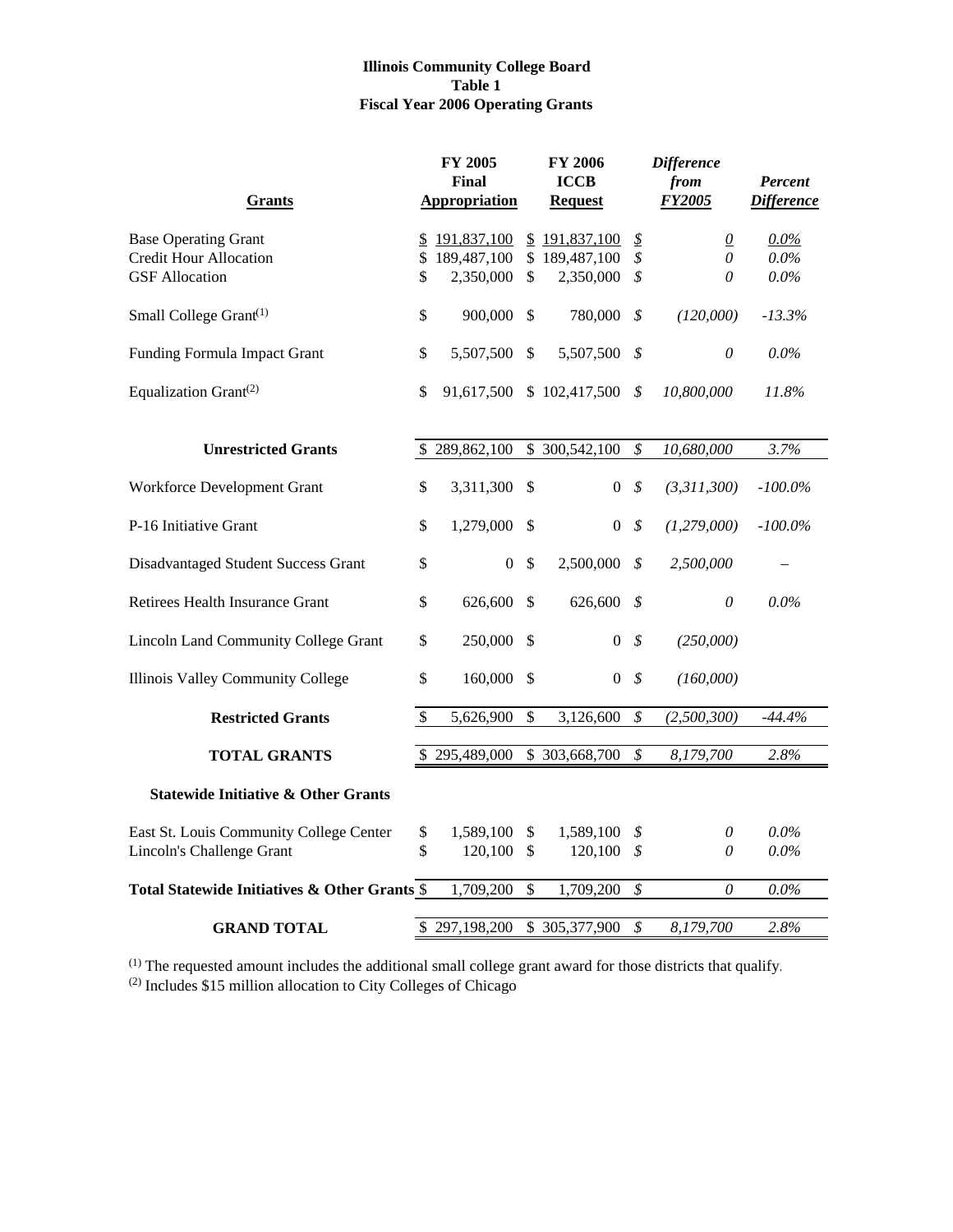**Illinois Community College Board**
**Table 1**
**Fiscal Year 2006 Operating Grants**

| Grants | FY 2005 Final Appropriation | FY 2006 ICCB Request | *Difference from FY2005* | *Percent Difference* |
|---|---|---|---|---|
| Base Operating Grant | $ 191,837,100 | $ 191,837,100 | *$ 0* | *0.0%* |
| Credit Hour Allocation | $ 189,487,100 | $ 189,487,100 | *$ 0* | *0.0%* |
| GSF Allocation | $ 2,350,000 | $ 2,350,000 | *$ 0* | *0.0%* |
| Small College Grant[1] | $ 900,000 | $ 780,000 | *$ (120,000)* | *-13.3%* |
| Funding Formula Impact Grant | $ 5,507,500 | $ 5,507,500 | *$ 0* | *0.0%* |
| Equalization Grant[2] | $ 91,617,500 | $ 102,417,500 | *$ 10,800,000* | *11.8%* |
| **Unrestricted Grants** | $ 289,862,100 | $ 300,542,100 | *$ 10,680,000* | *3.7%* |
| Workforce Development Grant | $ 3,311,300 | $ 0 | *$ (3,311,300)* | *-100.0%* |
| P-16 Initiative Grant | $ 1,279,000 | $ 0 | *$ (1,279,000)* | *-100.0%* |
| Disadvantaged Student Success Grant | $ 0 | $ 2,500,000 | *$ 2,500,000* | – |
| Retirees Health Insurance Grant | $ 626,600 | $ 626,600 | *$ 0* | *0.0%* |
| Lincoln Land Community College Grant | $ 250,000 | $ 0 | *$ (250,000)* | |
| Illinois Valley Community College | $ 160,000 | $ 0 | *$ (160,000)* | |
| **Restricted Grants** | $ 5,626,900 | $ 3,126,600 | *$ (2,500,300)* | *-44.4%* |
| **TOTAL GRANTS** | $ 295,489,000 | $ 303,668,700 | *$ 8,179,700* | *2.8%* |
| **Statewide Initiative & Other Grants** | | | | |
| East St. Louis Community College Center | $ 1,589,100 | $ 1,589,100 | *$ 0* | *0.0%* |
| Lincoln's Challenge Grant | $ 120,100 | $ 120,100 | *$ 0* | *0.0%* |
| **Total Statewide Initiatives & Other Grants** | $ 1,709,200 | $ 1,709,200 | *$ 0* | *0.0%* |
| **GRAND TOTAL** | $ 297,198,200 | $ 305,377,900 | *$ 8,179,700* | *2.8%* |

[1] The requested amount includes the additional small college grant award for those districts that qualify.
[2] Includes $15 million allocation to City Colleges of Chicago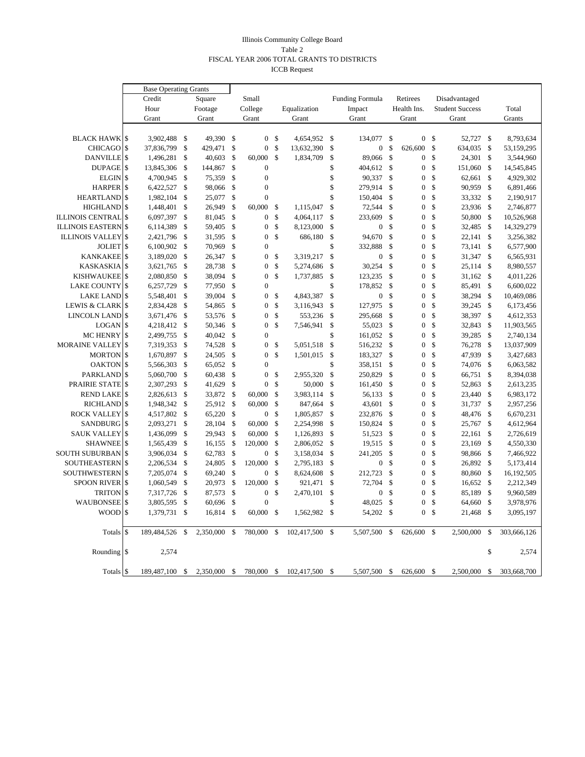Illinois Community College Board

Table 2

FISCAL YEAR 2006 TOTAL GRANTS TO DISTRICTS

ICCB Request

| | Base Operating Grants | | | | | | | | |
|---|---|---|---|---|---|---|---|---|---|
| | Credit Hour Grant | Square Footage Grant | Small College Grant | Equalization Grant | Funding Formula Impact Grant | Retirees Health Ins. Grant | Disadvantaged Student Success Grant | Total Grants |
| BLACK HAWK | $ 3,902,488 | $ 49,390 | $ 0 | $ 4,654,952 | $ 134,077 | $ 0 | $ 52,727 | $ 8,793,634 |
| CHICAGO | $ 37,836,799 | $ 429,471 | $ 0 | $ 13,632,390 | $ 0 | $ 626,600 | $ 634,035 | $ 53,159,295 |
| DANVILLE | $ 1,496,281 | $ 40,603 | $ 60,000 | $ 1,834,709 | $ 89,066 | $ 0 | $ 24,301 | $ 3,544,960 |
| DUPAGE | $ 13,845,306 | $ 144,867 | $ 0 | | $ 404,612 | $ 0 | $ 151,060 | $ 14,545,845 |
| ELGIN | $ 4,700,945 | $ 75,359 | $ 0 | | $ 90,337 | $ 0 | $ 62,661 | $ 4,929,302 |
| HARPER | $ 6,422,527 | $ 98,066 | $ 0 | | $ 279,914 | $ 0 | $ 90,959 | $ 6,891,466 |
| HEARTLAND | $ 1,982,104 | $ 25,077 | $ 0 | | $ 150,404 | $ 0 | $ 33,332 | $ 2,190,917 |
| HIGHLAND | $ 1,448,401 | $ 26,949 | $ 60,000 | $ 1,115,047 | $ 72,544 | $ 0 | $ 23,936 | $ 2,746,877 |
| ILLINOIS CENTRAL | $ 6,097,397 | $ 81,045 | $ 0 | $ 4,064,117 | $ 233,609 | $ 0 | $ 50,800 | $ 10,526,968 |
| ILLINOIS EASTERN | $ 6,114,389 | $ 59,405 | $ 0 | $ 8,123,000 | $ 0 | $ 0 | $ 32,485 | $ 14,329,279 |
| ILLINOIS VALLEY | $ 2,421,796 | $ 31,595 | $ 0 | $ 686,180 | $ 94,670 | $ 0 | $ 22,141 | $ 3,256,382 |
| JOLIET | $ 6,100,902 | $ 70,969 | $ 0 | | $ 332,888 | $ 0 | $ 73,141 | $ 6,577,900 |
| KANKAKEE | $ 3,189,020 | $ 26,347 | $ 0 | $ 3,319,217 | $ 0 | $ 0 | $ 31,347 | $ 6,565,931 |
| KASKASKIA | $ 3,621,765 | $ 28,738 | $ 0 | $ 5,274,686 | $ 30,254 | $ 0 | $ 25,114 | $ 8,980,557 |
| KISHWAUKEE | $ 2,080,850 | $ 38,094 | $ 0 | $ 1,737,885 | $ 123,235 | $ 0 | $ 31,162 | $ 4,011,226 |
| LAKE COUNTY | $ 6,257,729 | $ 77,950 | $ 0 | | $ 178,852 | $ 0 | $ 85,491 | $ 6,600,022 |
| LAKE LAND | $ 5,548,401 | $ 39,004 | $ 0 | $ 4,843,387 | $ 0 | $ 0 | $ 38,294 | $ 10,469,086 |
| LEWIS & CLARK | $ 2,834,428 | $ 54,865 | $ 0 | $ 3,116,943 | $ 127,975 | $ 0 | $ 39,245 | $ 6,173,456 |
| LINCOLN LAND | $ 3,671,476 | $ 53,576 | $ 0 | $ 553,236 | $ 295,668 | $ 0 | $ 38,397 | $ 4,612,353 |
| LOGAN | $ 4,218,412 | $ 50,346 | $ 0 | $ 7,546,941 | $ 55,023 | $ 0 | $ 32,843 | $ 11,903,565 |
| MC HENRY | $ 2,499,755 | $ 40,042 | $ 0 | | $ 161,052 | $ 0 | $ 39,285 | $ 2,740,134 |
| MORAINE VALLEY | $ 7,319,353 | $ 74,528 | $ 0 | $ 5,051,518 | $ 516,232 | $ 0 | $ 76,278 | $ 13,037,909 |
| MORTON | $ 1,670,897 | $ 24,505 | $ 0 | $ 1,501,015 | $ 183,327 | $ 0 | $ 47,939 | $ 3,427,683 |
| OAKTON | $ 5,566,303 | $ 65,052 | $ 0 | | $ 358,151 | $ 0 | $ 74,076 | $ 6,063,582 |
| PARKLAND | $ 5,060,700 | $ 60,438 | $ 0 | $ 2,955,320 | $ 250,829 | $ 0 | $ 66,751 | $ 8,394,038 |
| PRAIRIE STATE | $ 2,307,293 | $ 41,629 | $ 0 | $ 50,000 | $ 161,450 | $ 0 | $ 52,863 | $ 2,613,235 |
| REND LAKE | $ 2,826,613 | $ 33,872 | $ 60,000 | $ 3,983,114 | $ 56,133 | $ 0 | $ 23,440 | $ 6,983,172 |
| RICHLAND | $ 1,948,342 | $ 25,912 | $ 60,000 | $ 847,664 | $ 43,601 | $ 0 | $ 31,737 | $ 2,957,256 |
| ROCK VALLEY | $ 4,517,802 | $ 65,220 | $ 0 | $ 1,805,857 | $ 232,876 | $ 0 | $ 48,476 | $ 6,670,231 |
| SANDBURG | $ 2,093,271 | $ 28,104 | $ 60,000 | $ 2,254,998 | $ 150,824 | $ 0 | $ 25,767 | $ 4,612,964 |
| SAUK VALLEY | $ 1,436,099 | $ 29,943 | $ 60,000 | $ 1,126,893 | $ 51,523 | $ 0 | $ 22,161 | $ 2,726,619 |
| SHAWNEE | $ 1,565,439 | $ 16,155 | $ 120,000 | $ 2,806,052 | $ 19,515 | $ 0 | $ 23,169 | $ 4,550,330 |
| SOUTH SUBURBAN | $ 3,906,034 | $ 62,783 | $ 0 | $ 3,158,034 | $ 241,205 | $ 0 | $ 98,866 | $ 7,466,922 |
| SOUTHEASTERN | $ 2,206,534 | $ 24,805 | $ 120,000 | $ 2,795,183 | $ 0 | $ 0 | $ 26,892 | $ 5,173,414 |
| SOUTHWESTERN | $ 7,205,074 | $ 69,240 | $ 0 | $ 8,624,608 | $ 212,723 | $ 0 | $ 80,860 | $ 16,192,505 |
| SPOON RIVER | $ 1,060,549 | $ 20,973 | $ 120,000 | $ 921,471 | $ 72,704 | $ 0 | $ 16,652 | $ 2,212,349 |
| TRITON | $ 7,317,726 | $ 87,573 | $ 0 | $ 2,470,101 | $ 0 | $ 0 | $ 85,189 | $ 9,960,589 |
| WAUBONSEE | $ 3,805,595 | $ 60,696 | $ 0 | | $ 48,025 | $ 0 | $ 64,660 | $ 3,978,976 |
| WOOD | $ 1,379,731 | $ 16,814 | $ 60,000 | $ 1,562,982 | $ 54,202 | $ 0 | $ 21,468 | $ 3,095,197 |
| Totals | $ 189,484,526 | $ 2,350,000 | $ 780,000 | $ 102,417,500 | $ 5,507,500 | $ 626,600 | $ 2,500,000 | $ 303,666,126 |
| Rounding | $ 2,574 | | | | | | | $ 2,574 |
| Totals | $ 189,487,100 | $ 2,350,000 | $ 780,000 | $ 102,417,500 | $ 5,507,500 | $ 626,600 | $ 2,500,000 | $ 303,668,700 |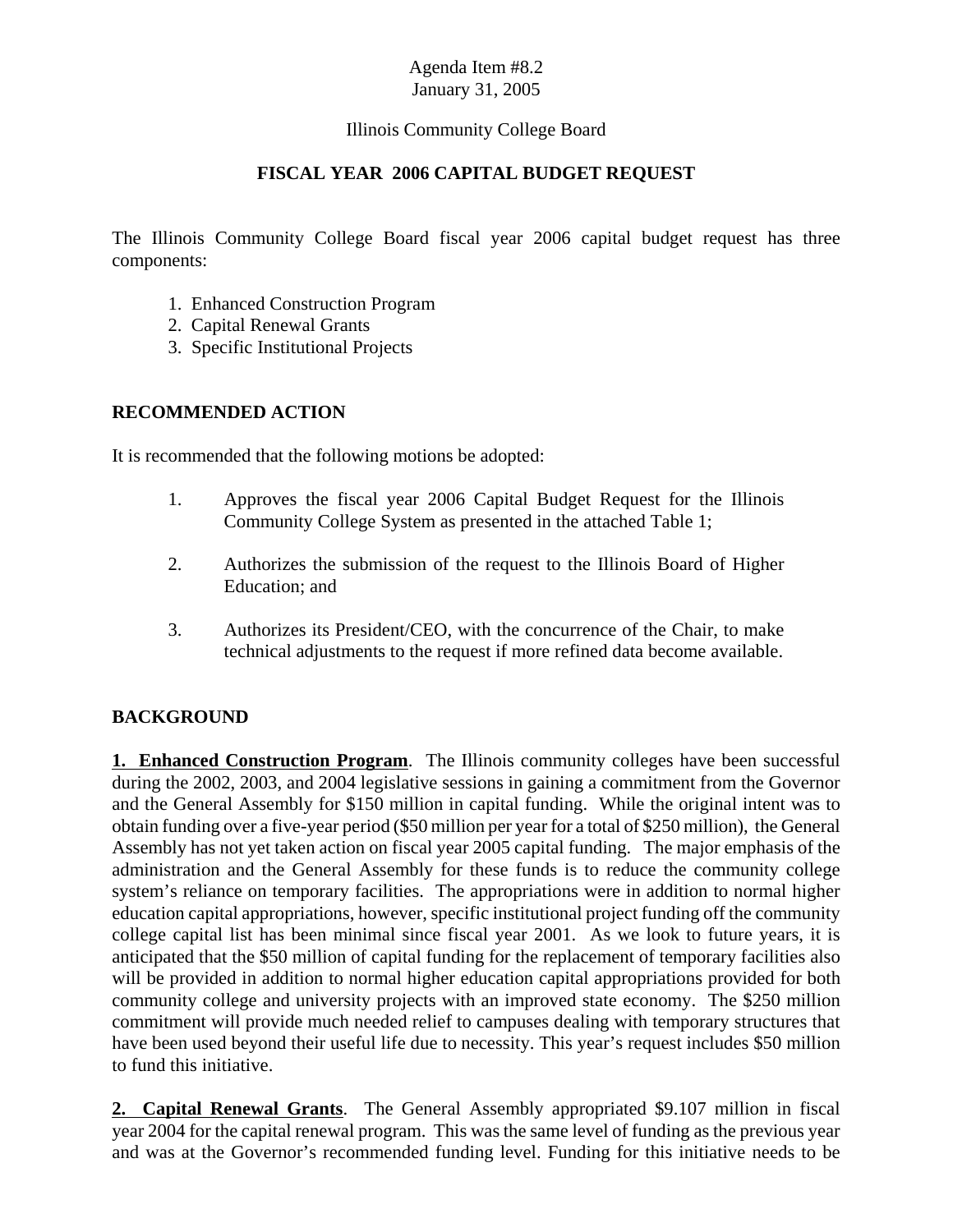Agenda Item #8.2
January 31, 2005

Illinois Community College Board

## FISCAL YEAR 2006 CAPITAL BUDGET REQUEST

The Illinois Community College Board fiscal year 2006 capital budget request has three components:

1. Enhanced Construction Program
2. Capital Renewal Grants
3. Specific Institutional Projects

### RECOMMENDED ACTION

It is recommended that the following motions be adopted:

1. Approves the fiscal year 2006 Capital Budget Request for the Illinois Community College System as presented in the attached Table 1;

2. Authorizes the submission of the request to the Illinois Board of Higher Education; and

3. Authorizes its President/CEO, with the concurrence of the Chair, to make technical adjustments to the request if more refined data become available.

### BACKGROUND

**1. Enhanced Construction Program**. The Illinois community colleges have been successful during the 2002, 2003, and 2004 legislative sessions in gaining a commitment from the Governor and the General Assembly for $150 million in capital funding. While the original intent was to obtain funding over a five-year period ($50 million per year for a total of $250 million), the General Assembly has not yet taken action on fiscal year 2005 capital funding. The major emphasis of the administration and the General Assembly for these funds is to reduce the community college system's reliance on temporary facilities. The appropriations were in addition to normal higher education capital appropriations, however, specific institutional project funding off the community college capital list has been minimal since fiscal year 2001. As we look to future years, it is anticipated that the $50 million of capital funding for the replacement of temporary facilities also will be provided in addition to normal higher education capital appropriations provided for both community college and university projects with an improved state economy. The $250 million commitment will provide much needed relief to campuses dealing with temporary structures that have been used beyond their useful life due to necessity. This year's request includes $50 million to fund this initiative.

**2. Capital Renewal Grants**. The General Assembly appropriated $9.107 million in fiscal year 2004 for the capital renewal program. This was the same level of funding as the previous year and was at the Governor's recommended funding level. Funding for this initiative needs to be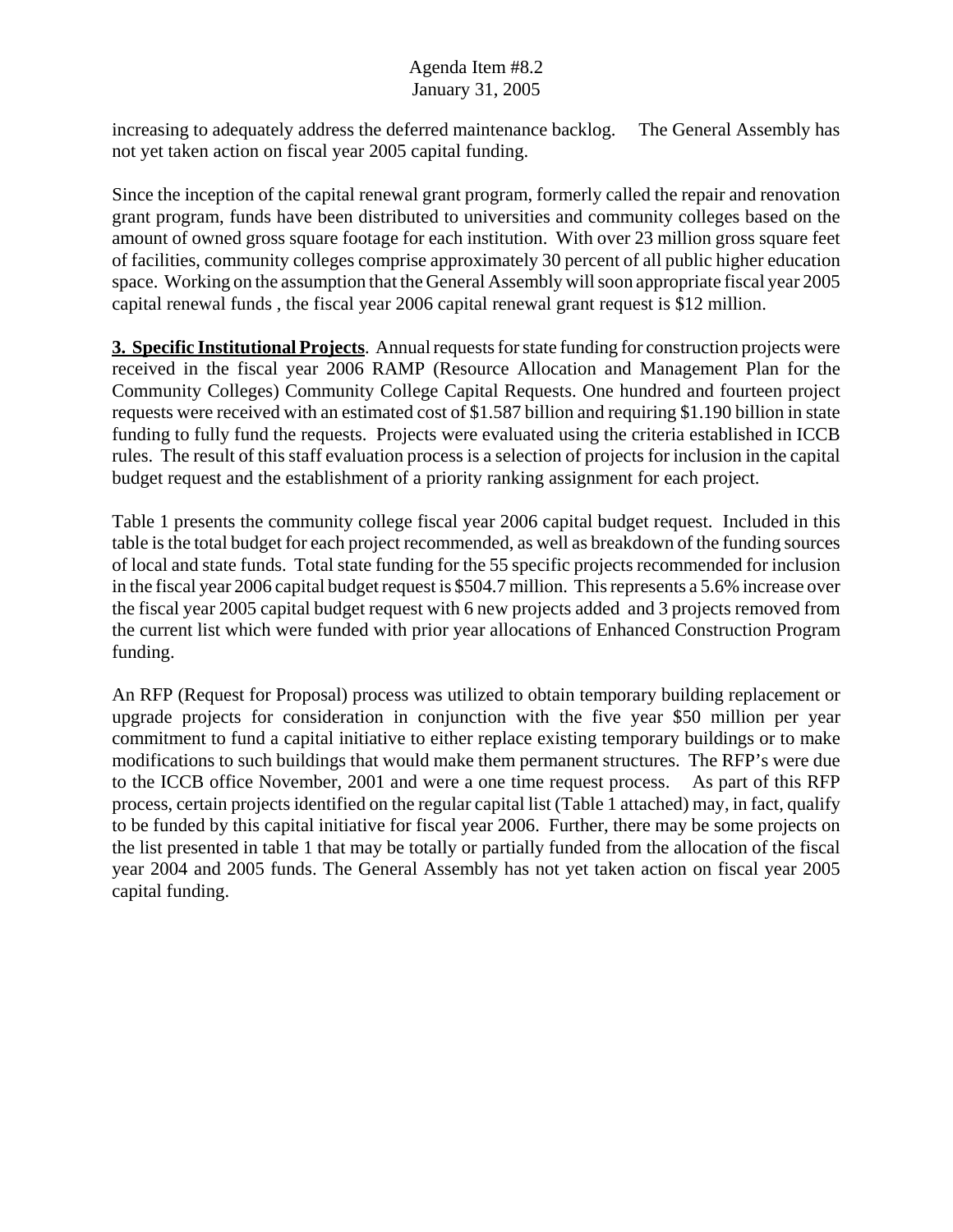increasing to adequately address the deferred maintenance backlog.  The General Assembly has not yet taken action on fiscal year 2005 capital funding.

Since the inception of the capital renewal grant program, formerly called the repair and renovation grant program, funds have been distributed to universities and community colleges based on the amount of owned gross square footage for each institution. With over 23 million gross square feet of facilities, community colleges comprise approximately 30 percent of all public higher education space. Working on the assumption that the General Assembly will soon appropriate fiscal year 2005 capital renewal funds , the fiscal year 2006 capital renewal grant request is $12 million.

**3. Specific Institutional Projects**. Annual requests for state funding for construction projects were received in the fiscal year 2006 RAMP (Resource Allocation and Management Plan for the Community Colleges) Community College Capital Requests. One hundred and fourteen project requests were received with an estimated cost of $1.587 billion and requiring $1.190 billion in state funding to fully fund the requests. Projects were evaluated using the criteria established in ICCB rules. The result of this staff evaluation process is a selection of projects for inclusion in the capital budget request and the establishment of a priority ranking assignment for each project.

Table 1 presents the community college fiscal year 2006 capital budget request. Included in this table is the total budget for each project recommended, as well as breakdown of the funding sources of local and state funds. Total state funding for the 55 specific projects recommended for inclusion in the fiscal year 2006 capital budget request is $504.7 million. This represents a 5.6% increase over the fiscal year 2005 capital budget request with 6 new projects added and 3 projects removed from the current list which were funded with prior year allocations of Enhanced Construction Program funding.

An RFP (Request for Proposal) process was utilized to obtain temporary building replacement or upgrade projects for consideration in conjunction with the five year $50 million per year commitment to fund a capital initiative to either replace existing temporary buildings or to make modifications to such buildings that would make them permanent structures. The RFP's were due to the ICCB office November, 2001 and were a one time request process.  As part of this RFP process, certain projects identified on the regular capital list (Table 1 attached) may, in fact, qualify to be funded by this capital initiative for fiscal year 2006. Further, there may be some projects on the list presented in table 1 that may be totally or partially funded from the allocation of the fiscal year 2004 and 2005 funds. The General Assembly has not yet taken action on fiscal year 2005 capital funding.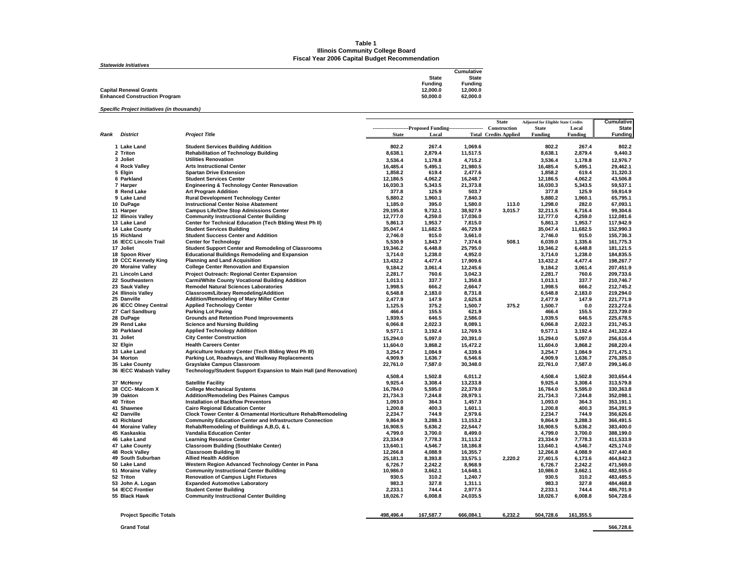**Table 1**
**Illinois Community College Board**
**Fiscal Year 2006 Capital Budget Recommendation**

***Statewide Initiatives***

| | State Funding | Cumulative State Funding |
|---|---|---|
| **Capital Renewal Grants** | 12,000.0 | 12,000.0 |
| **Enhanced Construction Program** | 50,000.0 | 62,000.0 |

***Specific Project Initiatives (in thousands)***

| Rank | District | Project Title | Proposed Funding State | Proposed Funding Local | Proposed Funding Total | State Construction Credits Applied | Adjusted for Eligible State Credits State Funding | Adjusted for Eligible State Credits Local Funding | Cumulative State Funding |
|---|---|---|---|---|---|---|---|---|---|
| 1 | Lake Land | Student Services Building Addition | 802.2 | 267.4 | 1,069.6 | | 802.2 | 267.4 | 802.2 |
| 2 | Triton | Rehabilitation of Technology Building | 8,638.1 | 2,879.4 | 11,517.5 | | 8,638.1 | 2,879.4 | 9,440.3 |
| 3 | Joliet | Utilities Renovation | 3,536.4 | 1,178.8 | 4,715.2 | | 3,536.4 | 1,178.8 | 12,976.7 |
| 4 | Rock Valley | Arts Instructional Center | 16,485.4 | 5,495.1 | 21,980.5 | | 16,485.4 | 5,495.1 | 29,462.1 |
| 5 | Elgin | Spartan Drive Extension | 1,858.2 | 619.4 | 2,477.6 | | 1,858.2 | 619.4 | 31,320.3 |
| 6 | Parkland | Student Services Center | 12,186.5 | 4,062.2 | 16,248.7 | | 12,186.5 | 4,062.2 | 43,506.8 |
| 7 | Harper | Engineering & Technology Center Renovation | 16,030.3 | 5,343.5 | 21,373.8 | | 16,030.3 | 5,343.5 | 59,537.1 |
| 8 | Rend Lake | Art Program Addition | 377.8 | 125.9 | 503.7 | | 377.8 | 125.9 | 59,914.9 |
| 9 | Lake Land | Rural Development Technology Center | 5,880.2 | 1,960.1 | 7,840.3 | | 5,880.2 | 1,960.1 | 65,795.1 |
| 10 | DuPage | Instructional Center Noise Abatement | 1,185.0 | 395.0 | 1,580.0 | 113.0 | 1,298.0 | 282.0 | 67,093.1 |
| 11 | Harper | Campus Life/One Stop Admissions Center | 29,195.8 | 9,732.1 | 38,927.9 | 3,015.7 | 32,211.5 | 6,716.4 | 99,304.6 |
| 12 | Illinois Valley | Community Instructional Center Building | 12,777.0 | 4,259.0 | 17,036.0 | | 12,777.0 | 4,259.0 | 112,081.6 |
| 13 | Lake Land | Center for Technical Education (Tech Blding West Ph II) | 5,861.3 | 1,953.7 | 7,815.0 | | 5,861.3 | 1,953.7 | 117,942.9 |
| 14 | Lake County | Student Services Building | 35,047.4 | 11,682.5 | 46,729.9 | | 35,047.4 | 11,682.5 | 152,990.3 |
| 15 | Richland | Student Success Center and Addition | 2,746.0 | 915.0 | 3,661.0 | | 2,746.0 | 915.0 | 155,736.3 |
| 16 | IECC Lincoln Trail | Center for Technology | 5,530.9 | 1,843.7 | 7,374.6 | 508.1 | 6,039.0 | 1,335.6 | 161,775.3 |
| 17 | Joliet | Student Support Center and Remodeling of Classrooms | 19,346.2 | 6,448.8 | 25,795.0 | | 19,346.2 | 6,448.8 | 181,121.5 |
| 18 | Spoon River | Educational Buildings Remodeling and Expansion | 3,714.0 | 1,238.0 | 4,952.0 | | 3,714.0 | 1,238.0 | 184,835.5 |
| 19 | CCC Kennedy King | Planning and Land Acquisition | 13,432.2 | 4,477.4 | 17,909.6 | | 13,432.2 | 4,477.4 | 198,267.7 |
| 20 | Moraine Valley | College Center Renovation and Expansion | 9,184.2 | 3,061.4 | 12,245.6 | | 9,184.2 | 3,061.4 | 207,451.9 |
| 21 | Lincoln Land | Project Outreach: Regional Center Expansion | 2,281.7 | 760.6 | 3,042.3 | | 2,281.7 | 760.6 | 209,733.6 |
| 22 | Southeastern | Carmi/White County Vocational Building Addition | 1,013.1 | 337.7 | 1,350.8 | | 1,013.1 | 337.7 | 210,746.7 |
| 23 | Sauk Valley | Remodel Natural Sciences Laboratories | 1,998.5 | 666.2 | 2,664.7 | | 1,998.5 | 666.2 | 212,745.2 |
| 24 | Illinois Valley | Classroom/Library Remodeling/Addition | 6,548.8 | 2,183.0 | 8,731.8 | | 6,548.8 | 2,183.0 | 219,294.0 |
| 25 | Danville | Addition/Remodeling of Mary Miller Center | 2,477.9 | 147.9 | 2,625.8 | | 2,477.9 | 147.9 | 221,771.9 |
| 26 | IECC Olney Central | Applied Technology Center | 1,125.5 | 375.2 | 1,500.7 | 375.2 | 1,500.7 | 0.0 | 223,272.6 |
| 27 | Carl Sandburg | Parking Lot Paving | 466.4 | 155.5 | 621.9 | | 466.4 | 155.5 | 223,739.0 |
| 28 | DuPage | Grounds and Retention Pond Improvements | 1,939.5 | 646.5 | 2,586.0 | | 1,939.5 | 646.5 | 225,678.5 |
| 29 | Rend Lake | Science and Nursing Building | 6,066.8 | 2,022.3 | 8,089.1 | | 6,066.8 | 2,022.3 | 231,745.3 |
| 30 | Parkland | Applied Technology Addition | 9,577.1 | 3,192.4 | 12,769.5 | | 9,577.1 | 3,192.4 | 241,322.4 |
| 31 | Joliet | City Center Construction | 15,294.0 | 5,097.0 | 20,391.0 | | 15,294.0 | 5,097.0 | 256,616.4 |
| 32 | Elgin | Health Careers Center | 11,604.0 | 3,868.2 | 15,472.2 | | 11,604.0 | 3,868.2 | 268,220.4 |
| 33 | Lake Land | Agriculture Industry Center (Tech Blding West Ph III) | 3,254.7 | 1,084.9 | 4,339.6 | | 3,254.7 | 1,084.9 | 271,475.1 |
| 34 | Morton | Parking Lot, Roadways, and Walkway Replacements | 4,909.9 | 1,636.7 | 6,546.6 | | 4,909.9 | 1,636.7 | 276,385.0 |
| 35 | Lake County | Grayslake Campus Classroom | 22,761.0 | 7,587.0 | 30,348.0 | | 22,761.0 | 7,587.0 | 299,146.0 |
| 36 | IECC Wabash Valley | Technology/Student Support Expansion to Main Hall (and Renovation) | 4,508.4 | 1,502.8 | 6,011.2 | | 4,508.4 | 1,502.8 | 303,654.4 |
| 37 | McHenry | Satellite Facility | 9,925.4 | 3,308.4 | 13,233.8 | | 9,925.4 | 3,308.4 | 313,579.8 |
| 38 | CCC- Malcom X | College Mechanical Systems | 16,784.0 | 5,595.0 | 22,379.0 | | 16,784.0 | 5,595.0 | 330,363.8 |
| 39 | Oakton | Addition/Remodeling Des Plaines Campus | 21,734.3 | 7,244.8 | 28,979.1 | | 21,734.3 | 7,244.8 | 352,098.1 |
| 40 | Triton | Installation of Backflow Preventors | 1,093.0 | 364.3 | 1,457.3 | | 1,093.0 | 364.3 | 353,191.1 |
| 41 | Shawnee | Cairo Regional Education Center | 1,200.8 | 400.3 | 1,601.1 | | 1,200.8 | 400.3 | 354,391.9 |
| 42 | Danville | Clock Tower Center & Ornamental Horticulture Rehab/Remodeling | 2,234.7 | 744.9 | 2,979.6 | | 2,234.7 | 744.9 | 356,626.6 |
| 43 | Richland | Community Education Center and Infrastructure Connection | 9,864.9 | 3,288.3 | 13,153.2 | | 9,864.9 | 3,288.3 | 366,491.5 |
| 44 | Moraine Valley | Rehab/Remodeling of Buildings A,B,G, & L | 16,908.5 | 5,636.2 | 22,544.7 | | 16,908.5 | 5,636.2 | 383,400.0 |
| 45 | Kaskaskia | Vandalia Education Center | 4,799.0 | 3,700.0 | 8,499.0 | | 4,799.0 | 3,700.0 | 388,199.0 |
| 46 | Lake Land | Learning Resource Center | 23,334.9 | 7,778.3 | 31,113.2 | | 23,334.9 | 7,778.3 | 411,533.9 |
| 47 | Lake County | Classroom Building (Southlake Center) | 13,640.1 | 4,546.7 | 18,186.8 | | 13,640.1 | 4,546.7 | 425,174.0 |
| 48 | Rock Valley | Classroom Building III | 12,266.8 | 4,088.9 | 16,355.7 | | 12,266.8 | 4,088.9 | 437,440.8 |
| 49 | South Suburban | Allied Health Addition | 25,181.3 | 8,393.8 | 33,575.1 | 2,220.2 | 27,401.5 | 6,173.6 | 464,842.3 |
| 50 | Lake Land | Western Region Advanced Technology Center in Pana | 6,726.7 | 2,242.2 | 8,968.9 | | 6,726.7 | 2,242.2 | 471,569.0 |
| 51 | Moraine Valley | Community Instructional Center Building | 10,986.0 | 3,662.1 | 14,648.1 | | 10,986.0 | 3,662.1 | 482,555.0 |
| 52 | Triton | Renovation of Campus Light Fixtures | 930.5 | 310.2 | 1,240.7 | | 930.5 | 310.2 | 483,485.5 |
| 53 | John A. Logan | Expanded Automotive Laboratory | 983.3 | 327.8 | 1,311.1 | | 983.3 | 327.8 | 484,468.8 |
| 54 | IECC Frontier | Student Center Building | 2,233.1 | 744.4 | 2,977.5 | | 2,233.1 | 744.4 | 486,701.9 |
| 55 | Black Hawk | Community Instructional Center Building | 18,026.7 | 6,008.8 | 24,035.5 | | 18,026.7 | 6,008.8 | 504,728.6 |
| | **Project Specific Totals** | | 498,496.4 | 167,587.7 | 666,084.1 | 6,232.2 | 504,728.6 | 161,355.5 | |
| | **Grand Total** | | | | | | | | 566,728.6 |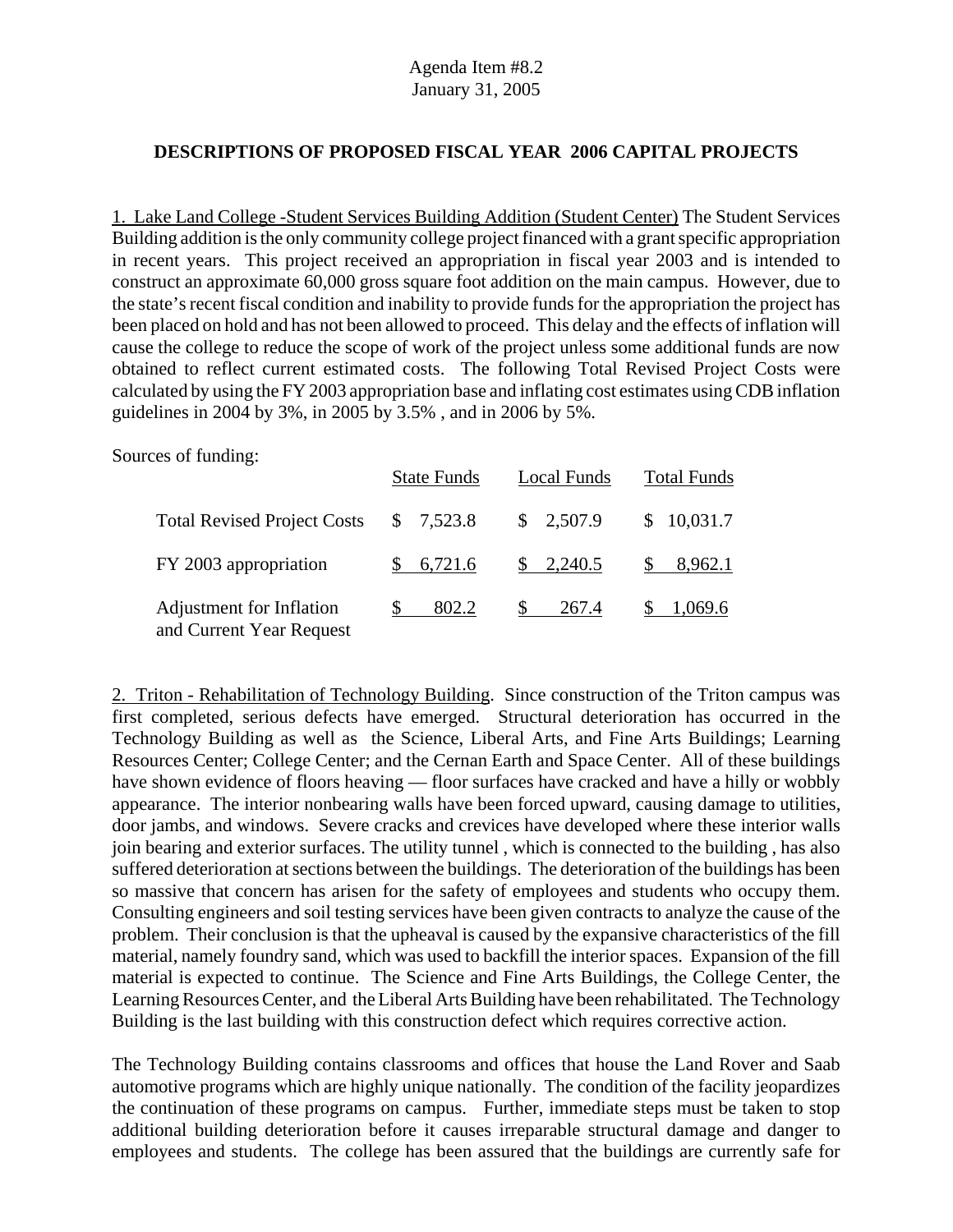Agenda Item #8.2
January 31, 2005

## DESCRIPTIONS OF PROPOSED FISCAL YEAR 2006 CAPITAL PROJECTS

1. Lake Land College -Student Services Building Addition (Student Center) The Student Services Building addition is the only community college project financed with a grant specific appropriation in recent years. This project received an appropriation in fiscal year 2003 and is intended to construct an approximate 60,000 gross square foot addition on the main campus. However, due to the state's recent fiscal condition and inability to provide funds for the appropriation the project has been placed on hold and has not been allowed to proceed. This delay and the effects of inflation will cause the college to reduce the scope of work of the project unless some additional funds are now obtained to reflect current estimated costs. The following Total Revised Project Costs were calculated by using the FY 2003 appropriation base and inflating cost estimates using CDB inflation guidelines in 2004 by 3%, in 2005 by 3.5% , and in 2006 by 5%.

Sources of funding:

| | State Funds | Local Funds | Total Funds |
|---|---|---|---|
| Total Revised Project Costs | $ 7,523.8 | $ 2,507.9 | $ 10,031.7 |
| FY 2003 appropriation | $ 6,721.6 | $ 2,240.5 | $ 8,962.1 |
| Adjustment for Inflation and Current Year Request | $ 802.2 | $ 267.4 | $ 1,069.6 |

2. Triton - Rehabilitation of Technology Building. Since construction of the Triton campus was first completed, serious defects have emerged. Structural deterioration has occurred in the Technology Building as well as the Science, Liberal Arts, and Fine Arts Buildings; Learning Resources Center; College Center; and the Cernan Earth and Space Center. All of these buildings have shown evidence of floors heaving — floor surfaces have cracked and have a hilly or wobbly appearance. The interior nonbearing walls have been forced upward, causing damage to utilities, door jambs, and windows. Severe cracks and crevices have developed where these interior walls join bearing and exterior surfaces. The utility tunnel , which is connected to the building , has also suffered deterioration at sections between the buildings. The deterioration of the buildings has been so massive that concern has arisen for the safety of employees and students who occupy them. Consulting engineers and soil testing services have been given contracts to analyze the cause of the problem. Their conclusion is that the upheaval is caused by the expansive characteristics of the fill material, namely foundry sand, which was used to backfill the interior spaces. Expansion of the fill material is expected to continue. The Science and Fine Arts Buildings, the College Center, the Learning Resources Center, and the Liberal Arts Building have been rehabilitated. The Technology Building is the last building with this construction defect which requires corrective action.

The Technology Building contains classrooms and offices that house the Land Rover and Saab automotive programs which are highly unique nationally. The condition of the facility jeopardizes the continuation of these programs on campus. Further, immediate steps must be taken to stop additional building deterioration before it causes irreparable structural damage and danger to employees and students. The college has been assured that the buildings are currently safe for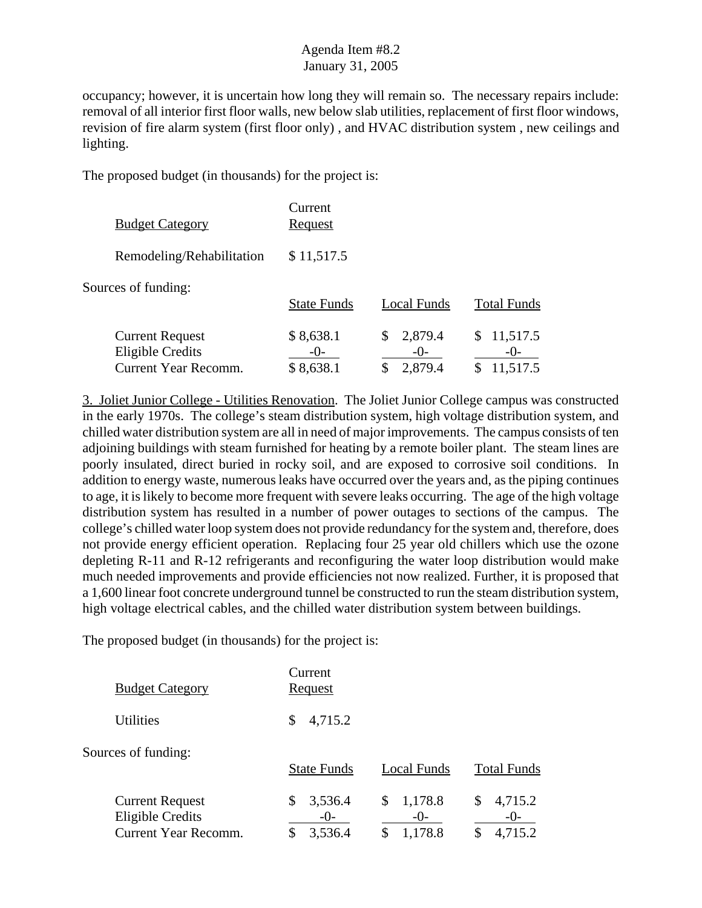occupancy; however, it is uncertain how long they will remain so. The necessary repairs include: removal of all interior first floor walls, new below slab utilities, replacement of first floor windows, revision of fire alarm system (first floor only) , and HVAC distribution system , new ceilings and lighting.

The proposed budget (in thousands) for the project is:

| Budget Category | Current Request |
|---|---|
| Remodeling/Rehabilitation | $ 11,517.5 |

Sources of funding:

| | State Funds | Local Funds | Total Funds |
|---|---|---|---|
| Current Request | $ 8,638.1 | $ 2,879.4 | $ 11,517.5 |
| Eligible Credits | -0- | -0- | -0- |
| Current Year Recomm. | $ 8,638.1 | $ 2,879.4 | $ 11,517.5 |

3. Joliet Junior College - Utilities Renovation. The Joliet Junior College campus was constructed in the early 1970s. The college's steam distribution system, high voltage distribution system, and chilled water distribution system are all in need of major improvements. The campus consists of ten adjoining buildings with steam furnished for heating by a remote boiler plant. The steam lines are poorly insulated, direct buried in rocky soil, and are exposed to corrosive soil conditions. In addition to energy waste, numerous leaks have occurred over the years and, as the piping continues to age, it is likely to become more frequent with severe leaks occurring. The age of the high voltage distribution system has resulted in a number of power outages to sections of the campus. The college's chilled water loop system does not provide redundancy for the system and, therefore, does not provide energy efficient operation. Replacing four 25 year old chillers which use the ozone depleting R-11 and R-12 refrigerants and reconfiguring the water loop distribution would make much needed improvements and provide efficiencies not now realized. Further, it is proposed that a 1,600 linear foot concrete underground tunnel be constructed to run the steam distribution system, high voltage electrical cables, and the chilled water distribution system between buildings.

The proposed budget (in thousands) for the project is:

| Budget Category | Current Request |
|---|---|
| Utilities | $ 4,715.2 |

Sources of funding:

| | State Funds | Local Funds | Total Funds |
|---|---|---|---|
| Current Request | $ 3,536.4 | $ 1,178.8 | $ 4,715.2 |
| Eligible Credits | -0- | -0- | -0- |
| Current Year Recomm. | $ 3,536.4 | $ 1,178.8 | $ 4,715.2 |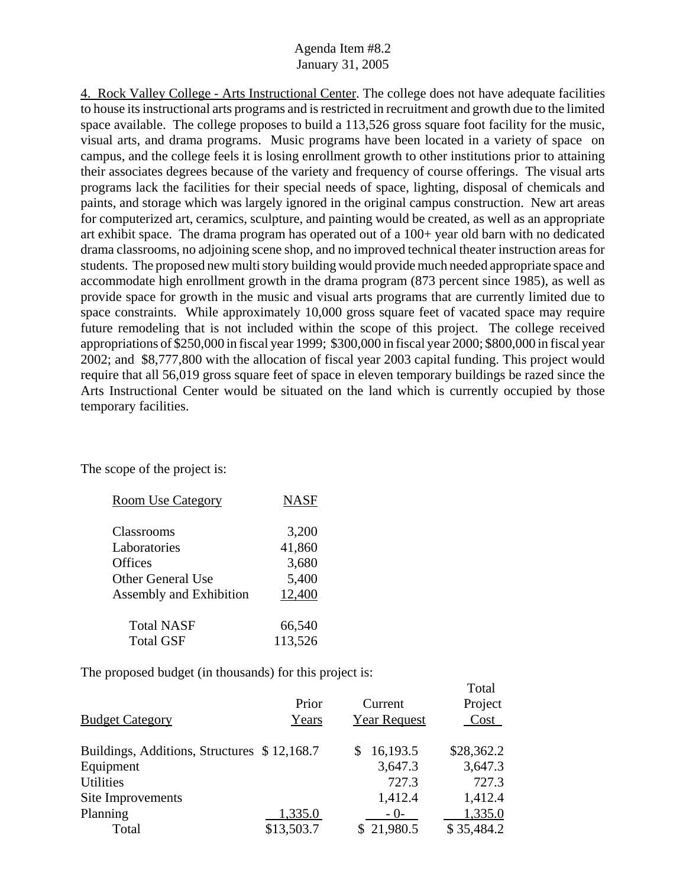4. Rock Valley College - Arts Instructional Center. The college does not have adequate facilities to house its instructional arts programs and is restricted in recruitment and growth due to the limited space available. The college proposes to build a 113,526 gross square foot facility for the music, visual arts, and drama programs. Music programs have been located in a variety of space on campus, and the college feels it is losing enrollment growth to other institutions prior to attaining their associates degrees because of the variety and frequency of course offerings. The visual arts programs lack the facilities for their special needs of space, lighting, disposal of chemicals and paints, and storage which was largely ignored in the original campus construction. New art areas for computerized art, ceramics, sculpture, and painting would be created, as well as an appropriate art exhibit space. The drama program has operated out of a 100+ year old barn with no dedicated drama classrooms, no adjoining scene shop, and no improved technical theater instruction areas for students. The proposed new multi story building would provide much needed appropriate space and accommodate high enrollment growth in the drama program (873 percent since 1985), as well as provide space for growth in the music and visual arts programs that are currently limited due to space constraints. While approximately 10,000 gross square feet of vacated space may require future remodeling that is not included within the scope of this project. The college received appropriations of $250,000 in fiscal year 1999; $300,000 in fiscal year 2000; $800,000 in fiscal year 2002; and $8,777,800 with the allocation of fiscal year 2003 capital funding. This project would require that all 56,019 gross square feet of space in eleven temporary buildings be razed since the Arts Instructional Center would be situated on the land which is currently occupied by those temporary facilities.

The scope of the project is:

| Room Use Category | NASF |
|---|---|
| Classrooms | 3,200 |
| Laboratories | 41,860 |
| Offices | 3,680 |
| Other General Use | 5,400 |
| Assembly and Exhibition | 12,400 |
| Total NASF | 66,540 |
| Total GSF | 113,526 |

The proposed budget (in thousands) for this project is:

| Budget Category | Prior Years | Current Year Request | Total Project Cost |
|---|---|---|---|
| Buildings, Additions, Structures | $ 12,168.7 | $ 16,193.5 | $28,362.2 |
| Equipment | | 3,647.3 | 3,647.3 |
| Utilities | | 727.3 | 727.3 |
| Site Improvements | | 1,412.4 | 1,412.4 |
| Planning | 1,335.0 | - 0- | 1,335.0 |
| Total | $13,503.7 | $ 21,980.5 | $ 35,484.2 |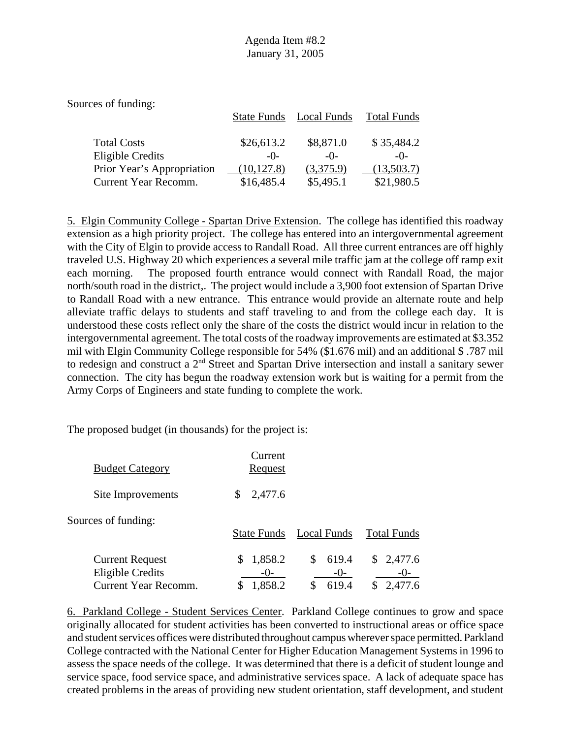Sources of funding:

| | State Funds | Local Funds | Total Funds |
|---|---|---|---|
| Total Costs | $26,613.2 | $8,871.0 | $ 35,484.2 |
| Eligible Credits | -0- | -0- | -0- |
| Prior Year's Appropriation | (10,127.8) | (3,375.9) | (13,503.7) |
| Current Year Recomm. | $16,485.4 | $5,495.1 | $21,980.5 |

5. Elgin Community College - Spartan Drive Extension. The college has identified this roadway extension as a high priority project. The college has entered into an intergovernmental agreement with the City of Elgin to provide access to Randall Road. All three current entrances are off highly traveled U.S. Highway 20 which experiences a several mile traffic jam at the college off ramp exit each morning. The proposed fourth entrance would connect with Randall Road, the major north/south road in the district,. The project would include a 3,900 foot extension of Spartan Drive to Randall Road with a new entrance. This entrance would provide an alternate route and help alleviate traffic delays to students and staff traveling to and from the college each day. It is understood these costs reflect only the share of the costs the district would incur in relation to the intergovernmental agreement. The total costs of the roadway improvements are estimated at $3.352 mil with Elgin Community College responsible for 54% ($1.676 mil) and an additional $ .787 mil to redesign and construct a 2nd Street and Spartan Drive intersection and install a sanitary sewer connection. The city has begun the roadway extension work but is waiting for a permit from the Army Corps of Engineers and state funding to complete the work.

The proposed budget (in thousands) for the project is:

| Budget Category | Current Request |
|---|---|
| Site Improvements | $ 2,477.6 |

Sources of funding:

| | State Funds | Local Funds | Total Funds |
|---|---|---|---|
| Current Request | $ 1,858.2 | $ 619.4 | $ 2,477.6 |
| Eligible Credits | -0- | -0- | -0- |
| Current Year Recomm. | $ 1,858.2 | $ 619.4 | $ 2,477.6 |

6. Parkland College - Student Services Center. Parkland College continues to grow and space originally allocated for student activities has been converted to instructional areas or office space and student services offices were distributed throughout campus wherever space permitted. Parkland College contracted with the National Center for Higher Education Management Systems in 1996 to assess the space needs of the college. It was determined that there is a deficit of student lounge and service space, food service space, and administrative services space. A lack of adequate space has created problems in the areas of providing new student orientation, staff development, and student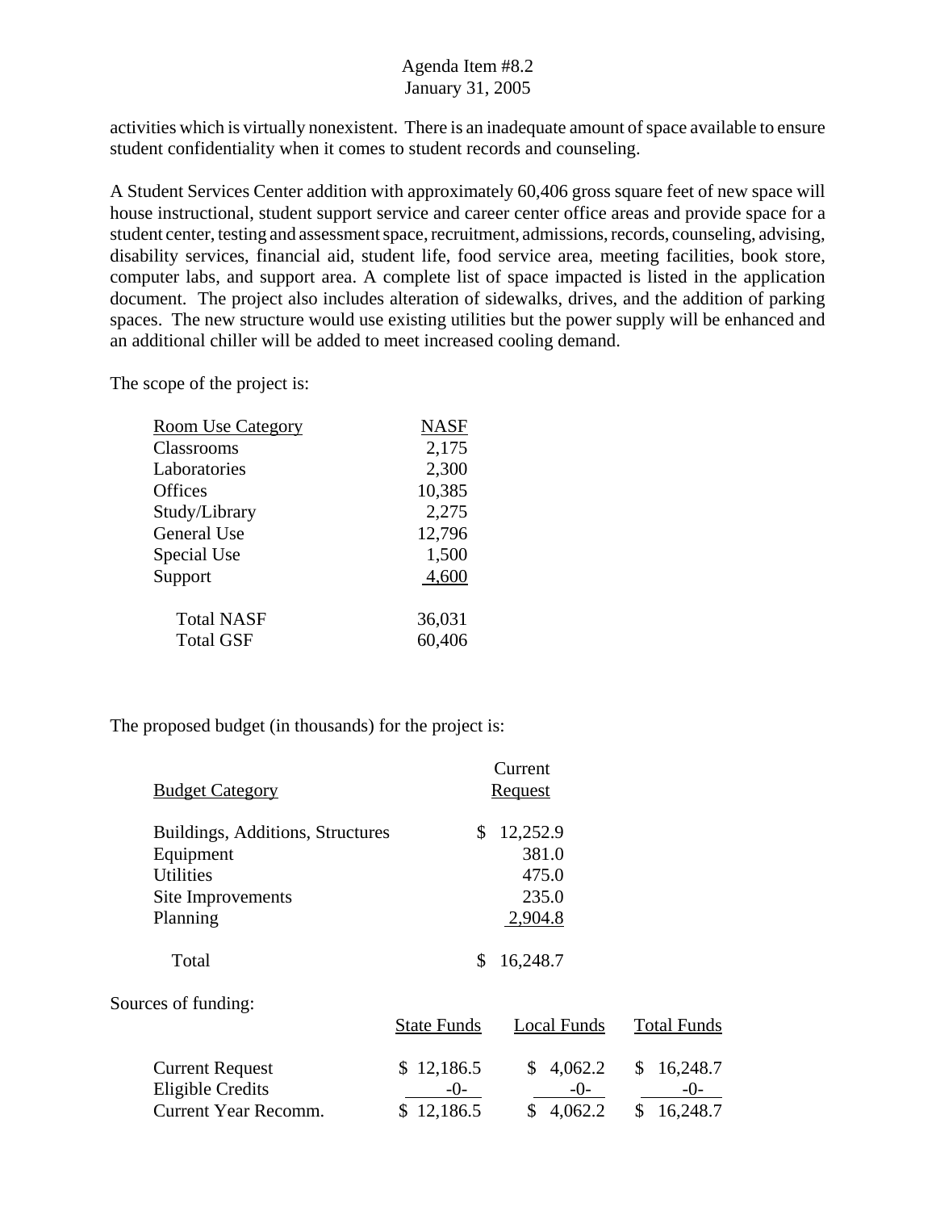activities which is virtually nonexistent. There is an inadequate amount of space available to ensure student confidentiality when it comes to student records and counseling.

A Student Services Center addition with approximately 60,406 gross square feet of new space will house instructional, student support service and career center office areas and provide space for a student center, testing and assessment space, recruitment, admissions, records, counseling, advising, disability services, financial aid, student life, food service area, meeting facilities, book store, computer labs, and support area. A complete list of space impacted is listed in the application document. The project also includes alteration of sidewalks, drives, and the addition of parking spaces. The new structure would use existing utilities but the power supply will be enhanced and an additional chiller will be added to meet increased cooling demand.

The scope of the project is:

| Room Use Category | NASF |
|---|---|
| Classrooms | 2,175 |
| Laboratories | 2,300 |
| Offices | 10,385 |
| Study/Library | 2,275 |
| General Use | 12,796 |
| Special Use | 1,500 |
| Support | 4,600 |
| Total NASF | 36,031 |
| Total GSF | 60,406 |

The proposed budget (in thousands) for the project is:

| Budget Category | Current Request |
|---|---|
| Buildings, Additions, Structures | $ 12,252.9 |
| Equipment | 381.0 |
| Utilities | 475.0 |
| Site Improvements | 235.0 |
| Planning | 2,904.8 |
| Total | $ 16,248.7 |

Sources of funding:

| | State Funds | Local Funds | Total Funds |
|---|---|---|---|
| Current Request | $ 12,186.5 | $ 4,062.2 | $ 16,248.7 |
| Eligible Credits | -0- | -0- | -0- |
| Current Year Recomm. | $ 12,186.5 | $ 4,062.2 | $ 16,248.7 |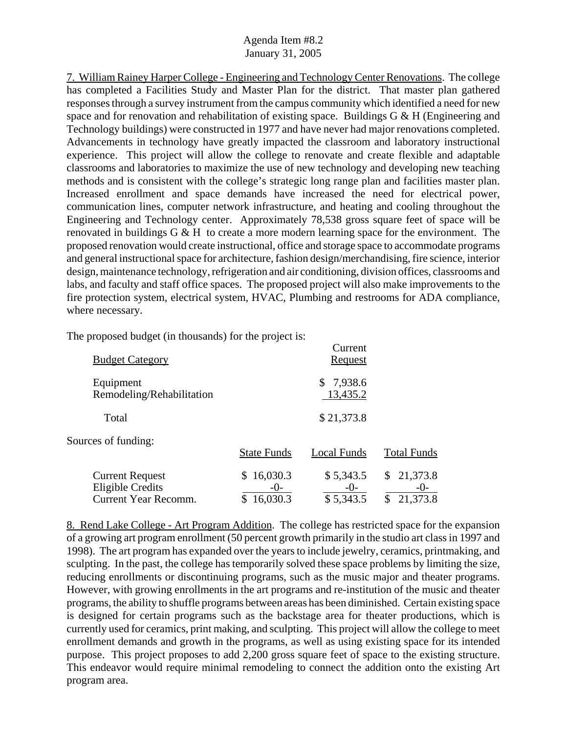7. William Rainey Harper College - Engineering and Technology Center Renovations. The college has completed a Facilities Study and Master Plan for the district. That master plan gathered responses through a survey instrument from the campus community which identified a need for new space and for renovation and rehabilitation of existing space. Buildings G & H (Engineering and Technology buildings) were constructed in 1977 and have never had major renovations completed. Advancements in technology have greatly impacted the classroom and laboratory instructional experience. This project will allow the college to renovate and create flexible and adaptable classrooms and laboratories to maximize the use of new technology and developing new teaching methods and is consistent with the college's strategic long range plan and facilities master plan. Increased enrollment and space demands have increased the need for electrical power, communication lines, computer network infrastructure, and heating and cooling throughout the Engineering and Technology center. Approximately 78,538 gross square feet of space will be renovated in buildings G & H to create a more modern learning space for the environment. The proposed renovation would create instructional, office and storage space to accommodate programs and general instructional space for architecture, fashion design/merchandising, fire science, interior design, maintenance technology, refrigeration and air conditioning, division offices, classrooms and labs, and faculty and staff office spaces. The proposed project will also make improvements to the fire protection system, electrical system, HVAC, Plumbing and restrooms for ADA compliance, where necessary.

The proposed budget (in thousands) for the project is:

| Budget Category | Current Request |
|---|---|
| Equipment | $ 7,938.6 |
| Remodeling/Rehabilitation | 13,435.2 |
| Total | $ 21,373.8 |

Sources of funding:

| | State Funds | Local Funds | Total Funds |
|---|---|---|---|
| Current Request | $ 16,030.3 | $ 5,343.5 | $ 21,373.8 |
| Eligible Credits | -0- | -0- | -0- |
| Current Year Recomm. | $ 16,030.3 | $ 5,343.5 | $ 21,373.8 |

8. Rend Lake College - Art Program Addition. The college has restricted space for the expansion of a growing art program enrollment (50 percent growth primarily in the studio art class in 1997 and 1998). The art program has expanded over the years to include jewelry, ceramics, printmaking, and sculpting. In the past, the college has temporarily solved these space problems by limiting the size, reducing enrollments or discontinuing programs, such as the music major and theater programs. However, with growing enrollments in the art programs and re-institution of the music and theater programs, the ability to shuffle programs between areas has been diminished. Certain existing space is designed for certain programs such as the backstage area for theater productions, which is currently used for ceramics, print making, and sculpting. This project will allow the college to meet enrollment demands and growth in the programs, as well as using existing space for its intended purpose. This project proposes to add 2,200 gross square feet of space to the existing structure. This endeavor would require minimal remodeling to connect the addition onto the existing Art program area.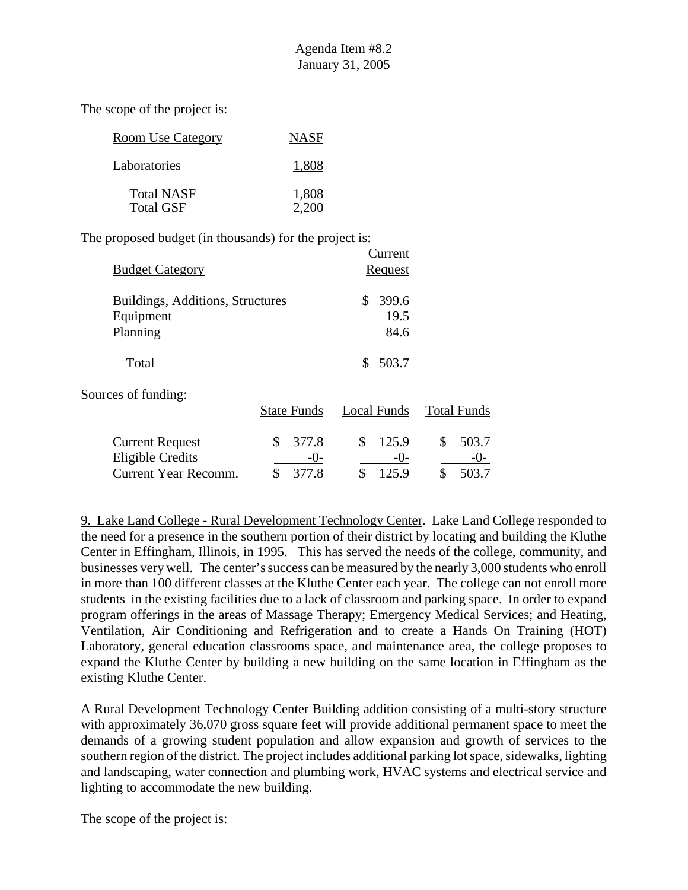The scope of the project is:

| Room Use Category | NASF |
|---|---|
| Laboratories | 1,808 |
| Total NASF | 1,808 |
| Total GSF | 2,200 |

The proposed budget (in thousands) for the project is:

| Budget Category | Current Request |
|---|---|
| Buildings, Additions, Structures | \$ 399.6 |
| Equipment | 19.5 |
| Planning | 84.6 |
| Total | \$ 503.7 |

Sources of funding:

| | State Funds | Local Funds | Total Funds |
|---|---|---|---|
| Current Request | \$ 377.8 | \$ 125.9 | \$ 503.7 |
| Eligible Credits | -0- | -0- | -0- |
| Current Year Recomm. | \$ 377.8 | \$ 125.9 | \$ 503.7 |

9. Lake Land College - Rural Development Technology Center. Lake Land College responded to the need for a presence in the southern portion of their district by locating and building the Kluthe Center in Effingham, Illinois, in 1995. This has served the needs of the college, community, and businesses very well. The center's success can be measured by the nearly 3,000 students who enroll in more than 100 different classes at the Kluthe Center each year. The college can not enroll more students in the existing facilities due to a lack of classroom and parking space. In order to expand program offerings in the areas of Massage Therapy; Emergency Medical Services; and Heating, Ventilation, Air Conditioning and Refrigeration and to create a Hands On Training (HOT) Laboratory, general education classrooms space, and maintenance area, the college proposes to expand the Kluthe Center by building a new building on the same location in Effingham as the existing Kluthe Center.

A Rural Development Technology Center Building addition consisting of a multi-story structure with approximately 36,070 gross square feet will provide additional permanent space to meet the demands of a growing student population and allow expansion and growth of services to the southern region of the district. The project includes additional parking lot space, sidewalks, lighting and landscaping, water connection and plumbing work, HVAC systems and electrical service and lighting to accommodate the new building.

The scope of the project is: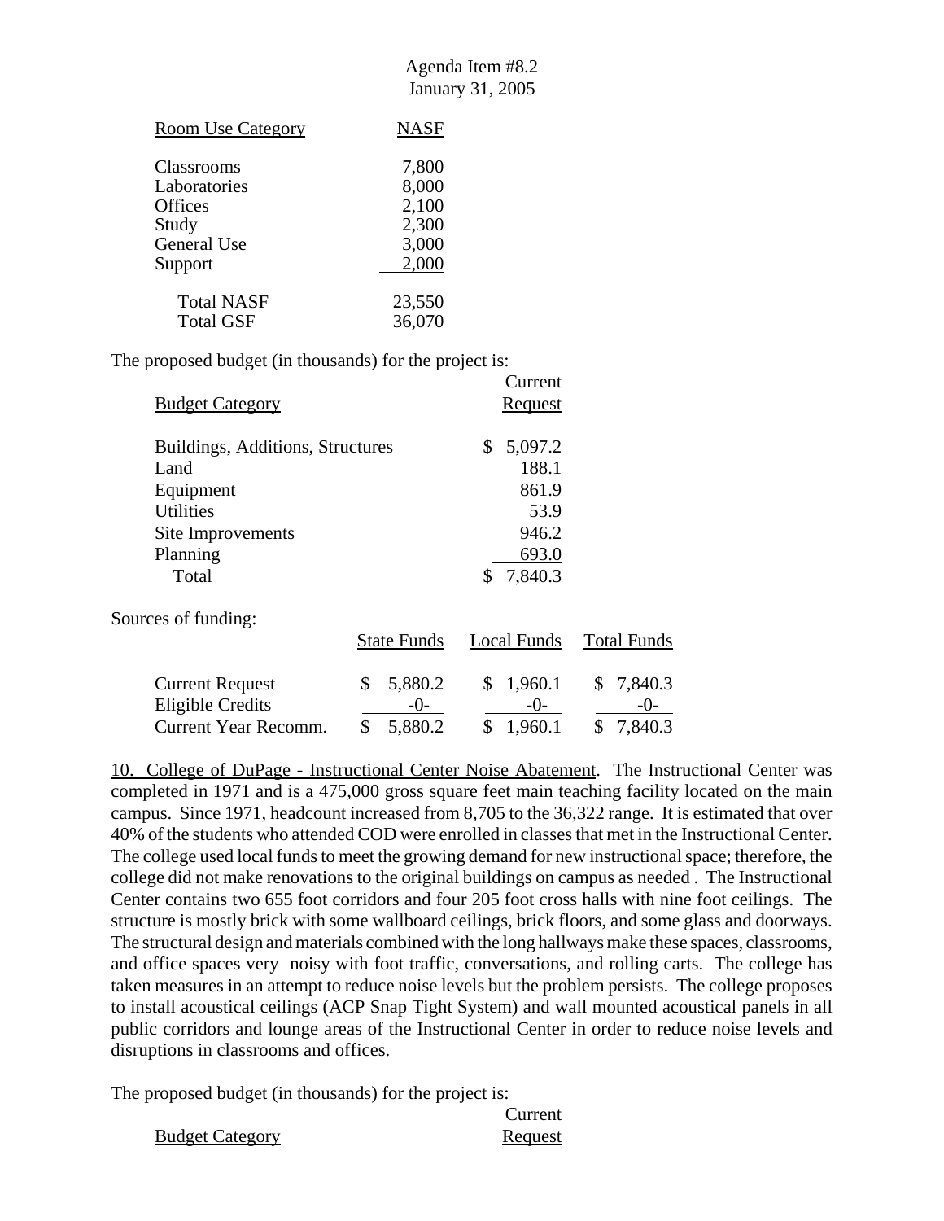| Room Use Category | NASF |
|---|---|
| Classrooms | 7,800 |
| Laboratories | 8,000 |
| Offices | 2,100 |
| Study | 2,300 |
| General Use | 3,000 |
| Support | 2,000 |
| Total NASF | 23,550 |
| Total GSF | 36,070 |

The proposed budget (in thousands) for the project is:

| Budget Category | Current Request |
|---|---|
| Buildings, Additions, Structures | $ 5,097.2 |
| Land | 188.1 |
| Equipment | 861.9 |
| Utilities | 53.9 |
| Site Improvements | 946.2 |
| Planning | 693.0 |
| Total | $ 7,840.3 |

Sources of funding:

| | State Funds | Local Funds | Total Funds |
|---|---|---|---|
| Current Request | $ 5,880.2 | $ 1,960.1 | $ 7,840.3 |
| Eligible Credits | -0- | -0- | -0- |
| Current Year Recomm. | $ 5,880.2 | $ 1,960.1 | $ 7,840.3 |

10. College of DuPage - Instructional Center Noise Abatement. The Instructional Center was completed in 1971 and is a 475,000 gross square feet main teaching facility located on the main campus. Since 1971, headcount increased from 8,705 to the 36,322 range. It is estimated that over 40% of the students who attended COD were enrolled in classes that met in the Instructional Center. The college used local funds to meet the growing demand for new instructional space; therefore, the college did not make renovations to the original buildings on campus as needed . The Instructional Center contains two 655 foot corridors and four 205 foot cross halls with nine foot ceilings. The structure is mostly brick with some wallboard ceilings, brick floors, and some glass and doorways. The structural design and materials combined with the long hallways make these spaces, classrooms, and office spaces very noisy with foot traffic, conversations, and rolling carts. The college has taken measures in an attempt to reduce noise levels but the problem persists. The college proposes to install acoustical ceilings (ACP Snap Tight System) and wall mounted acoustical panels in all public corridors and lounge areas of the Instructional Center in order to reduce noise levels and disruptions in classrooms and offices.

The proposed budget (in thousands) for the project is:

| Budget Category | Current Request |
|---|---|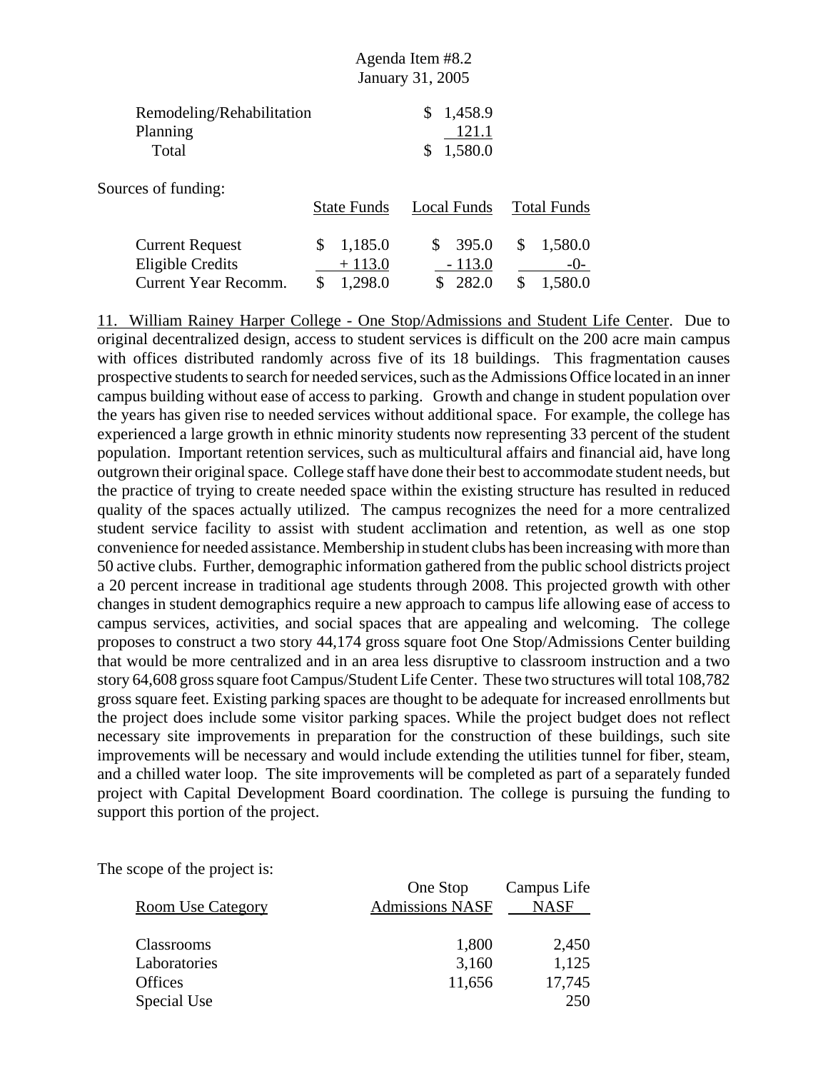| | |
|---|---|
| Remodeling/Rehabilitation | $ 1,458.9 |
| Planning | 121.1 |
| Total | $ 1,580.0 |

Sources of funding:

| | State Funds | Local Funds | Total Funds |
|---|---|---|---|
| Current Request | $ 1,185.0 | $ 395.0 | $ 1,580.0 |
| Eligible Credits | + 113.0 | - 113.0 | -0- |
| Current Year Recomm. | $ 1,298.0 | $ 282.0 | $ 1,580.0 |

11. William Rainey Harper College - One Stop/Admissions and Student Life Center. Due to original decentralized design, access to student services is difficult on the 200 acre main campus with offices distributed randomly across five of its 18 buildings. This fragmentation causes prospective students to search for needed services, such as the Admissions Office located in an inner campus building without ease of access to parking. Growth and change in student population over the years has given rise to needed services without additional space. For example, the college has experienced a large growth in ethnic minority students now representing 33 percent of the student population. Important retention services, such as multicultural affairs and financial aid, have long outgrown their original space. College staff have done their best to accommodate student needs, but the practice of trying to create needed space within the existing structure has resulted in reduced quality of the spaces actually utilized. The campus recognizes the need for a more centralized student service facility to assist with student acclimation and retention, as well as one stop convenience for needed assistance. Membership in student clubs has been increasing with more than 50 active clubs. Further, demographic information gathered from the public school districts project a 20 percent increase in traditional age students through 2008. This projected growth with other changes in student demographics require a new approach to campus life allowing ease of access to campus services, activities, and social spaces that are appealing and welcoming. The college proposes to construct a two story 44,174 gross square foot One Stop/Admissions Center building that would be more centralized and in an area less disruptive to classroom instruction and a two story 64,608 gross square foot Campus/Student Life Center. These two structures will total 108,782 gross square feet. Existing parking spaces are thought to be adequate for increased enrollments but the project does include some visitor parking spaces. While the project budget does not reflect necessary site improvements in preparation for the construction of these buildings, such site improvements will be necessary and would include extending the utilities tunnel for fiber, steam, and a chilled water loop. The site improvements will be completed as part of a separately funded project with Capital Development Board coordination. The college is pursuing the funding to support this portion of the project.

The scope of the project is:

| Room Use Category | One Stop Admissions NASF | Campus Life NASF |
|---|---|---|
| Classrooms | 1,800 | 2,450 |
| Laboratories | 3,160 | 1,125 |
| Offices | 11,656 | 17,745 |
| Special Use | | 250 |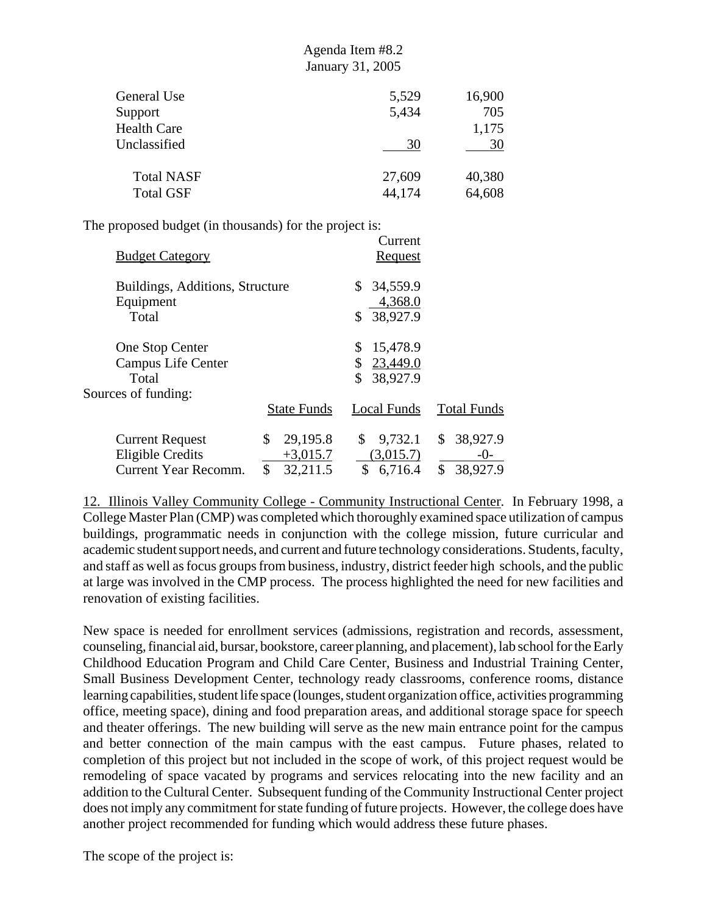| | | |
|---|---|---|
| General Use | 5,529 | 16,900 |
| Support | 5,434 | 705 |
| Health Care | | 1,175 |
| Unclassified | 30 | 30 |
| Total NASF | 27,609 | 40,380 |
| Total GSF | 44,174 | 64,608 |

The proposed budget (in thousands) for the project is:

| Budget Category | Current Request |
|---|---|
| Buildings, Additions, Structure | $ 34,559.9 |
| Equipment | 4,368.0 |
| Total | $ 38,927.9 |
| One Stop Center | $ 15,478.9 |
| Campus Life Center | $ 23,449.0 |
| Total | $ 38,927.9 |

Sources of funding:

| | State Funds | Local Funds | Total Funds |
|---|---|---|---|
| Current Request | $ 29,195.8 | $ 9,732.1 | $ 38,927.9 |
| Eligible Credits | +3,015.7 | (3,015.7) | -0- |
| Current Year Recomm. | $ 32,211.5 | $ 6,716.4 | $ 38,927.9 |

12. Illinois Valley Community College - Community Instructional Center. In February 1998, a College Master Plan (CMP) was completed which thoroughly examined space utilization of campus buildings, programmatic needs in conjunction with the college mission, future curricular and academic student support needs, and current and future technology considerations. Students, faculty, and staff as well as focus groups from business, industry, district feeder high schools, and the public at large was involved in the CMP process. The process highlighted the need for new facilities and renovation of existing facilities.

New space is needed for enrollment services (admissions, registration and records, assessment, counseling, financial aid, bursar, bookstore, career planning, and placement), lab school for the Early Childhood Education Program and Child Care Center, Business and Industrial Training Center, Small Business Development Center, technology ready classrooms, conference rooms, distance learning capabilities, student life space (lounges, student organization office, activities programming office, meeting space), dining and food preparation areas, and additional storage space for speech and theater offerings. The new building will serve as the new main entrance point for the campus and better connection of the main campus with the east campus. Future phases, related to completion of this project but not included in the scope of work, of this project request would be remodeling of space vacated by programs and services relocating into the new facility and an addition to the Cultural Center. Subsequent funding of the Community Instructional Center project does not imply any commitment for state funding of future projects. However, the college does have another project recommended for funding which would address these future phases.

The scope of the project is: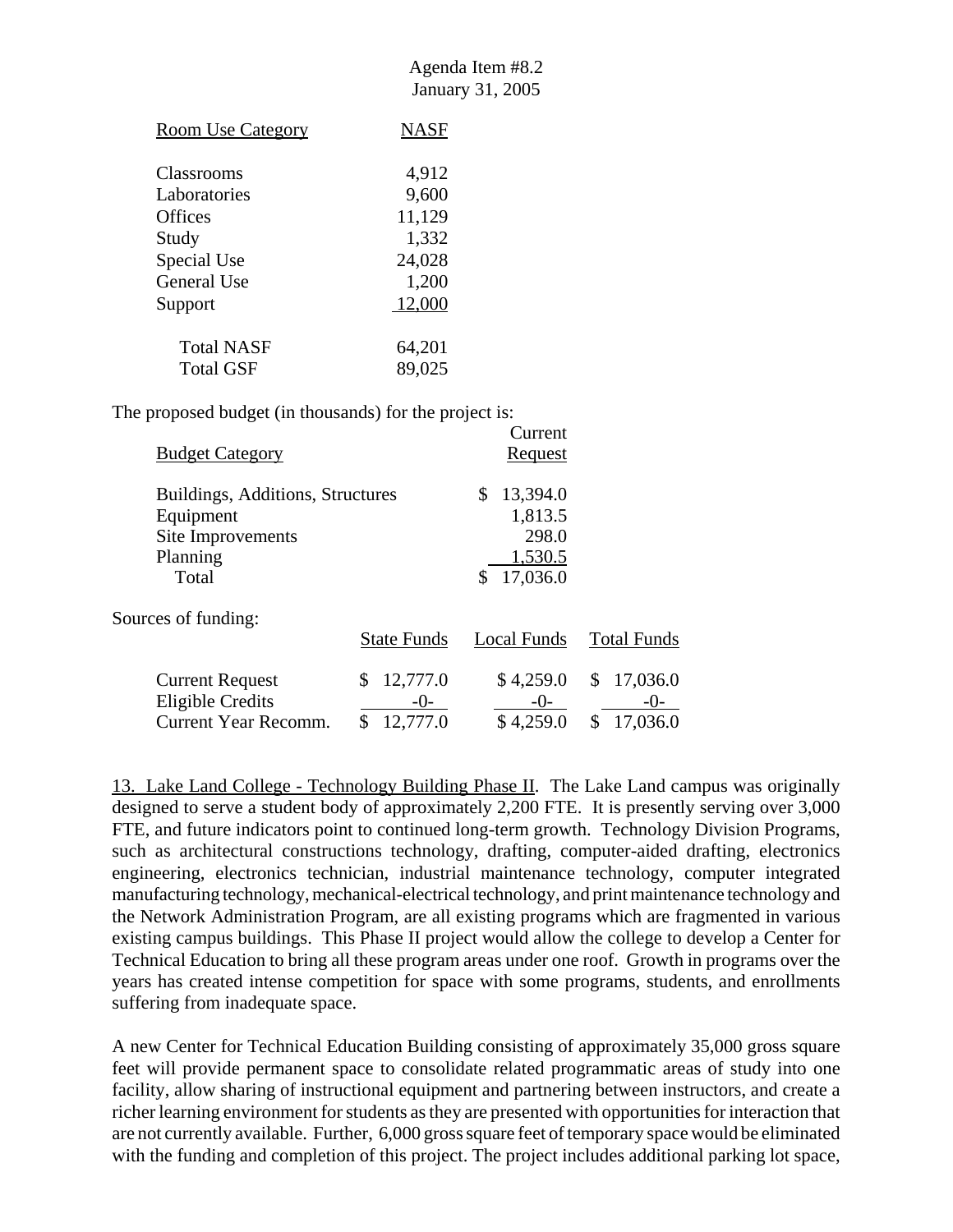| Room Use Category | NASF |
|---|---|
| Classrooms | 4,912 |
| Laboratories | 9,600 |
| Offices | 11,129 |
| Study | 1,332 |
| Special Use | 24,028 |
| General Use | 1,200 |
| Support | 12,000 |
| Total NASF | 64,201 |
| Total GSF | 89,025 |

The proposed budget (in thousands) for the project is:

| Budget Category | Current Request |
|---|---|
| Buildings, Additions, Structures | $ 13,394.0 |
| Equipment | 1,813.5 |
| Site Improvements | 298.0 |
| Planning | 1,530.5 |
| Total | $ 17,036.0 |

Sources of funding:

| | State Funds | Local Funds | Total Funds |
|---|---|---|---|
| Current Request | $ 12,777.0 | $ 4,259.0 | $ 17,036.0 |
| Eligible Credits | -0- | -0- | -0- |
| Current Year Recomm. | $ 12,777.0 | $ 4,259.0 | $ 17,036.0 |

13. Lake Land College - Technology Building Phase II. The Lake Land campus was originally designed to serve a student body of approximately 2,200 FTE. It is presently serving over 3,000 FTE, and future indicators point to continued long-term growth. Technology Division Programs, such as architectural constructions technology, drafting, computer-aided drafting, electronics engineering, electronics technician, industrial maintenance technology, computer integrated manufacturing technology, mechanical-electrical technology, and print maintenance technology and the Network Administration Program, are all existing programs which are fragmented in various existing campus buildings. This Phase II project would allow the college to develop a Center for Technical Education to bring all these program areas under one roof. Growth in programs over the years has created intense competition for space with some programs, students, and enrollments suffering from inadequate space.

A new Center for Technical Education Building consisting of approximately 35,000 gross square feet will provide permanent space to consolidate related programmatic areas of study into one facility, allow sharing of instructional equipment and partnering between instructors, and create a richer learning environment for students as they are presented with opportunities for interaction that are not currently available. Further, 6,000 gross square feet of temporary space would be eliminated with the funding and completion of this project. The project includes additional parking lot space,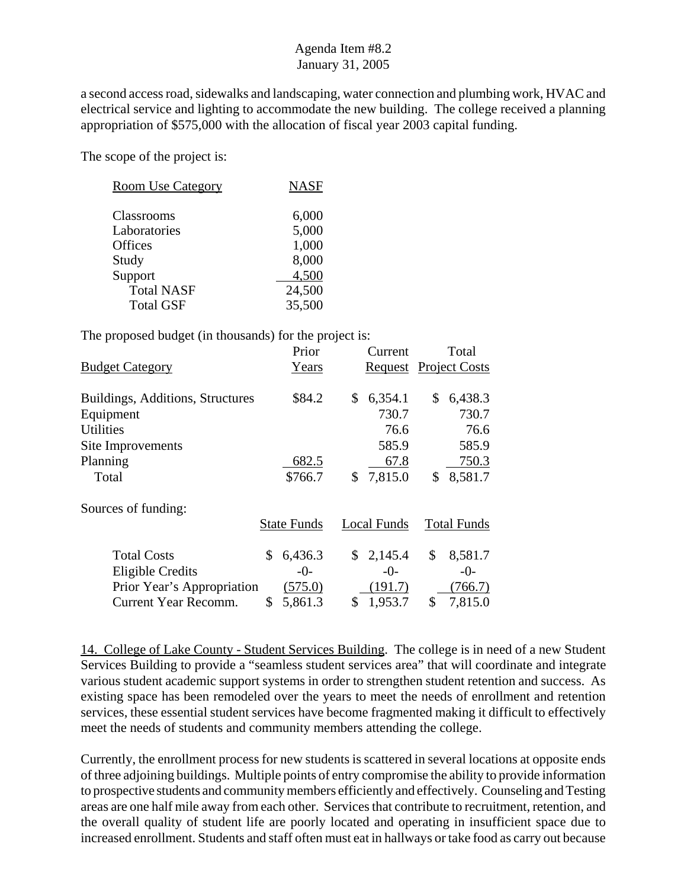a second access road, sidewalks and landscaping, water connection and plumbing work, HVAC and electrical service and lighting to accommodate the new building. The college received a planning appropriation of $575,000 with the allocation of fiscal year 2003 capital funding.

The scope of the project is:

| Room Use Category | NASF |
|---|---|
| Classrooms | 6,000 |
| Laboratories | 5,000 |
| Offices | 1,000 |
| Study | 8,000 |
| Support | 4,500 |
| Total NASF | 24,500 |
| Total GSF | 35,500 |

The proposed budget (in thousands) for the project is:

| Budget Category | Prior Years | Current Request | Total Project Costs |
|---|---|---|---|
| Buildings, Additions, Structures | $84.2 | $ 6,354.1 | $ 6,438.3 |
| Equipment | | 730.7 | 730.7 |
| Utilities | | 76.6 | 76.6 |
| Site Improvements | | 585.9 | 585.9 |
| Planning | 682.5 | 67.8 | 750.3 |
| Total | $766.7 | $ 7,815.0 | $ 8,581.7 |

Sources of funding:

| | State Funds | Local Funds | Total Funds |
|---|---|---|---|
| Total Costs | $ 6,436.3 | $ 2,145.4 | $ 8,581.7 |
| Eligible Credits | -0- | -0- | -0- |
| Prior Year's Appropriation | (575.0) | (191.7) | (766.7) |
| Current Year Recomm. | $ 5,861.3 | $ 1,953.7 | $ 7,815.0 |

14. College of Lake County - Student Services Building. The college is in need of a new Student Services Building to provide a "seamless student services area" that will coordinate and integrate various student academic support systems in order to strengthen student retention and success. As existing space has been remodeled over the years to meet the needs of enrollment and retention services, these essential student services have become fragmented making it difficult to effectively meet the needs of students and community members attending the college.

Currently, the enrollment process for new students is scattered in several locations at opposite ends of three adjoining buildings. Multiple points of entry compromise the ability to provide information to prospective students and community members efficiently and effectively. Counseling and Testing areas are one half mile away from each other. Services that contribute to recruitment, retention, and the overall quality of student life are poorly located and operating in insufficient space due to increased enrollment. Students and staff often must eat in hallways or take food as carry out because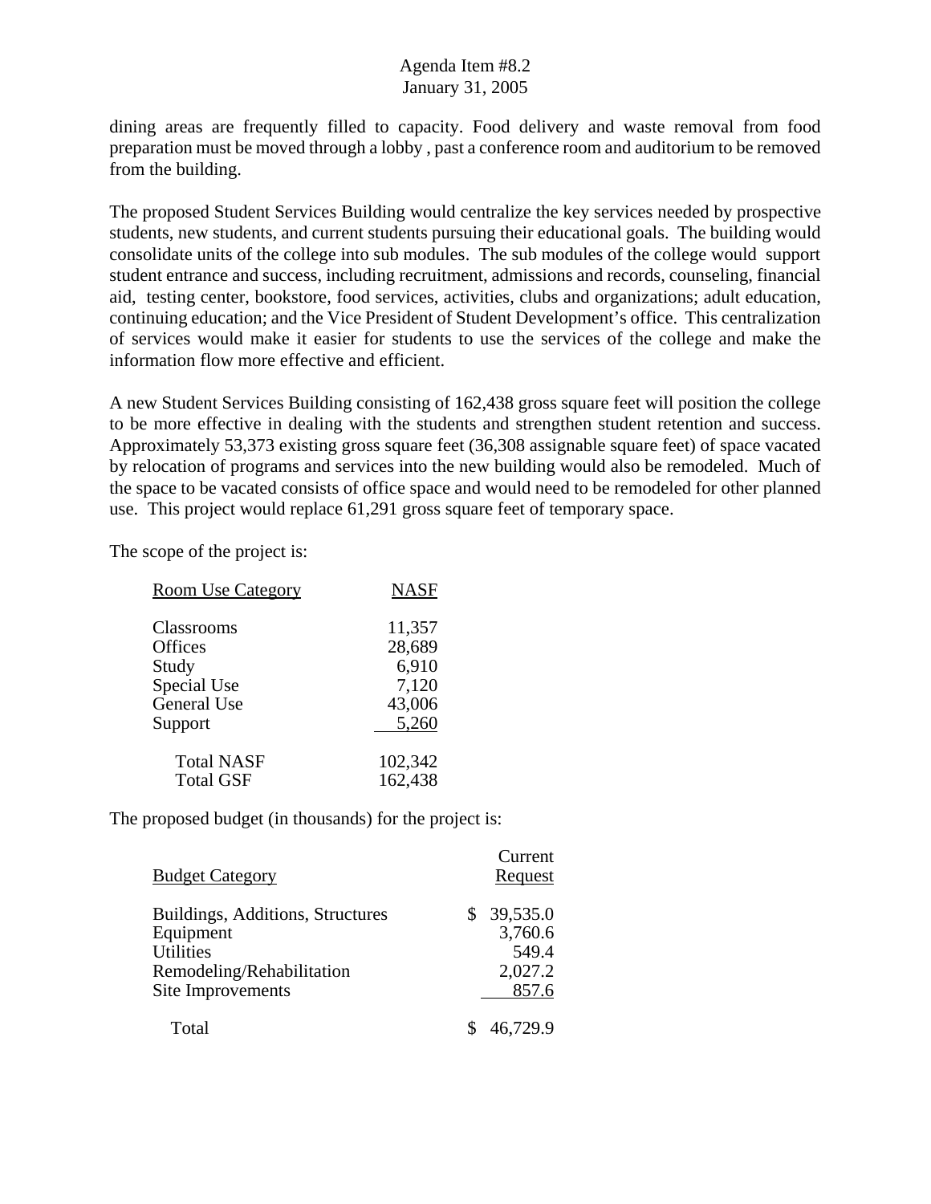dining areas are frequently filled to capacity. Food delivery and waste removal from food preparation must be moved through a lobby , past a conference room and auditorium to be removed from the building.

The proposed Student Services Building would centralize the key services needed by prospective students, new students, and current students pursuing their educational goals. The building would consolidate units of the college into sub modules. The sub modules of the college would support student entrance and success, including recruitment, admissions and records, counseling, financial aid, testing center, bookstore, food services, activities, clubs and organizations; adult education, continuing education; and the Vice President of Student Development's office. This centralization of services would make it easier for students to use the services of the college and make the information flow more effective and efficient.

A new Student Services Building consisting of 162,438 gross square feet will position the college to be more effective in dealing with the students and strengthen student retention and success. Approximately 53,373 existing gross square feet (36,308 assignable square feet) of space vacated by relocation of programs and services into the new building would also be remodeled. Much of the space to be vacated consists of office space and would need to be remodeled for other planned use. This project would replace 61,291 gross square feet of temporary space.

The scope of the project is:

| Room Use Category | NASF |
|---|---|
| Classrooms | 11,357 |
| Offices | 28,689 |
| Study | 6,910 |
| Special Use | 7,120 |
| General Use | 43,006 |
| Support | 5,260 |
| Total NASF | 102,342 |
| Total GSF | 162,438 |

The proposed budget (in thousands) for the project is:

| Budget Category | Current Request |
|---|---|
| Buildings, Additions, Structures | $ 39,535.0 |
| Equipment | 3,760.6 |
| Utilities | 549.4 |
| Remodeling/Rehabilitation | 2,027.2 |
| Site Improvements | 857.6 |
| Total | $ 46,729.9 |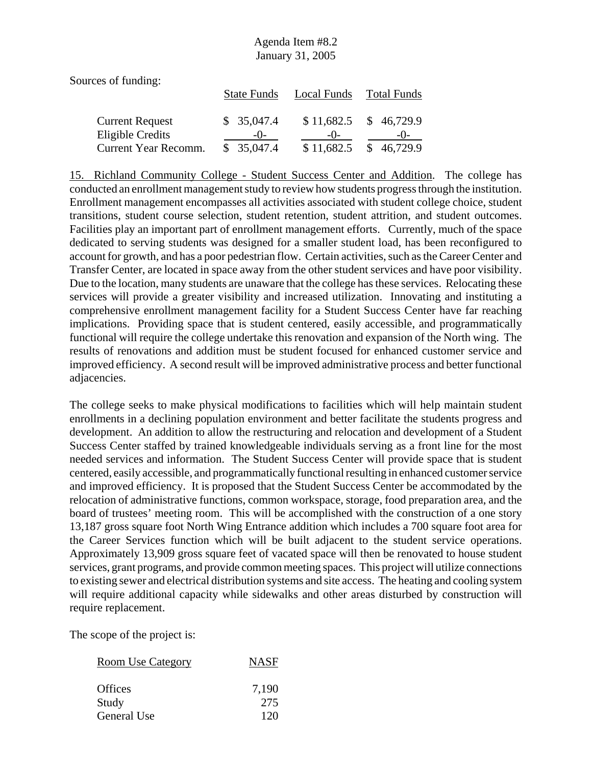Sources of funding:

| | State Funds | Local Funds | Total Funds |
|---|---|---|---|
| Current Request | $ 35,047.4 | $ 11,682.5 | $ 46,729.9 |
| Eligible Credits | -0- | -0- | -0- |
| Current Year Recomm. | $ 35,047.4 | $ 11,682.5 | $ 46,729.9 |

15. Richland Community College - Student Success Center and Addition. The college has conducted an enrollment management study to review how students progress through the institution. Enrollment management encompasses all activities associated with student college choice, student transitions, student course selection, student retention, student attrition, and student outcomes. Facilities play an important part of enrollment management efforts. Currently, much of the space dedicated to serving students was designed for a smaller student load, has been reconfigured to account for growth, and has a poor pedestrian flow. Certain activities, such as the Career Center and Transfer Center, are located in space away from the other student services and have poor visibility. Due to the location, many students are unaware that the college has these services. Relocating these services will provide a greater visibility and increased utilization. Innovating and instituting a comprehensive enrollment management facility for a Student Success Center have far reaching implications. Providing space that is student centered, easily accessible, and programmatically functional will require the college undertake this renovation and expansion of the North wing. The results of renovations and addition must be student focused for enhanced customer service and improved efficiency. A second result will be improved administrative process and better functional adjacencies.

The college seeks to make physical modifications to facilities which will help maintain student enrollments in a declining population environment and better facilitate the students progress and development. An addition to allow the restructuring and relocation and development of a Student Success Center staffed by trained knowledgeable individuals serving as a front line for the most needed services and information. The Student Success Center will provide space that is student centered, easily accessible, and programmatically functional resulting in enhanced customer service and improved efficiency. It is proposed that the Student Success Center be accommodated by the relocation of administrative functions, common workspace, storage, food preparation area, and the board of trustees' meeting room. This will be accomplished with the construction of a one story 13,187 gross square foot North Wing Entrance addition which includes a 700 square foot area for the Career Services function which will be built adjacent to the student service operations. Approximately 13,909 gross square feet of vacated space will then be renovated to house student services, grant programs, and provide common meeting spaces. This project will utilize connections to existing sewer and electrical distribution systems and site access. The heating and cooling system will require additional capacity while sidewalks and other areas disturbed by construction will require replacement.

The scope of the project is:

| Room Use Category | NASF |
|---|---|
| Offices | 7,190 |
| Study | 275 |
| General Use | 120 |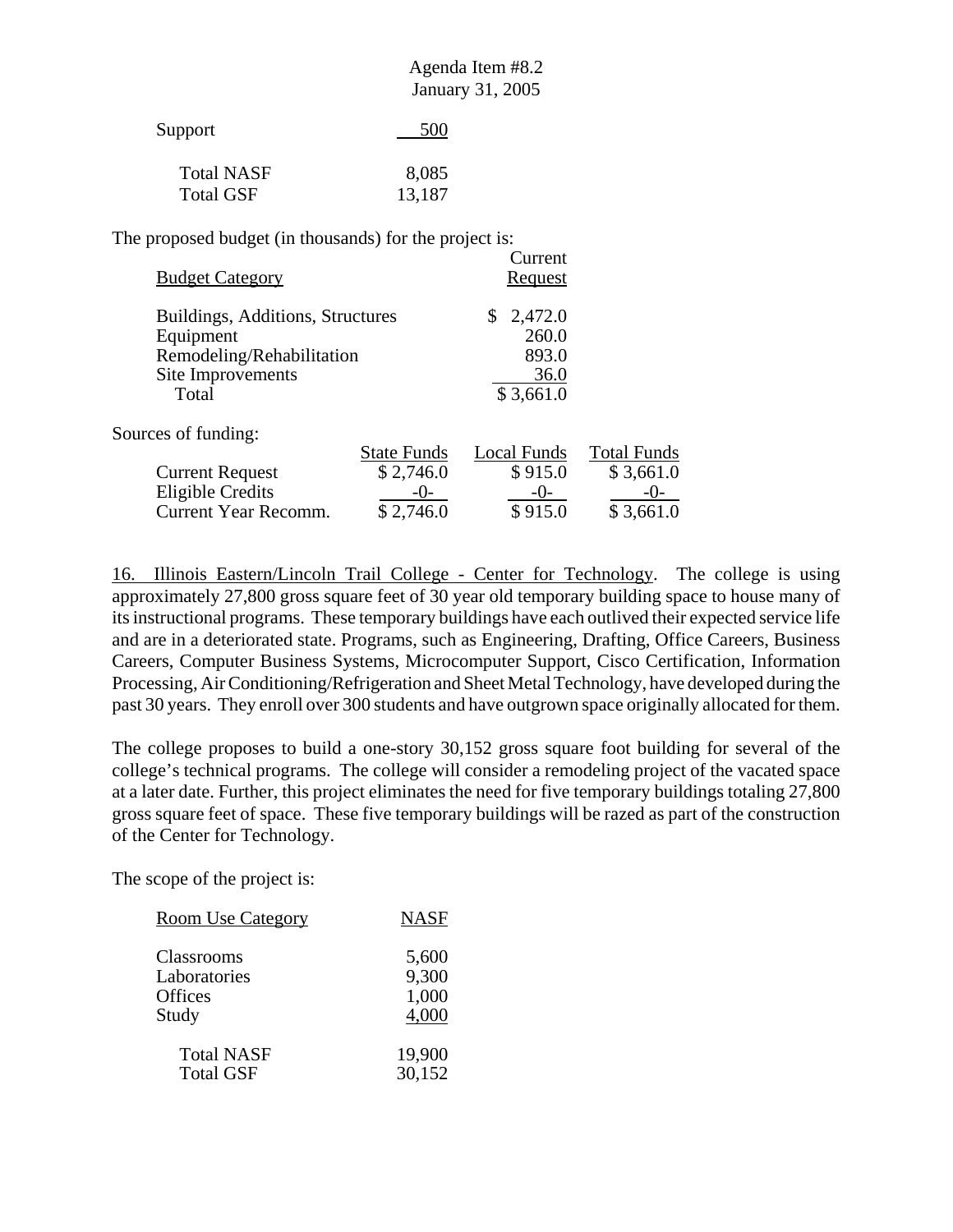| | |
|---|---|
| Support | 500 |
| Total NASF | 8,085 |
| Total GSF | 13,187 |

The proposed budget (in thousands) for the project is:

| Budget Category | Current Request |
|---|---|
| Buildings, Additions, Structures | $ 2,472.0 |
| Equipment | 260.0 |
| Remodeling/Rehabilitation | 893.0 |
| Site Improvements | 36.0 |
| Total | $ 3,661.0 |

Sources of funding:

| | State Funds | Local Funds | Total Funds |
|---|---|---|---|
| Current Request | $ 2,746.0 | $ 915.0 | $ 3,661.0 |
| Eligible Credits | -0- | -0- | -0- |
| Current Year Recomm. | $ 2,746.0 | $ 915.0 | $ 3,661.0 |

16. Illinois Eastern/Lincoln Trail College - Center for Technology. The college is using approximately 27,800 gross square feet of 30 year old temporary building space to house many of its instructional programs. These temporary buildings have each outlived their expected service life and are in a deteriorated state. Programs, such as Engineering, Drafting, Office Careers, Business Careers, Computer Business Systems, Microcomputer Support, Cisco Certification, Information Processing, Air Conditioning/Refrigeration and Sheet Metal Technology, have developed during the past 30 years. They enroll over 300 students and have outgrown space originally allocated for them.

The college proposes to build a one-story 30,152 gross square foot building for several of the college's technical programs. The college will consider a remodeling project of the vacated space at a later date. Further, this project eliminates the need for five temporary buildings totaling 27,800 gross square feet of space. These five temporary buildings will be razed as part of the construction of the Center for Technology.

The scope of the project is:

| Room Use Category | NASF |
|---|---|
| Classrooms | 5,600 |
| Laboratories | 9,300 |
| Offices | 1,000 |
| Study | 4,000 |
| Total NASF | 19,900 |
| Total GSF | 30,152 |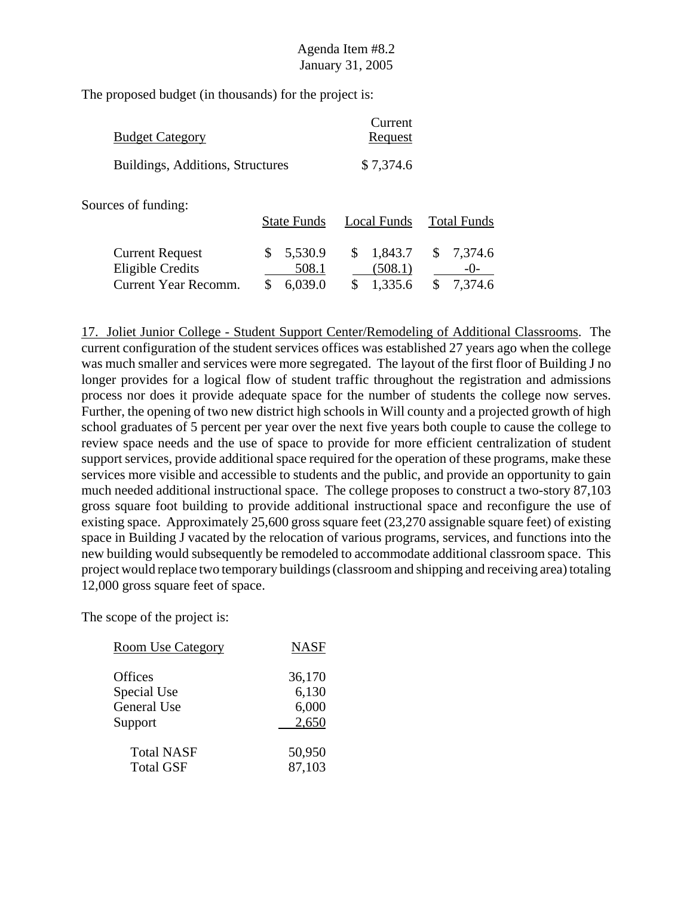The proposed budget (in thousands) for the project is:

| Budget Category | Current Request |
|---|---|
| Buildings, Additions, Structures | $ 7,374.6 |

Sources of funding:

| | State Funds | Local Funds | Total Funds |
|---|---|---|---|
| Current Request | $ 5,530.9 | $ 1,843.7 | $ 7,374.6 |
| Eligible Credits | 508.1 | (508.1) | -0- |
| Current Year Recomm. | $ 6,039.0 | $ 1,335.6 | $ 7,374.6 |

17. Joliet Junior College - Student Support Center/Remodeling of Additional Classrooms. The current configuration of the student services offices was established 27 years ago when the college was much smaller and services were more segregated. The layout of the first floor of Building J no longer provides for a logical flow of student traffic throughout the registration and admissions process nor does it provide adequate space for the number of students the college now serves. Further, the opening of two new district high schools in Will county and a projected growth of high school graduates of 5 percent per year over the next five years both couple to cause the college to review space needs and the use of space to provide for more efficient centralization of student support services, provide additional space required for the operation of these programs, make these services more visible and accessible to students and the public, and provide an opportunity to gain much needed additional instructional space. The college proposes to construct a two-story 87,103 gross square foot building to provide additional instructional space and reconfigure the use of existing space. Approximately 25,600 gross square feet (23,270 assignable square feet) of existing space in Building J vacated by the relocation of various programs, services, and functions into the new building would subsequently be remodeled to accommodate additional classroom space. This project would replace two temporary buildings (classroom and shipping and receiving area) totaling 12,000 gross square feet of space.

The scope of the project is:

| Room Use Category | NASF |
|---|---|
| Offices | 36,170 |
| Special Use | 6,130 |
| General Use | 6,000 |
| Support | 2,650 |
| Total NASF | 50,950 |
| Total GSF | 87,103 |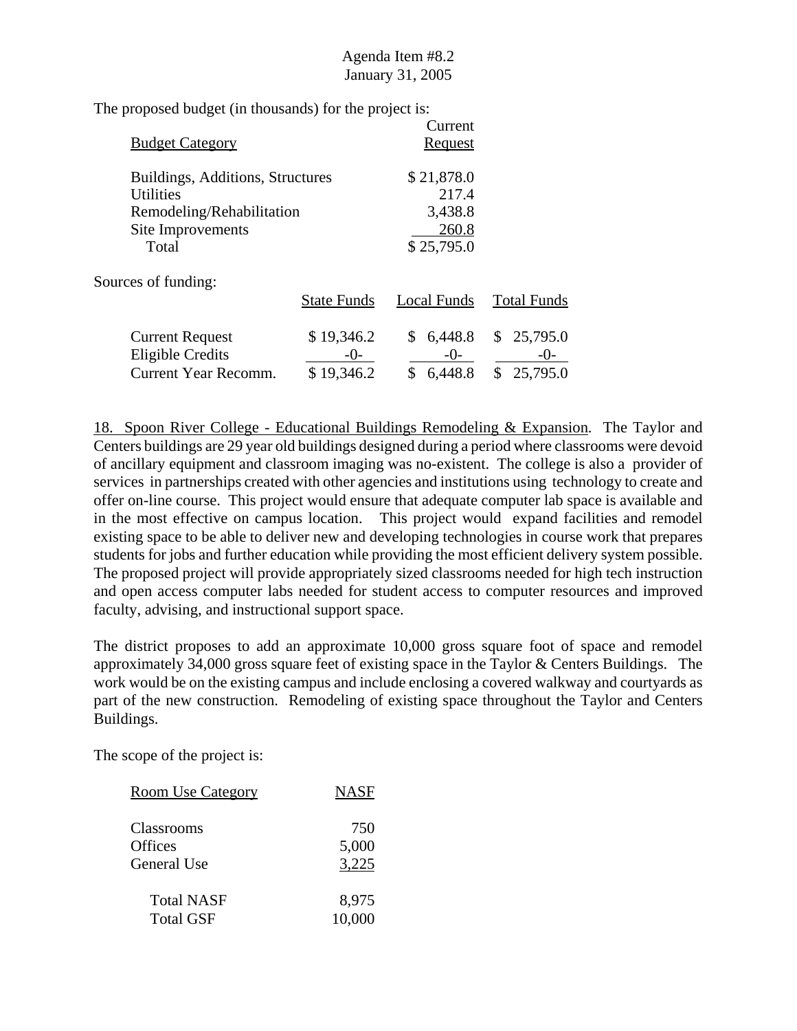The proposed budget (in thousands) for the project is:

| Budget Category | Current Request |
|---|---|
| Buildings, Additions, Structures | $ 21,878.0 |
| Utilities | 217.4 |
| Remodeling/Rehabilitation | 3,438.8 |
| Site Improvements | 260.8 |
| Total | $ 25,795.0 |

Sources of funding:

| | State Funds | Local Funds | Total Funds |
|---|---|---|---|
| Current Request | $ 19,346.2 | $ 6,448.8 | $ 25,795.0 |
| Eligible Credits | -0- | -0- | -0- |
| Current Year Recomm. | $ 19,346.2 | $ 6,448.8 | $ 25,795.0 |

18. Spoon River College - Educational Buildings Remodeling & Expansion. The Taylor and Centers buildings are 29 year old buildings designed during a period where classrooms were devoid of ancillary equipment and classroom imaging was no-existent. The college is also a provider of services in partnerships created with other agencies and institutions using technology to create and offer on-line course. This project would ensure that adequate computer lab space is available and in the most effective on campus location. This project would expand facilities and remodel existing space to be able to deliver new and developing technologies in course work that prepares students for jobs and further education while providing the most efficient delivery system possible. The proposed project will provide appropriately sized classrooms needed for high tech instruction and open access computer labs needed for student access to computer resources and improved faculty, advising, and instructional support space.

The district proposes to add an approximate 10,000 gross square foot of space and remodel approximately 34,000 gross square feet of existing space in the Taylor & Centers Buildings. The work would be on the existing campus and include enclosing a covered walkway and courtyards as part of the new construction. Remodeling of existing space throughout the Taylor and Centers Buildings.

The scope of the project is:

| Room Use Category | NASF |
|---|---|
| Classrooms | 750 |
| Offices | 5,000 |
| General Use | 3,225 |
| Total NASF | 8,975 |
| Total GSF | 10,000 |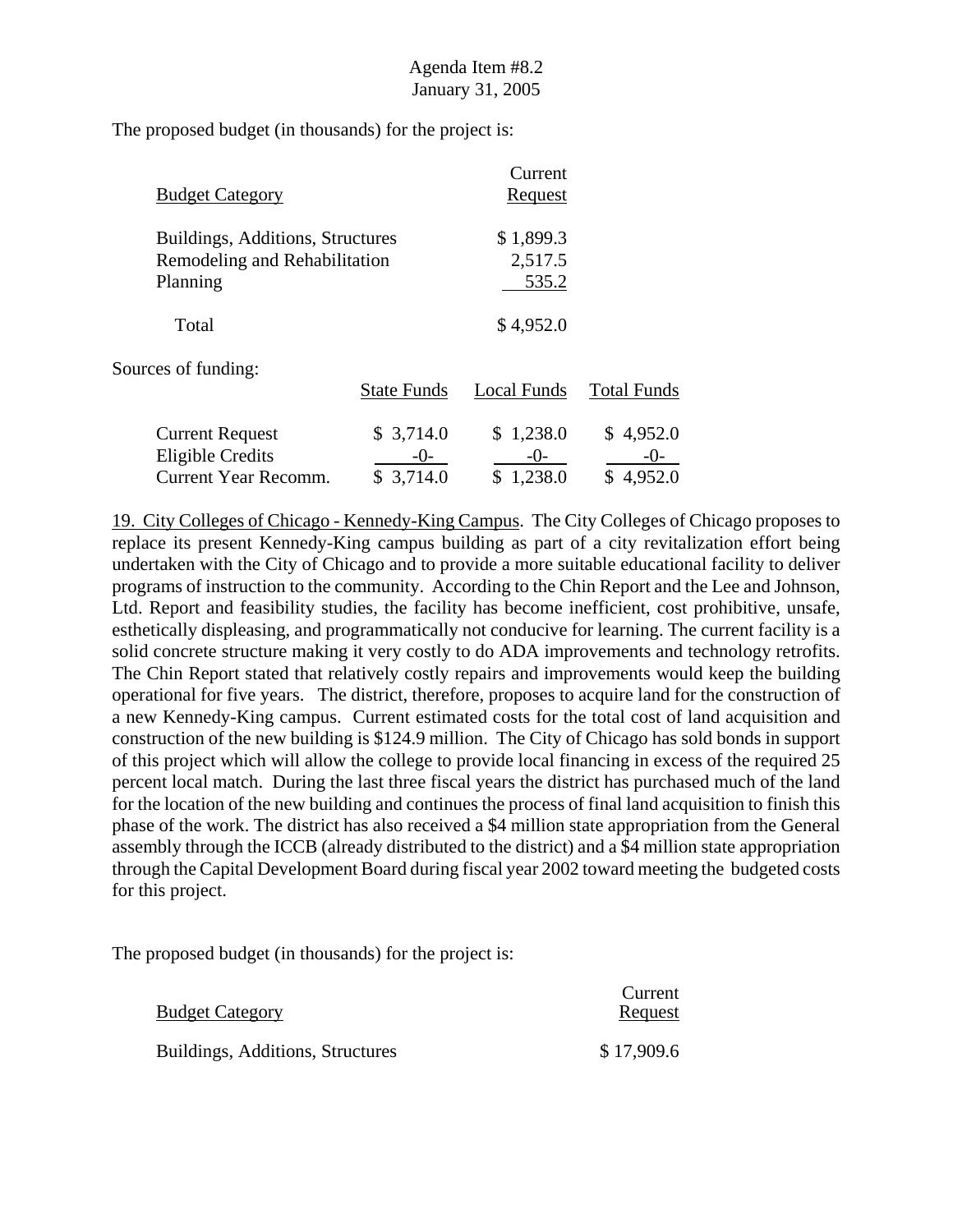Agenda Item #8.2
January 31, 2005

The proposed budget (in thousands) for the project is:

| Budget Category | Current Request |
|---|---|
| Buildings, Additions, Structures | $ 1,899.3 |
| Remodeling and Rehabilitation | 2,517.5 |
| Planning | 535.2 |
| Total | $ 4,952.0 |

Sources of funding:

| | State Funds | Local Funds | Total Funds |
|---|---|---|---|
| Current Request | $ 3,714.0 | $ 1,238.0 | $ 4,952.0 |
| Eligible Credits | -0- | -0- | -0- |
| Current Year Recomm. | $ 3,714.0 | $ 1,238.0 | $ 4,952.0 |

19. City Colleges of Chicago - Kennedy-King Campus. The City Colleges of Chicago proposes to replace its present Kennedy-King campus building as part of a city revitalization effort being undertaken with the City of Chicago and to provide a more suitable educational facility to deliver programs of instruction to the community. According to the Chin Report and the Lee and Johnson, Ltd. Report and feasibility studies, the facility has become inefficient, cost prohibitive, unsafe, esthetically displeasing, and programmatically not conducive for learning. The current facility is a solid concrete structure making it very costly to do ADA improvements and technology retrofits. The Chin Report stated that relatively costly repairs and improvements would keep the building operational for five years. The district, therefore, proposes to acquire land for the construction of a new Kennedy-King campus. Current estimated costs for the total cost of land acquisition and construction of the new building is $124.9 million. The City of Chicago has sold bonds in support of this project which will allow the college to provide local financing in excess of the required 25 percent local match. During the last three fiscal years the district has purchased much of the land for the location of the new building and continues the process of final land acquisition to finish this phase of the work. The district has also received a $4 million state appropriation from the General assembly through the ICCB (already distributed to the district) and a $4 million state appropriation through the Capital Development Board during fiscal year 2002 toward meeting the budgeted costs for this project.

The proposed budget (in thousands) for the project is:

| Budget Category | Current Request |
|---|---|
| Buildings, Additions, Structures | $ 17,909.6 |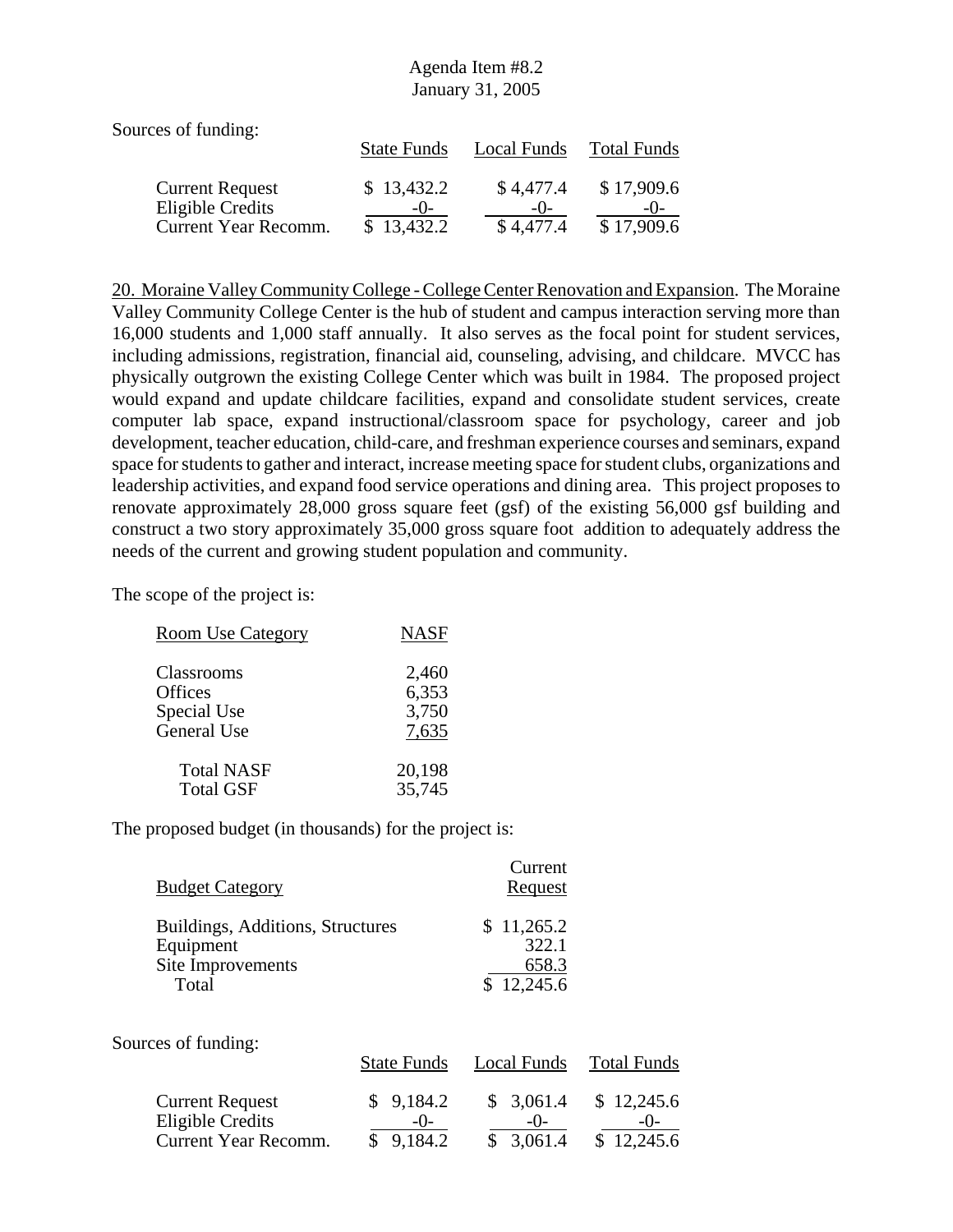Sources of funding:

| | State Funds | Local Funds | Total Funds |
|---|---|---|---|
| Current Request | $ 13,432.2 | $ 4,477.4 | $ 17,909.6 |
| Eligible Credits | -0- | -0- | -0- |
| Current Year Recomm. | $ 13,432.2 | $ 4,477.4 | $ 17,909.6 |

20. Moraine Valley Community College - College Center Renovation and Expansion. The Moraine Valley Community College Center is the hub of student and campus interaction serving more than 16,000 students and 1,000 staff annually. It also serves as the focal point for student services, including admissions, registration, financial aid, counseling, advising, and childcare. MVCC has physically outgrown the existing College Center which was built in 1984. The proposed project would expand and update childcare facilities, expand and consolidate student services, create computer lab space, expand instructional/classroom space for psychology, career and job development, teacher education, child-care, and freshman experience courses and seminars, expand space for students to gather and interact, increase meeting space for student clubs, organizations and leadership activities, and expand food service operations and dining area. This project proposes to renovate approximately 28,000 gross square feet (gsf) of the existing 56,000 gsf building and construct a two story approximately 35,000 gross square foot addition to adequately address the needs of the current and growing student population and community.

The scope of the project is:

| Room Use Category | NASF |
|---|---|
| Classrooms | 2,460 |
| Offices | 6,353 |
| Special Use | 3,750 |
| General Use | 7,635 |
| Total NASF | 20,198 |
| Total GSF | 35,745 |

The proposed budget (in thousands) for the project is:

| Budget Category | Current Request |
|---|---|
| Buildings, Additions, Structures | $ 11,265.2 |
| Equipment | 322.1 |
| Site Improvements | 658.3 |
| Total | $ 12,245.6 |

Sources of funding:

| | State Funds | Local Funds | Total Funds |
|---|---|---|---|
| Current Request | $ 9,184.2 | $ 3,061.4 | $ 12,245.6 |
| Eligible Credits | -0- | -0- | -0- |
| Current Year Recomm. | $ 9,184.2 | $ 3,061.4 | $ 12,245.6 |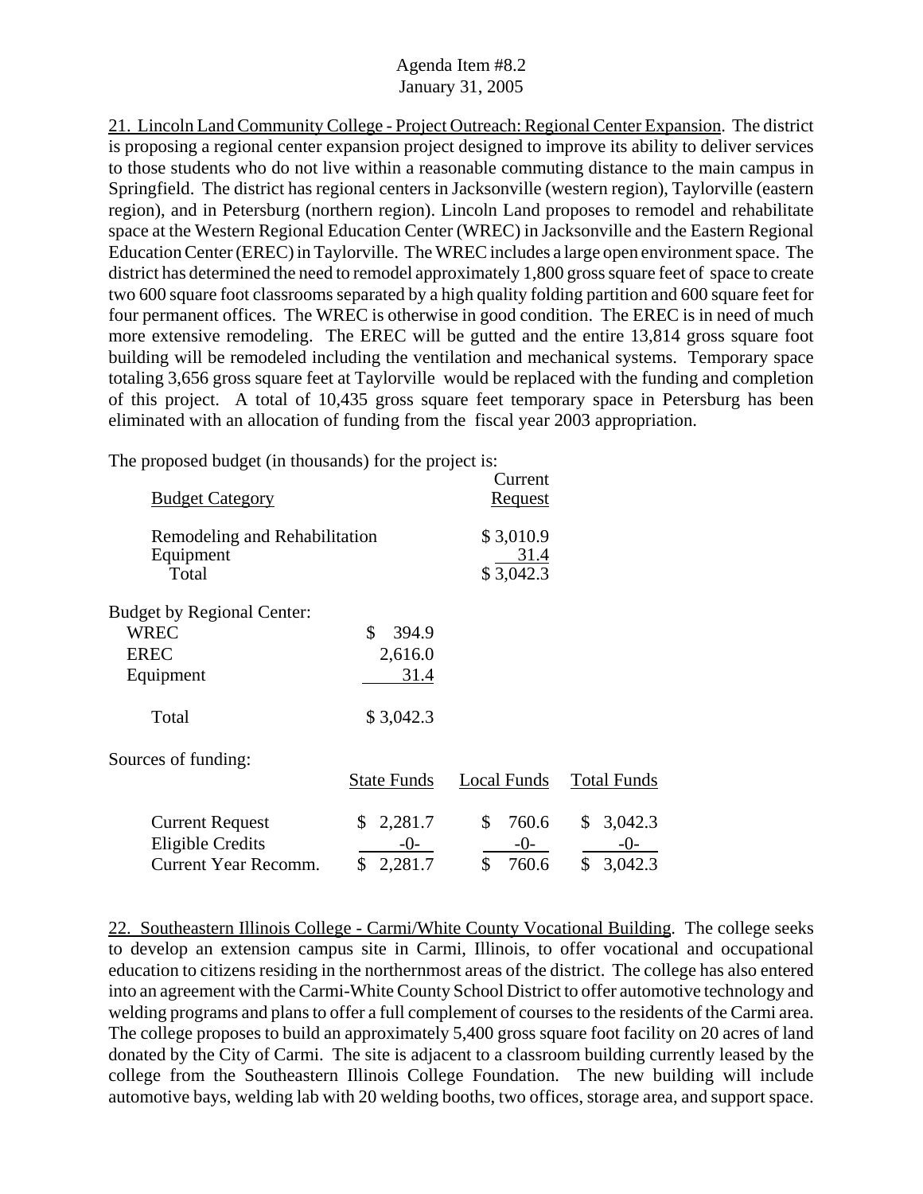21. Lincoln Land Community College - Project Outreach: Regional Center Expansion. The district is proposing a regional center expansion project designed to improve its ability to deliver services to those students who do not live within a reasonable commuting distance to the main campus in Springfield. The district has regional centers in Jacksonville (western region), Taylorville (eastern region), and in Petersburg (northern region). Lincoln Land proposes to remodel and rehabilitate space at the Western Regional Education Center (WREC) in Jacksonville and the Eastern Regional Education Center (EREC) in Taylorville. The WREC includes a large open environment space. The district has determined the need to remodel approximately 1,800 gross square feet of space to create two 600 square foot classrooms separated by a high quality folding partition and 600 square feet for four permanent offices. The WREC is otherwise in good condition. The EREC is in need of much more extensive remodeling. The EREC will be gutted and the entire 13,814 gross square foot building will be remodeled including the ventilation and mechanical systems. Temporary space totaling 3,656 gross square feet at Taylorville would be replaced with the funding and completion of this project. A total of 10,435 gross square feet temporary space in Petersburg has been eliminated with an allocation of funding from the fiscal year 2003 appropriation.

The proposed budget (in thousands) for the project is:

| Budget Category | Current Request |
|---|---|
| Remodeling and Rehabilitation | $ 3,010.9 |
| Equipment | 31.4 |
| Total | $ 3,042.3 |

| Budget by Regional Center: | |
|---|---|
| WREC | $ 394.9 |
| EREC | 2,616.0 |
| Equipment | 31.4 |
| Total | $ 3,042.3 |

Sources of funding:

| | State Funds | Local Funds | Total Funds |
|---|---|---|---|
| Current Request | $ 2,281.7 | $ 760.6 | $ 3,042.3 |
| Eligible Credits | -0- | -0- | -0- |
| Current Year Recomm. | $ 2,281.7 | $ 760.6 | $ 3,042.3 |

22. Southeastern Illinois College - Carmi/White County Vocational Building. The college seeks to develop an extension campus site in Carmi, Illinois, to offer vocational and occupational education to citizens residing in the northernmost areas of the district. The college has also entered into an agreement with the Carmi-White County School District to offer automotive technology and welding programs and plans to offer a full complement of courses to the residents of the Carmi area. The college proposes to build an approximately 5,400 gross square foot facility on 20 acres of land donated by the City of Carmi. The site is adjacent to a classroom building currently leased by the college from the Southeastern Illinois College Foundation. The new building will include automotive bays, welding lab with 20 welding booths, two offices, storage area, and support space.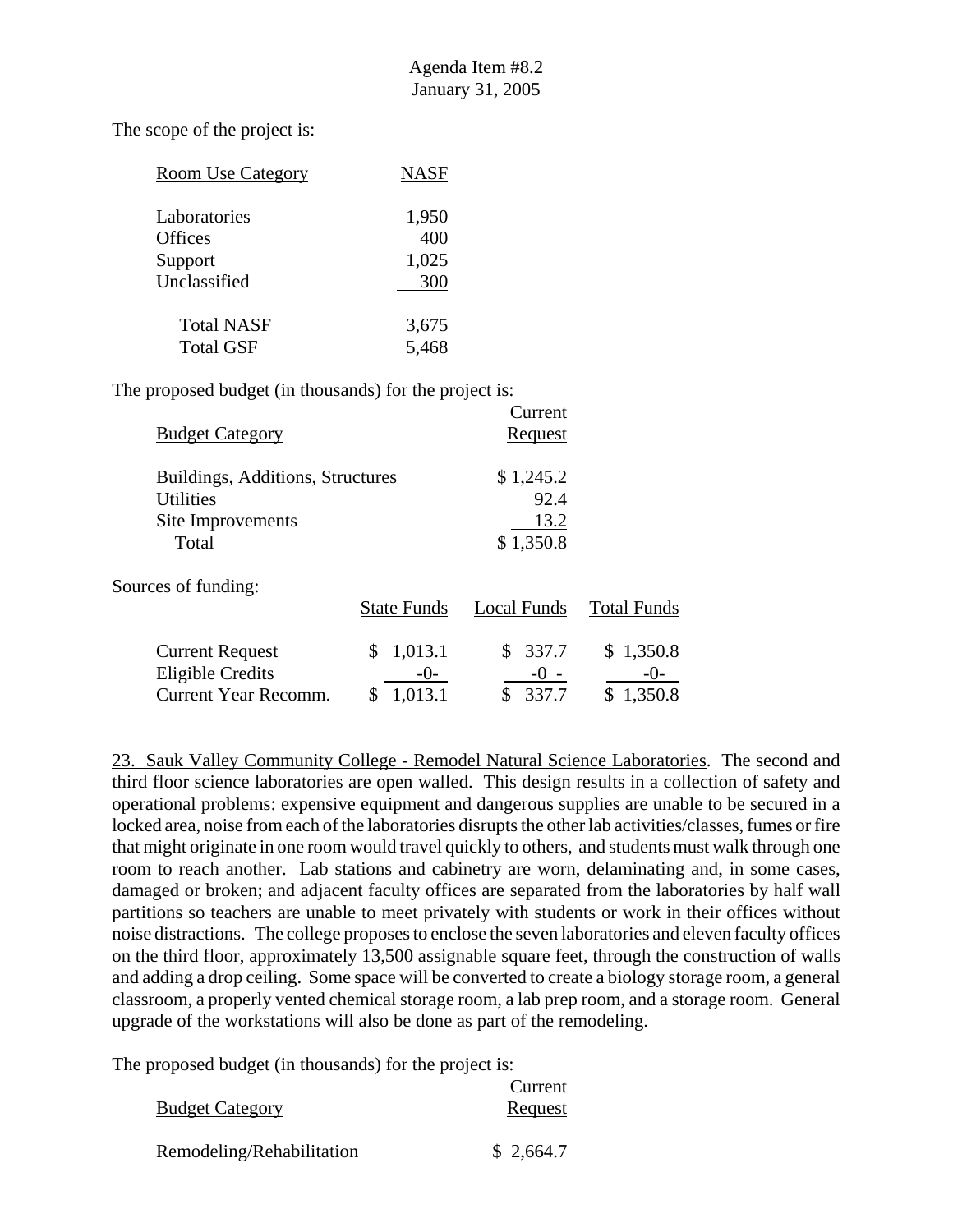The scope of the project is:

| Room Use Category | NASF |
|---|---|
| Laboratories | 1,950 |
| Offices | 400 |
| Support | 1,025 |
| Unclassified | 300 |
| Total NASF | 3,675 |
| Total GSF | 5,468 |

The proposed budget (in thousands) for the project is:

| Budget Category | Current Request |
|---|---|
| Buildings, Additions, Structures | $ 1,245.2 |
| Utilities | 92.4 |
| Site Improvements | 13.2 |
| Total | $ 1,350.8 |

Sources of funding:

| | State Funds | Local Funds | Total Funds |
|---|---|---|---|
| Current Request | $ 1,013.1 | $ 337.7 | $ 1,350.8 |
| Eligible Credits | -0- | -0 - | -0- |
| Current Year Recomm. | $ 1,013.1 | $ 337.7 | $ 1,350.8 |

23. Sauk Valley Community College - Remodel Natural Science Laboratories. The second and third floor science laboratories are open walled. This design results in a collection of safety and operational problems: expensive equipment and dangerous supplies are unable to be secured in a locked area, noise from each of the laboratories disrupts the other lab activities/classes, fumes or fire that might originate in one room would travel quickly to others, and students must walk through one room to reach another. Lab stations and cabinetry are worn, delaminating and, in some cases, damaged or broken; and adjacent faculty offices are separated from the laboratories by half wall partitions so teachers are unable to meet privately with students or work in their offices without noise distractions. The college proposes to enclose the seven laboratories and eleven faculty offices on the third floor, approximately 13,500 assignable square feet, through the construction of walls and adding a drop ceiling. Some space will be converted to create a biology storage room, a general classroom, a properly vented chemical storage room, a lab prep room, and a storage room. General upgrade of the workstations will also be done as part of the remodeling.

The proposed budget (in thousands) for the project is:

| Budget Category | Current Request |
|---|---|
| Remodeling/Rehabilitation | $ 2,664.7 |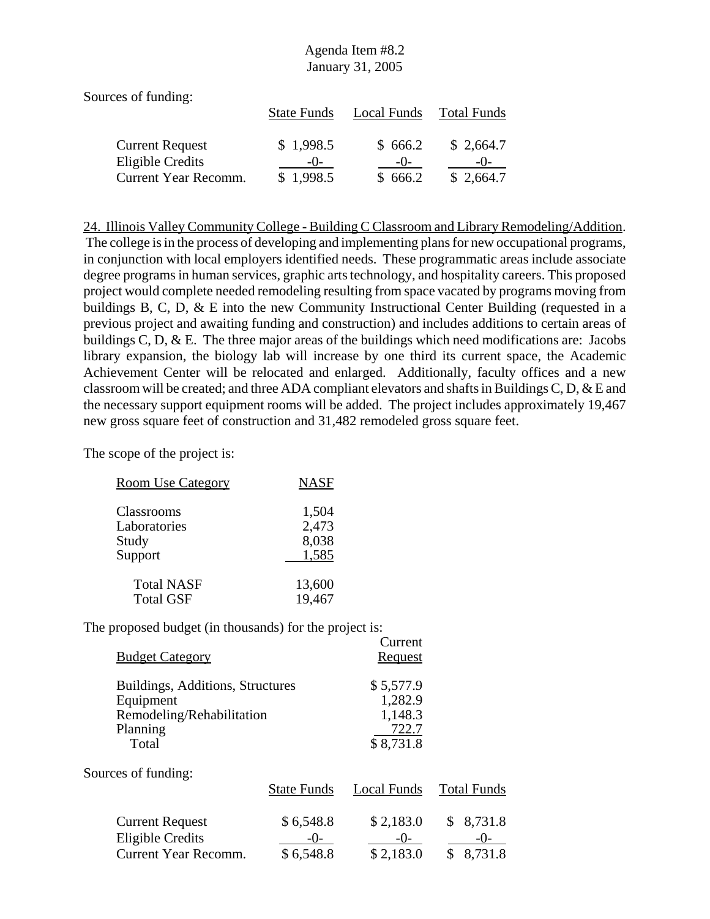Sources of funding:

| | State Funds | Local Funds | Total Funds |
|---|---|---|---|
| Current Request | $ 1,998.5 | $ 666.2 | $ 2,664.7 |
| Eligible Credits | -0- | -0- | -0- |
| Current Year Recomm. | $ 1,998.5 | $ 666.2 | $ 2,664.7 |

24. Illinois Valley Community College - Building C Classroom and Library Remodeling/Addition. The college is in the process of developing and implementing plans for new occupational programs, in conjunction with local employers identified needs. These programmatic areas include associate degree programs in human services, graphic arts technology, and hospitality careers. This proposed project would complete needed remodeling resulting from space vacated by programs moving from buildings B, C, D, & E into the new Community Instructional Center Building (requested in a previous project and awaiting funding and construction) and includes additions to certain areas of buildings C, D, & E. The three major areas of the buildings which need modifications are: Jacobs library expansion, the biology lab will increase by one third its current space, the Academic Achievement Center will be relocated and enlarged. Additionally, faculty offices and a new classroom will be created; and three ADA compliant elevators and shafts in Buildings C, D, & E and the necessary support equipment rooms will be added. The project includes approximately 19,467 new gross square feet of construction and 31,482 remodeled gross square feet.

The scope of the project is:

| Room Use Category | NASF |
|---|---|
| Classrooms | 1,504 |
| Laboratories | 2,473 |
| Study | 8,038 |
| Support | 1,585 |
| Total NASF | 13,600 |
| Total GSF | 19,467 |

The proposed budget (in thousands) for the project is:

| Budget Category | Current Request |
|---|---|
| Buildings, Additions, Structures | $ 5,577.9 |
| Equipment | 1,282.9 |
| Remodeling/Rehabilitation | 1,148.3 |
| Planning | 722.7 |
| Total | $ 8,731.8 |

Sources of funding:

| | State Funds | Local Funds | Total Funds |
|---|---|---|---|
| Current Request | $ 6,548.8 | $ 2,183.0 | $ 8,731.8 |
| Eligible Credits | -0- | -0- | -0- |
| Current Year Recomm. | $ 6,548.8 | $ 2,183.0 | $ 8,731.8 |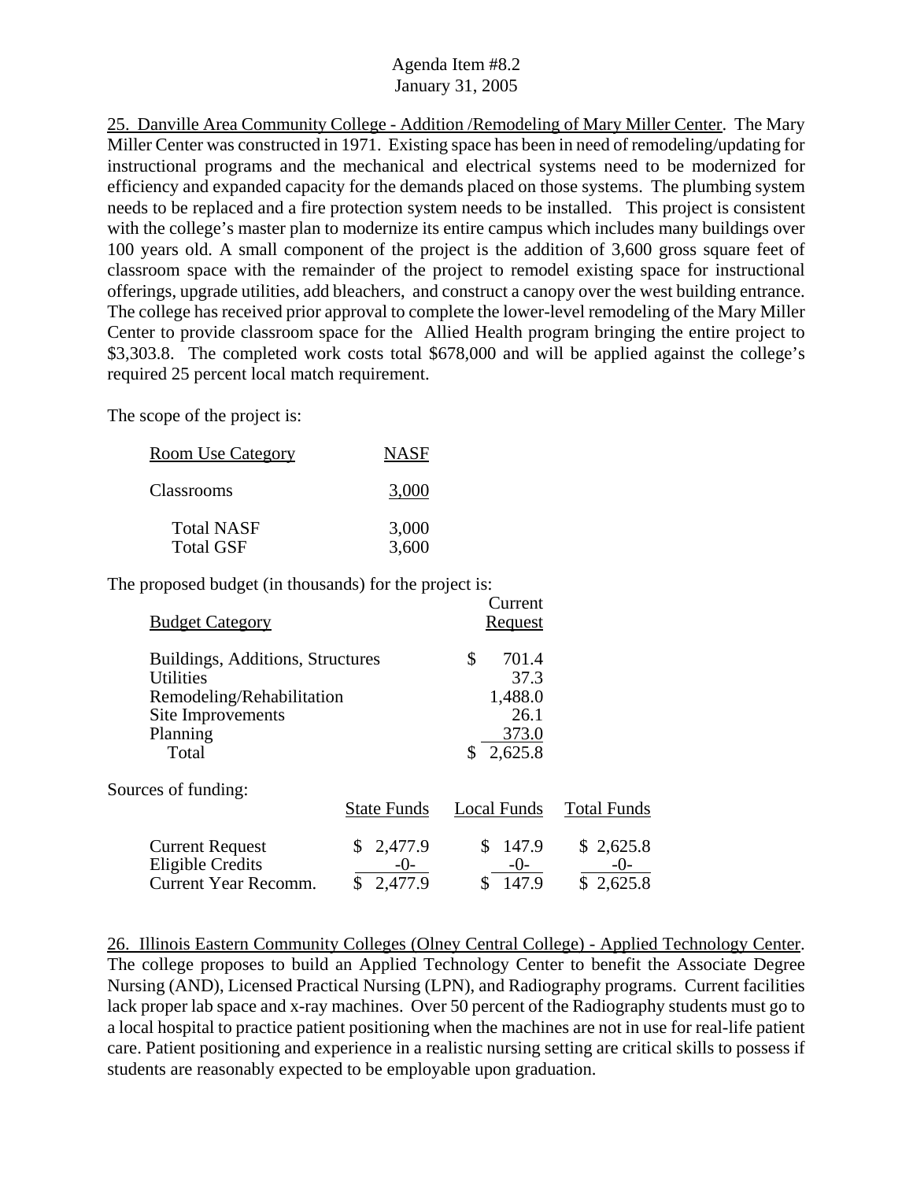25. Danville Area Community College - Addition /Remodeling of Mary Miller Center. The Mary Miller Center was constructed in 1971. Existing space has been in need of remodeling/updating for instructional programs and the mechanical and electrical systems need to be modernized for efficiency and expanded capacity for the demands placed on those systems. The plumbing system needs to be replaced and a fire protection system needs to be installed. This project is consistent with the college's master plan to modernize its entire campus which includes many buildings over 100 years old. A small component of the project is the addition of 3,600 gross square feet of classroom space with the remainder of the project to remodel existing space for instructional offerings, upgrade utilities, add bleachers, and construct a canopy over the west building entrance. The college has received prior approval to complete the lower-level remodeling of the Mary Miller Center to provide classroom space for the Allied Health program bringing the entire project to \$3,303.8. The completed work costs total \$678,000 and will be applied against the college's required 25 percent local match requirement.

The scope of the project is:

| Room Use Category | NASF |
|---|---|
| Classrooms | 3,000 |
| Total NASF | 3,000 |
| Total GSF | 3,600 |

The proposed budget (in thousands) for the project is:

| Budget Category | Current Request |
|---|---|
| Buildings, Additions, Structures | \$ 701.4 |
| Utilities | 37.3 |
| Remodeling/Rehabilitation | 1,488.0 |
| Site Improvements | 26.1 |
| Planning | 373.0 |
| Total | \$ 2,625.8 |

Sources of funding:

| | State Funds | Local Funds | Total Funds |
|---|---|---|---|
| Current Request | \$ 2,477.9 | \$ 147.9 | \$ 2,625.8 |
| Eligible Credits | -0- | -0- | -0- |
| Current Year Recomm. | \$ 2,477.9 | \$ 147.9 | \$ 2,625.8 |

26. Illinois Eastern Community Colleges (Olney Central College) - Applied Technology Center. The college proposes to build an Applied Technology Center to benefit the Associate Degree Nursing (AND), Licensed Practical Nursing (LPN), and Radiography programs. Current facilities lack proper lab space and x-ray machines. Over 50 percent of the Radiography students must go to a local hospital to practice patient positioning when the machines are not in use for real-life patient care. Patient positioning and experience in a realistic nursing setting are critical skills to possess if students are reasonably expected to be employable upon graduation.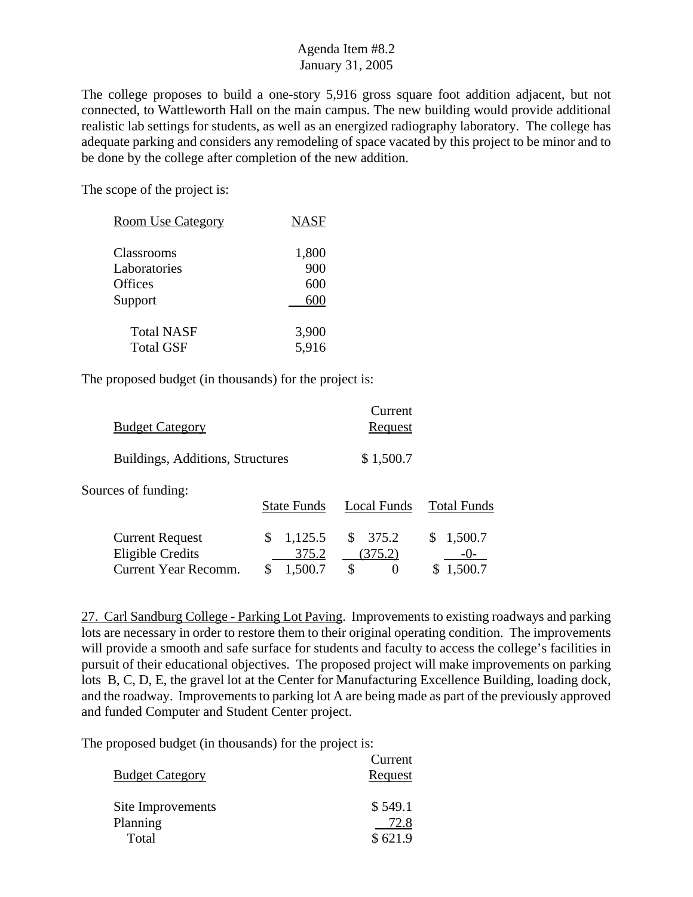The college proposes to build a one-story 5,916 gross square foot addition adjacent, but not connected, to Wattleworth Hall on the main campus. The new building would provide additional realistic lab settings for students, as well as an energized radiography laboratory. The college has adequate parking and considers any remodeling of space vacated by this project to be minor and to be done by the college after completion of the new addition.

The scope of the project is:

| Room Use Category | NASF |
|---|---|
| Classrooms | 1,800 |
| Laboratories | 900 |
| Offices | 600 |
| Support | 600 |
| Total NASF | 3,900 |
| Total GSF | 5,916 |

The proposed budget (in thousands) for the project is:

| Budget Category | Current Request |
|---|---|
| Buildings, Additions, Structures | $ 1,500.7 |

Sources of funding:

| | State Funds | Local Funds | Total Funds |
|---|---|---|---|
| Current Request | $ 1,125.5 | $ 375.2 | $ 1,500.7 |
| Eligible Credits | 375.2 | (375.2) | -0- |
| Current Year Recomm. | $ 1,500.7 | $ 0 | $ 1,500.7 |

27. Carl Sandburg College - Parking Lot Paving. Improvements to existing roadways and parking lots are necessary in order to restore them to their original operating condition. The improvements will provide a smooth and safe surface for students and faculty to access the college's facilities in pursuit of their educational objectives. The proposed project will make improvements on parking lots B, C, D, E, the gravel lot at the Center for Manufacturing Excellence Building, loading dock, and the roadway. Improvements to parking lot A are being made as part of the previously approved and funded Computer and Student Center project.

The proposed budget (in thousands) for the project is:

| Budget Category | Current Request |
|---|---|
| Site Improvements | $ 549.1 |
| Planning | 72.8 |
| Total | $ 621.9 |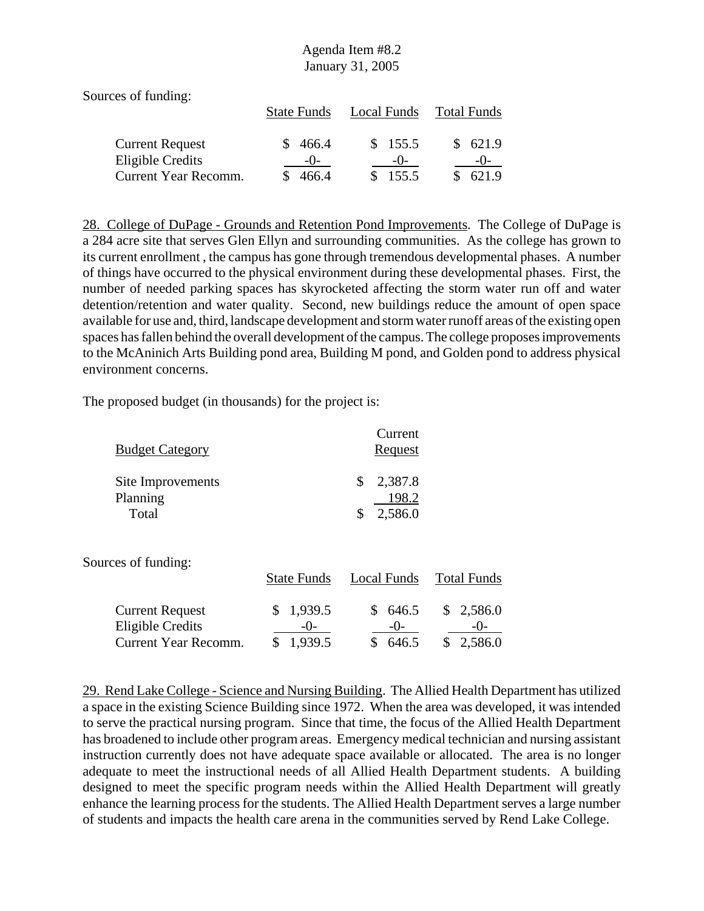Sources of funding:

| | State Funds | Local Funds | Total Funds |
|---|---|---|---|
| Current Request | $ 466.4 | $ 155.5 | $ 621.9 |
| Eligible Credits | -0- | -0- | -0- |
| Current Year Recomm. | $ 466.4 | $ 155.5 | $ 621.9 |

28. College of DuPage - Grounds and Retention Pond Improvements. The College of DuPage is a 284 acre site that serves Glen Ellyn and surrounding communities. As the college has grown to its current enrollment , the campus has gone through tremendous developmental phases. A number of things have occurred to the physical environment during these developmental phases. First, the number of needed parking spaces has skyrocketed affecting the storm water run off and water detention/retention and water quality. Second, new buildings reduce the amount of open space available for use and, third, landscape development and storm water runoff areas of the existing open spaces has fallen behind the overall development of the campus. The college proposes improvements to the McAninich Arts Building pond area, Building M pond, and Golden pond to address physical environment concerns.

The proposed budget (in thousands) for the project is:

| Budget Category | Current Request |
|---|---|
| Site Improvements | $ 2,387.8 |
| Planning | 198.2 |
| Total | $ 2,586.0 |

Sources of funding:

| | State Funds | Local Funds | Total Funds |
|---|---|---|---|
| Current Request | $ 1,939.5 | $ 646.5 | $ 2,586.0 |
| Eligible Credits | -0- | -0- | -0- |
| Current Year Recomm. | $ 1,939.5 | $ 646.5 | $ 2,586.0 |

29. Rend Lake College - Science and Nursing Building. The Allied Health Department has utilized a space in the existing Science Building since 1972. When the area was developed, it was intended to serve the practical nursing program. Since that time, the focus of the Allied Health Department has broadened to include other program areas. Emergency medical technician and nursing assistant instruction currently does not have adequate space available or allocated. The area is no longer adequate to meet the instructional needs of all Allied Health Department students. A building designed to meet the specific program needs within the Allied Health Department will greatly enhance the learning process for the students. The Allied Health Department serves a large number of students and impacts the health care arena in the communities served by Rend Lake College.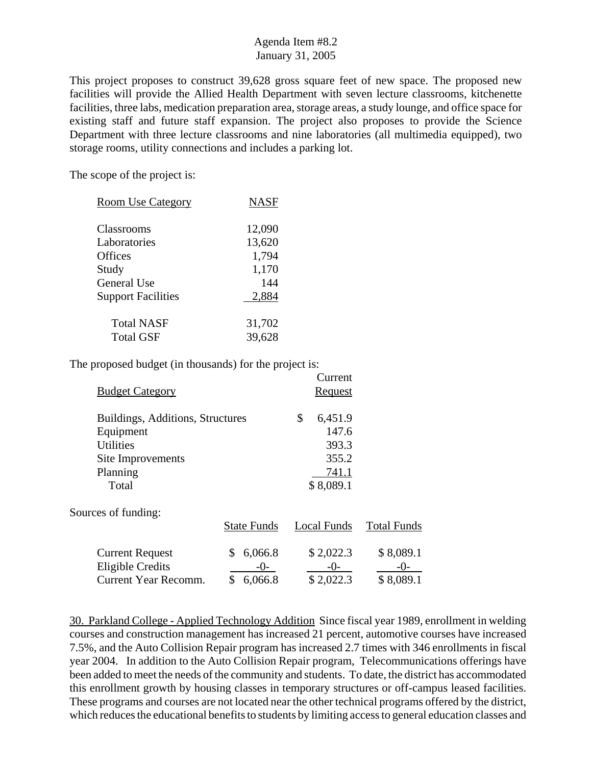This project proposes to construct 39,628 gross square feet of new space. The proposed new facilities will provide the Allied Health Department with seven lecture classrooms, kitchenette facilities, three labs, medication preparation area, storage areas, a study lounge, and office space for existing staff and future staff expansion. The project also proposes to provide the Science Department with three lecture classrooms and nine laboratories (all multimedia equipped), two storage rooms, utility connections and includes a parking lot.

The scope of the project is:

| Room Use Category | NASF |
|---|---|
| Classrooms | 12,090 |
| Laboratories | 13,620 |
| Offices | 1,794 |
| Study | 1,170 |
| General Use | 144 |
| Support Facilities | 2,884 |
| Total NASF | 31,702 |
| Total GSF | 39,628 |

The proposed budget (in thousands) for the project is:

| Budget Category | Current Request |
|---|---|
| Buildings, Additions, Structures | $ 6,451.9 |
| Equipment | 147.6 |
| Utilities | 393.3 |
| Site Improvements | 355.2 |
| Planning | 741.1 |
| Total | $ 8,089.1 |

Sources of funding:

| | State Funds | Local Funds | Total Funds |
|---|---|---|---|
| Current Request | $ 6,066.8 | $ 2,022.3 | $ 8,089.1 |
| Eligible Credits | -0- | -0- | -0- |
| Current Year Recomm. | $ 6,066.8 | $ 2,022.3 | $ 8,089.1 |

30. Parkland College - Applied Technology Addition Since fiscal year 1989, enrollment in welding courses and construction management has increased 21 percent, automotive courses have increased 7.5%, and the Auto Collision Repair program has increased 2.7 times with 346 enrollments in fiscal year 2004. In addition to the Auto Collision Repair program, Telecommunications offerings have been added to meet the needs of the community and students. To date, the district has accommodated this enrollment growth by housing classes in temporary structures or off-campus leased facilities. These programs and courses are not located near the other technical programs offered by the district, which reduces the educational benefits to students by limiting access to general education classes and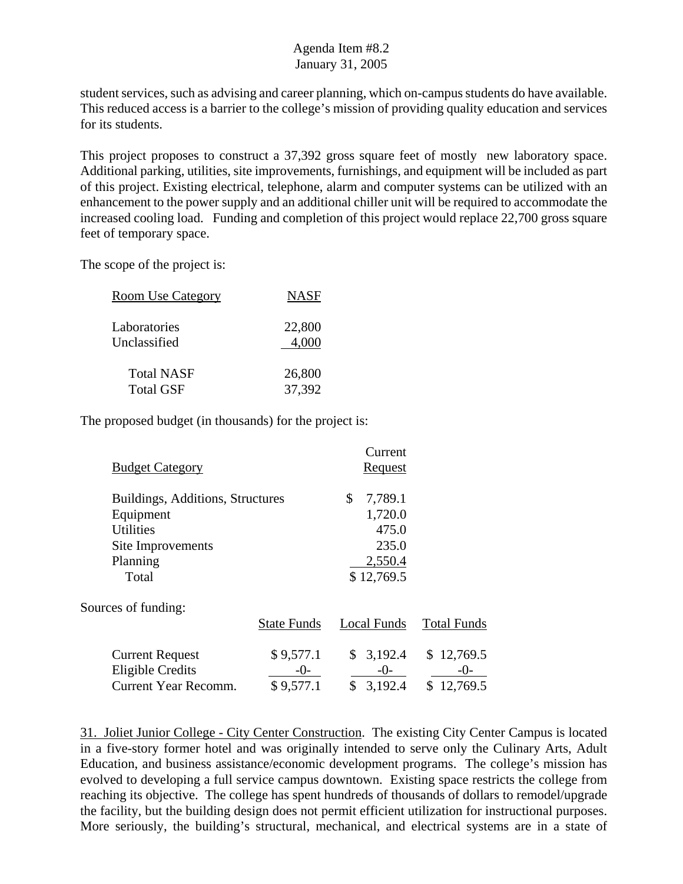student services, such as advising and career planning, which on-campus students do have available. This reduced access is a barrier to the college's mission of providing quality education and services for its students.

This project proposes to construct a 37,392 gross square feet of mostly new laboratory space. Additional parking, utilities, site improvements, furnishings, and equipment will be included as part of this project. Existing electrical, telephone, alarm and computer systems can be utilized with an enhancement to the power supply and an additional chiller unit will be required to accommodate the increased cooling load. Funding and completion of this project would replace 22,700 gross square feet of temporary space.

The scope of the project is:

| Room Use Category | NASF |
|---|---|
| Laboratories | 22,800 |
| Unclassified | 4,000 |
| Total NASF | 26,800 |
| Total GSF | 37,392 |

The proposed budget (in thousands) for the project is:

| Budget Category | Current Request |
|---|---|
| Buildings, Additions, Structures | $ 7,789.1 |
| Equipment | 1,720.0 |
| Utilities | 475.0 |
| Site Improvements | 235.0 |
| Planning | 2,550.4 |
| Total | $ 12,769.5 |

Sources of funding:

| | State Funds | Local Funds | Total Funds |
|---|---|---|---|
| Current Request | $ 9,577.1 | $ 3,192.4 | $ 12,769.5 |
| Eligible Credits | -0- | -0- | -0- |
| Current Year Recomm. | $ 9,577.1 | $ 3,192.4 | $ 12,769.5 |

31. Joliet Junior College - City Center Construction. The existing City Center Campus is located in a five-story former hotel and was originally intended to serve only the Culinary Arts, Adult Education, and business assistance/economic development programs. The college's mission has evolved to developing a full service campus downtown. Existing space restricts the college from reaching its objective. The college has spent hundreds of thousands of dollars to remodel/upgrade the facility, but the building design does not permit efficient utilization for instructional purposes. More seriously, the building's structural, mechanical, and electrical systems are in a state of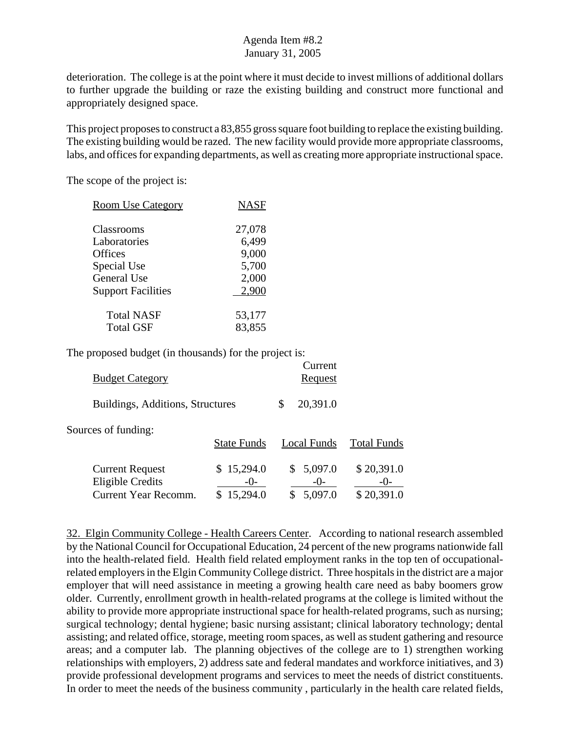deterioration. The college is at the point where it must decide to invest millions of additional dollars to further upgrade the building or raze the existing building and construct more functional and appropriately designed space.

This project proposes to construct a 83,855 gross square foot building to replace the existing building. The existing building would be razed. The new facility would provide more appropriate classrooms, labs, and offices for expanding departments, as well as creating more appropriate instructional space.

The scope of the project is:

| Room Use Category | NASF |
|---|---|
| Classrooms | 27,078 |
| Laboratories | 6,499 |
| Offices | 9,000 |
| Special Use | 5,700 |
| General Use | 2,000 |
| Support Facilities | 2,900 |
| Total NASF | 53,177 |
| Total GSF | 83,855 |

The proposed budget (in thousands) for the project is:

| Budget Category | Current Request |
|---|---|
| Buildings, Additions, Structures | $ 20,391.0 |

Sources of funding:

| | State Funds | Local Funds | Total Funds |
|---|---|---|---|
| Current Request | $ 15,294.0 | $ 5,097.0 | $ 20,391.0 |
| Eligible Credits | -0- | -0- | -0- |
| Current Year Recomm. | $ 15,294.0 | $ 5,097.0 | $ 20,391.0 |

32. Elgin Community College - Health Careers Center. According to national research assembled by the National Council for Occupational Education, 24 percent of the new programs nationwide fall into the health-related field. Health field related employment ranks in the top ten of occupational-related employers in the Elgin Community College district. Three hospitals in the district are a major employer that will need assistance in meeting a growing health care need as baby boomers grow older. Currently, enrollment growth in health-related programs at the college is limited without the ability to provide more appropriate instructional space for health-related programs, such as nursing; surgical technology; dental hygiene; basic nursing assistant; clinical laboratory technology; dental assisting; and related office, storage, meeting room spaces, as well as student gathering and resource areas; and a computer lab. The planning objectives of the college are to 1) strengthen working relationships with employers, 2) address sate and federal mandates and workforce initiatives, and 3) provide professional development programs and services to meet the needs of district constituents. In order to meet the needs of the business community , particularly in the health care related fields,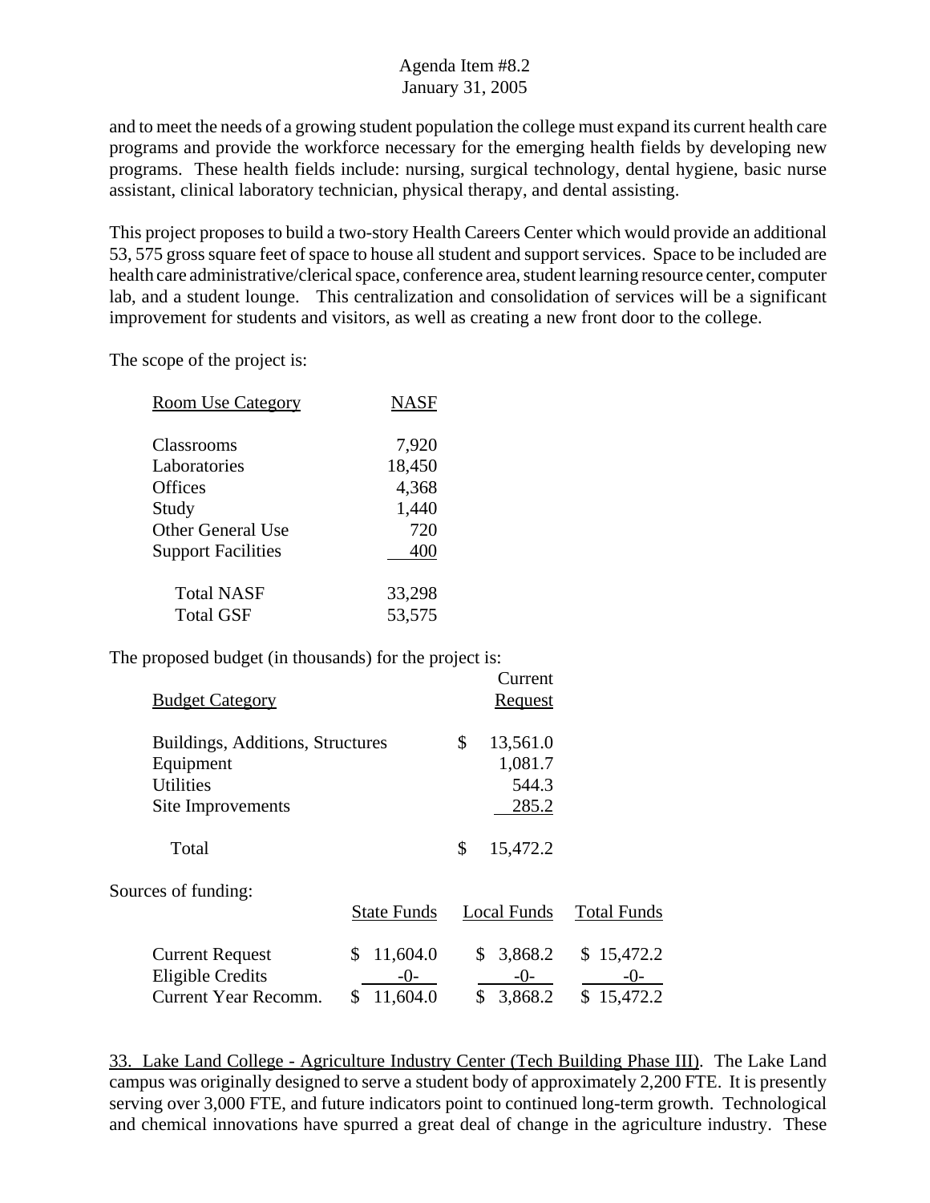and to meet the needs of a growing student population the college must expand its current health care programs and provide the workforce necessary for the emerging health fields by developing new programs. These health fields include: nursing, surgical technology, dental hygiene, basic nurse assistant, clinical laboratory technician, physical therapy, and dental assisting.

This project proposes to build a two-story Health Careers Center which would provide an additional 53, 575 gross square feet of space to house all student and support services. Space to be included are health care administrative/clerical space, conference area, student learning resource center, computer lab, and a student lounge. This centralization and consolidation of services will be a significant improvement for students and visitors, as well as creating a new front door to the college.

The scope of the project is:

| Room Use Category | NASF |
|---|---|
| Classrooms | 7,920 |
| Laboratories | 18,450 |
| Offices | 4,368 |
| Study | 1,440 |
| Other General Use | 720 |
| Support Facilities | 400 |
| Total NASF | 33,298 |
| Total GSF | 53,575 |

The proposed budget (in thousands) for the project is:

| Budget Category | Current Request |
|---|---|
| Buildings, Additions, Structures | $ 13,561.0 |
| Equipment | 1,081.7 |
| Utilities | 544.3 |
| Site Improvements | 285.2 |
| Total | $ 15,472.2 |

Sources of funding:

| | State Funds | Local Funds | Total Funds |
|---|---|---|---|
| Current Request | $ 11,604.0 | $ 3,868.2 | $ 15,472.2 |
| Eligible Credits | -0- | -0- | -0- |
| Current Year Recomm. | $ 11,604.0 | $ 3,868.2 | $ 15,472.2 |

33. Lake Land College - Agriculture Industry Center (Tech Building Phase III). The Lake Land campus was originally designed to serve a student body of approximately 2,200 FTE. It is presently serving over 3,000 FTE, and future indicators point to continued long-term growth. Technological and chemical innovations have spurred a great deal of change in the agriculture industry. These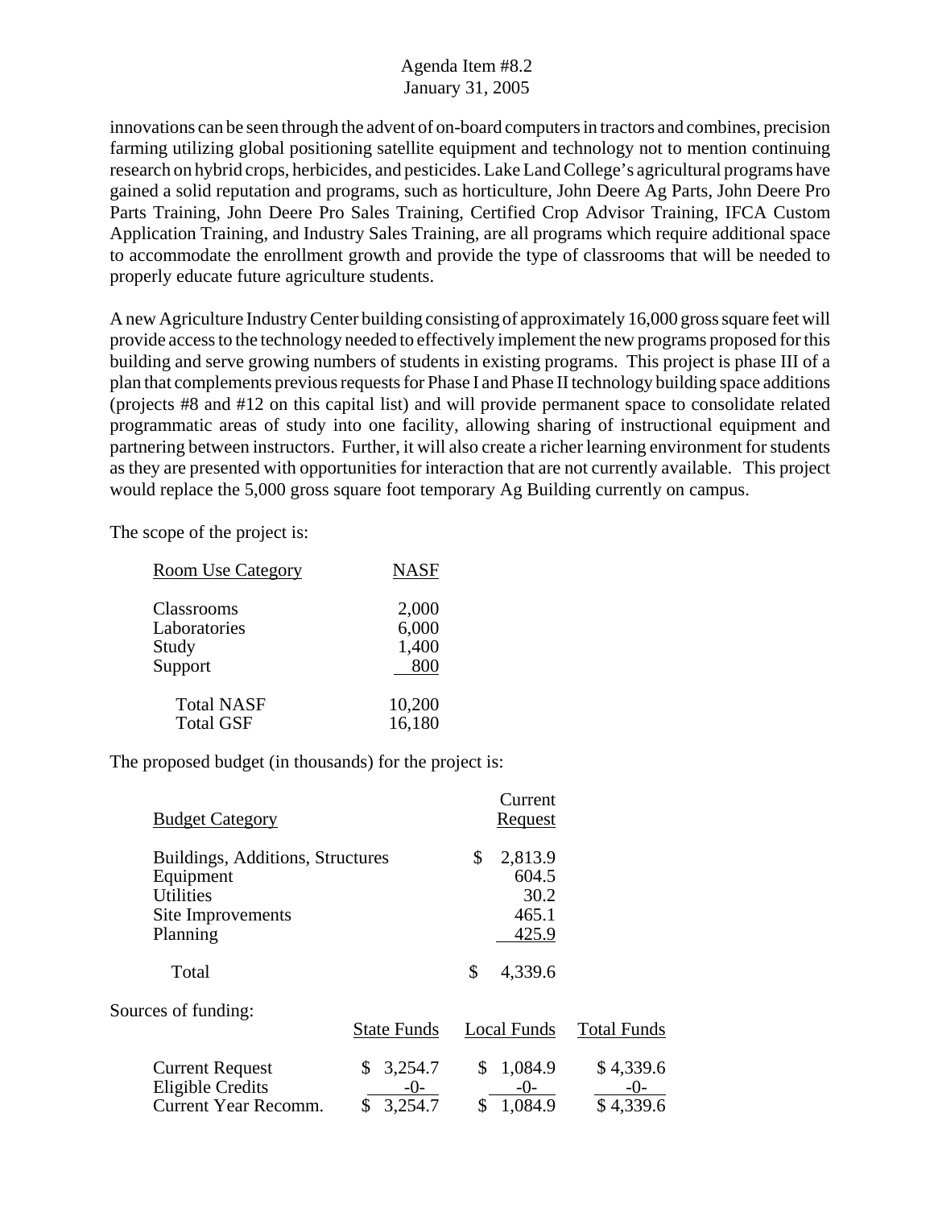innovations can be seen through the advent of on-board computers in tractors and combines, precision farming utilizing global positioning satellite equipment and technology not to mention continuing research on hybrid crops, herbicides, and pesticides. Lake Land College's agricultural programs have gained a solid reputation and programs, such as horticulture, John Deere Ag Parts, John Deere Pro Parts Training, John Deere Pro Sales Training, Certified Crop Advisor Training, IFCA Custom Application Training, and Industry Sales Training, are all programs which require additional space to accommodate the enrollment growth and provide the type of classrooms that will be needed to properly educate future agriculture students.

A new Agriculture Industry Center building consisting of approximately 16,000 gross square feet will provide access to the technology needed to effectively implement the new programs proposed for this building and serve growing numbers of students in existing programs. This project is phase III of a plan that complements previous requests for Phase I and Phase II technology building space additions (projects #8 and #12 on this capital list) and will provide permanent space to consolidate related programmatic areas of study into one facility, allowing sharing of instructional equipment and partnering between instructors. Further, it will also create a richer learning environment for students as they are presented with opportunities for interaction that are not currently available. This project would replace the 5,000 gross square foot temporary Ag Building currently on campus.

The scope of the project is:

| Room Use Category | NASF |
|---|---|
| Classrooms | 2,000 |
| Laboratories | 6,000 |
| Study | 1,400 |
| Support | 800 |
| Total NASF | 10,200 |
| Total GSF | 16,180 |

The proposed budget (in thousands) for the project is:

| Budget Category | Current Request |
|---|---|
| Buildings, Additions, Structures | $ 2,813.9 |
| Equipment | 604.5 |
| Utilities | 30.2 |
| Site Improvements | 465.1 |
| Planning | 425.9 |
| Total | $ 4,339.6 |

Sources of funding:

| | State Funds | Local Funds | Total Funds |
|---|---|---|---|
| Current Request | $ 3,254.7 | $ 1,084.9 | $ 4,339.6 |
| Eligible Credits | -0- | -0- | -0- |
| Current Year Recomm. | $ 3,254.7 | $ 1,084.9 | $ 4,339.6 |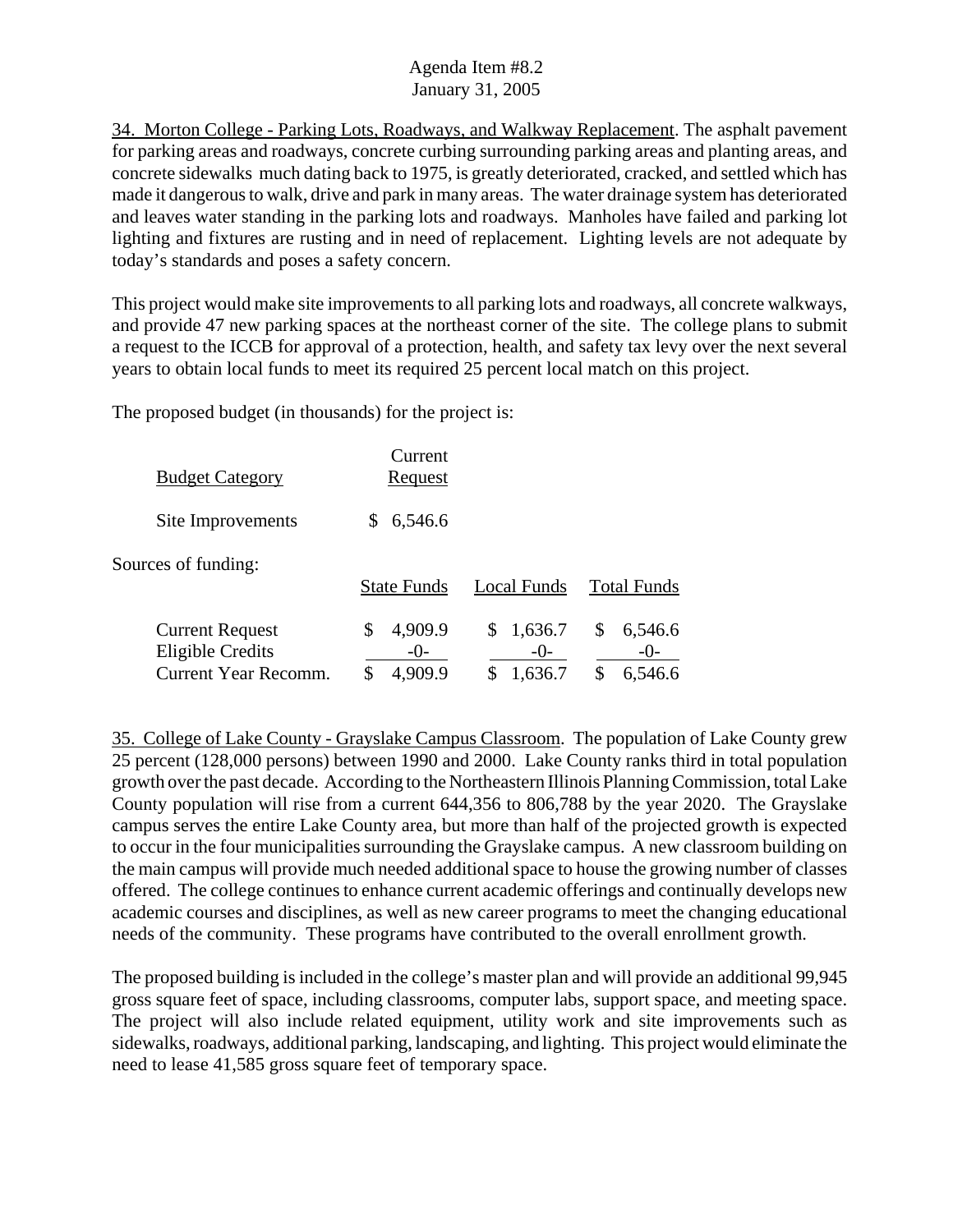34. Morton College - Parking Lots, Roadways, and Walkway Replacement. The asphalt pavement for parking areas and roadways, concrete curbing surrounding parking areas and planting areas, and concrete sidewalks much dating back to 1975, is greatly deteriorated, cracked, and settled which has made it dangerous to walk, drive and park in many areas. The water drainage system has deteriorated and leaves water standing in the parking lots and roadways. Manholes have failed and parking lot lighting and fixtures are rusting and in need of replacement. Lighting levels are not adequate by today's standards and poses a safety concern.

This project would make site improvements to all parking lots and roadways, all concrete walkways, and provide 47 new parking spaces at the northeast corner of the site. The college plans to submit a request to the ICCB for approval of a protection, health, and safety tax levy over the next several years to obtain local funds to meet its required 25 percent local match on this project.

The proposed budget (in thousands) for the project is:

| Budget Category | Current Request |
|---|---|
| Site Improvements | $ 6,546.6 |

Sources of funding:

| | State Funds | Local Funds | Total Funds |
|---|---|---|---|
| Current Request | $ 4,909.9 | $ 1,636.7 | $ 6,546.6 |
| Eligible Credits | -0- | -0- | -0- |
| Current Year Recomm. | $ 4,909.9 | $ 1,636.7 | $ 6,546.6 |

35. College of Lake County - Grayslake Campus Classroom. The population of Lake County grew 25 percent (128,000 persons) between 1990 and 2000. Lake County ranks third in total population growth over the past decade. According to the Northeastern Illinois Planning Commission, total Lake County population will rise from a current 644,356 to 806,788 by the year 2020. The Grayslake campus serves the entire Lake County area, but more than half of the projected growth is expected to occur in the four municipalities surrounding the Grayslake campus. A new classroom building on the main campus will provide much needed additional space to house the growing number of classes offered. The college continues to enhance current academic offerings and continually develops new academic courses and disciplines, as well as new career programs to meet the changing educational needs of the community. These programs have contributed to the overall enrollment growth.

The proposed building is included in the college's master plan and will provide an additional 99,945 gross square feet of space, including classrooms, computer labs, support space, and meeting space. The project will also include related equipment, utility work and site improvements such as sidewalks, roadways, additional parking, landscaping, and lighting. This project would eliminate the need to lease 41,585 gross square feet of temporary space.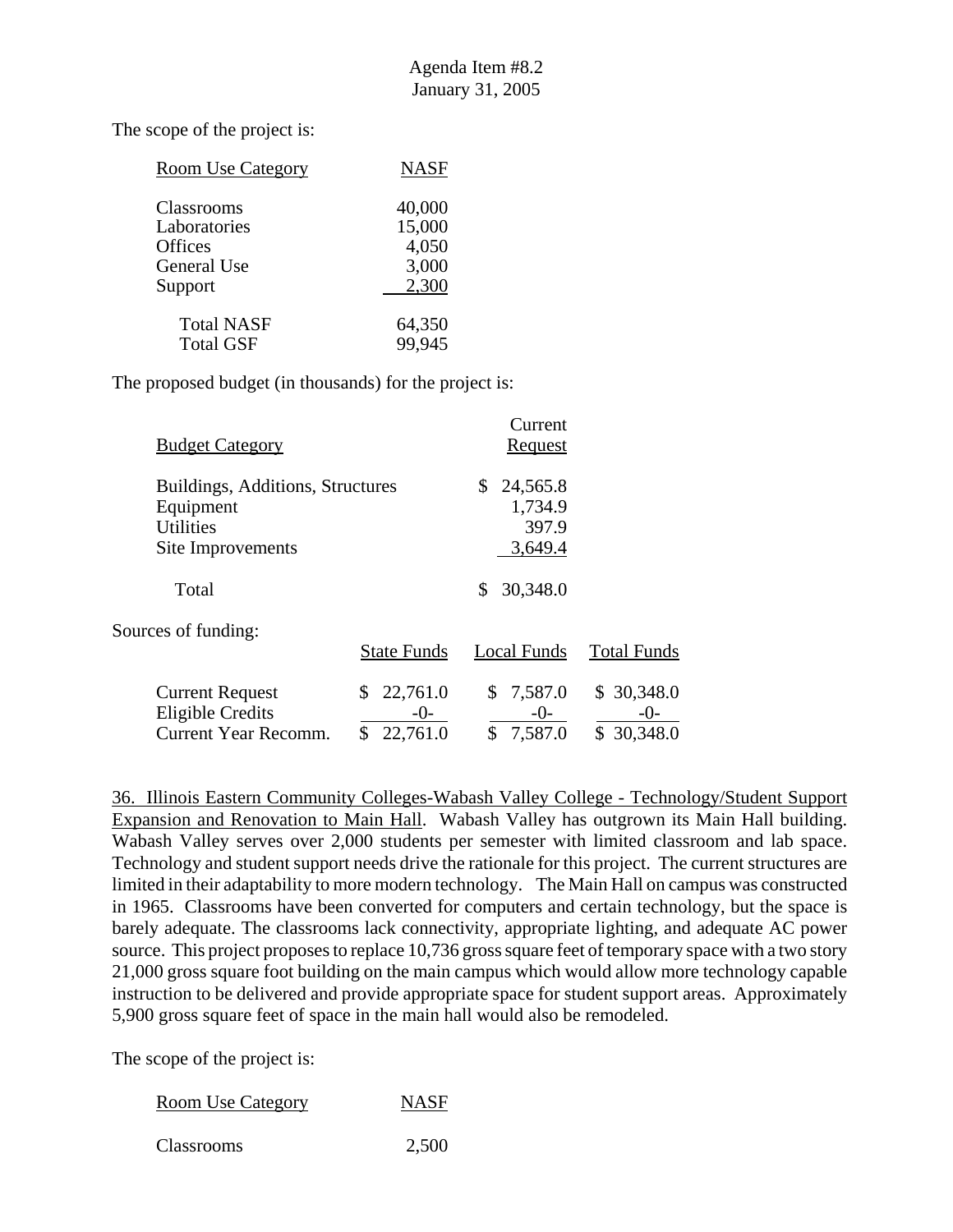The scope of the project is:

| Room Use Category | NASF |
|---|---|
| Classrooms | 40,000 |
| Laboratories | 15,000 |
| Offices | 4,050 |
| General Use | 3,000 |
| Support | 2,300 |
| Total NASF | 64,350 |
| Total GSF | 99,945 |

The proposed budget (in thousands) for the project is:

| Budget Category | Current Request |
|---|---|
| Buildings, Additions, Structures | $ 24,565.8 |
| Equipment | 1,734.9 |
| Utilities | 397.9 |
| Site Improvements | 3,649.4 |
| Total | $ 30,348.0 |

Sources of funding:

| | State Funds | Local Funds | Total Funds |
|---|---|---|---|
| Current Request | $ 22,761.0 | $ 7,587.0 | $ 30,348.0 |
| Eligible Credits | -0- | -0- | -0- |
| Current Year Recomm. | $ 22,761.0 | $ 7,587.0 | $ 30,348.0 |

36. Illinois Eastern Community Colleges-Wabash Valley College - Technology/Student Support Expansion and Renovation to Main Hall. Wabash Valley has outgrown its Main Hall building. Wabash Valley serves over 2,000 students per semester with limited classroom and lab space. Technology and student support needs drive the rationale for this project. The current structures are limited in their adaptability to more modern technology. The Main Hall on campus was constructed in 1965. Classrooms have been converted for computers and certain technology, but the space is barely adequate. The classrooms lack connectivity, appropriate lighting, and adequate AC power source. This project proposes to replace 10,736 gross square feet of temporary space with a two story 21,000 gross square foot building on the main campus which would allow more technology capable instruction to be delivered and provide appropriate space for student support areas. Approximately 5,900 gross square feet of space in the main hall would also be remodeled.

The scope of the project is:

| Room Use Category | NASF |
|---|---|
| Classrooms | 2,500 |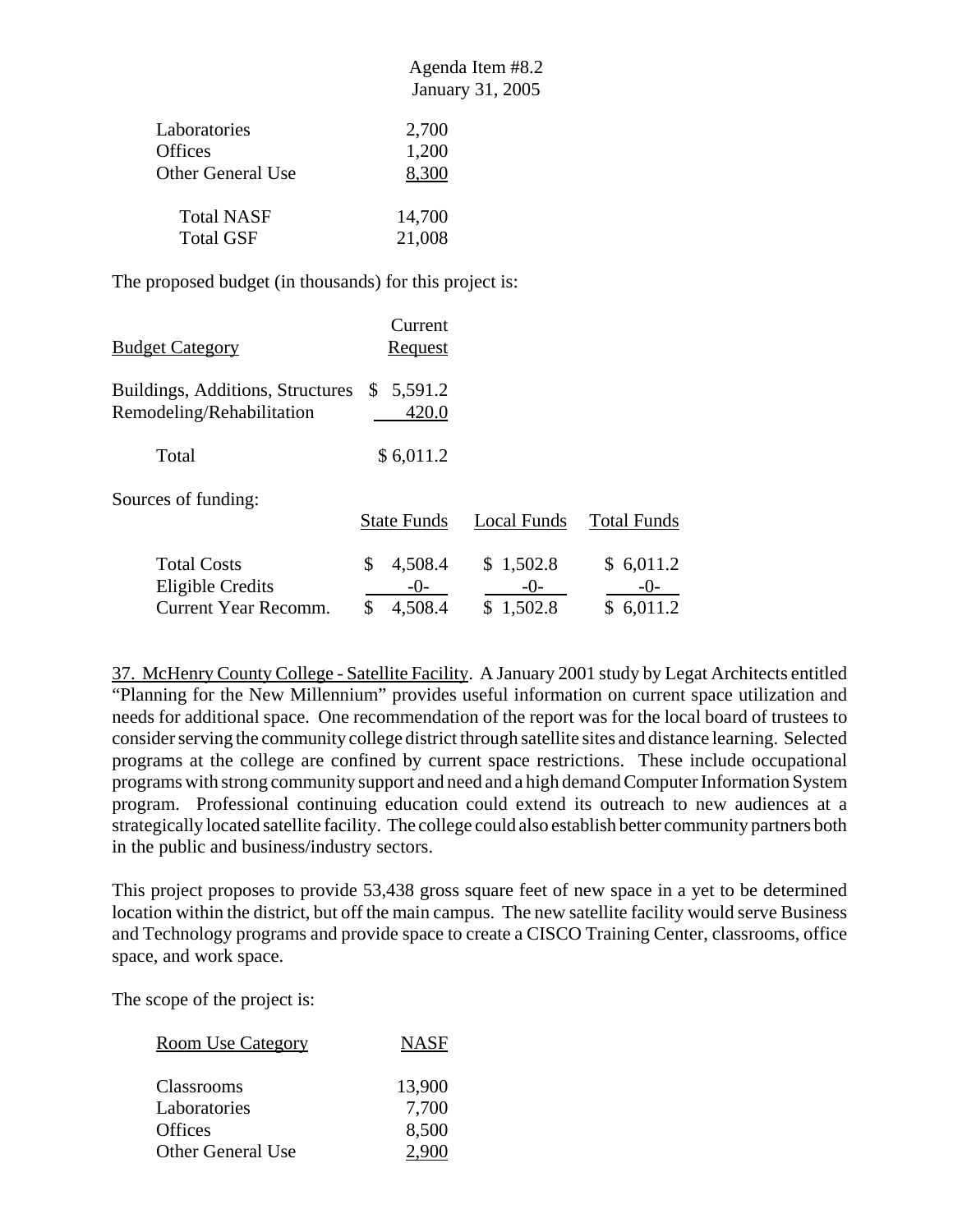Agenda Item #8.2
January 31, 2005

| | |
|---|---|
| Laboratories | 2,700 |
| Offices | 1,200 |
| Other General Use | 8,300 |
| Total NASF | 14,700 |
| Total GSF | 21,008 |

The proposed budget (in thousands) for this project is:

| Budget Category | Current Request |
|---|---|
| Buildings, Additions, Structures | $ 5,591.2 |
| Remodeling/Rehabilitation | 420.0 |
| Total | $ 6,011.2 |

Sources of funding:

| | State Funds | Local Funds | Total Funds |
|---|---|---|---|
| Total Costs | $ 4,508.4 | $ 1,502.8 | $ 6,011.2 |
| Eligible Credits | -0- | -0- | -0- |
| Current Year Recomm. | $ 4,508.4 | $ 1,502.8 | $ 6,011.2 |

37. McHenry County College - Satellite Facility. A January 2001 study by Legat Architects entitled "Planning for the New Millennium" provides useful information on current space utilization and needs for additional space. One recommendation of the report was for the local board of trustees to consider serving the community college district through satellite sites and distance learning. Selected programs at the college are confined by current space restrictions. These include occupational programs with strong community support and need and a high demand Computer Information System program. Professional continuing education could extend its outreach to new audiences at a strategically located satellite facility. The college could also establish better community partners both in the public and business/industry sectors.

This project proposes to provide 53,438 gross square feet of new space in a yet to be determined location within the district, but off the main campus. The new satellite facility would serve Business and Technology programs and provide space to create a CISCO Training Center, classrooms, office space, and work space.

The scope of the project is:

| Room Use Category | NASF |
|---|---|
| Classrooms | 13,900 |
| Laboratories | 7,700 |
| Offices | 8,500 |
| Other General Use | 2,900 |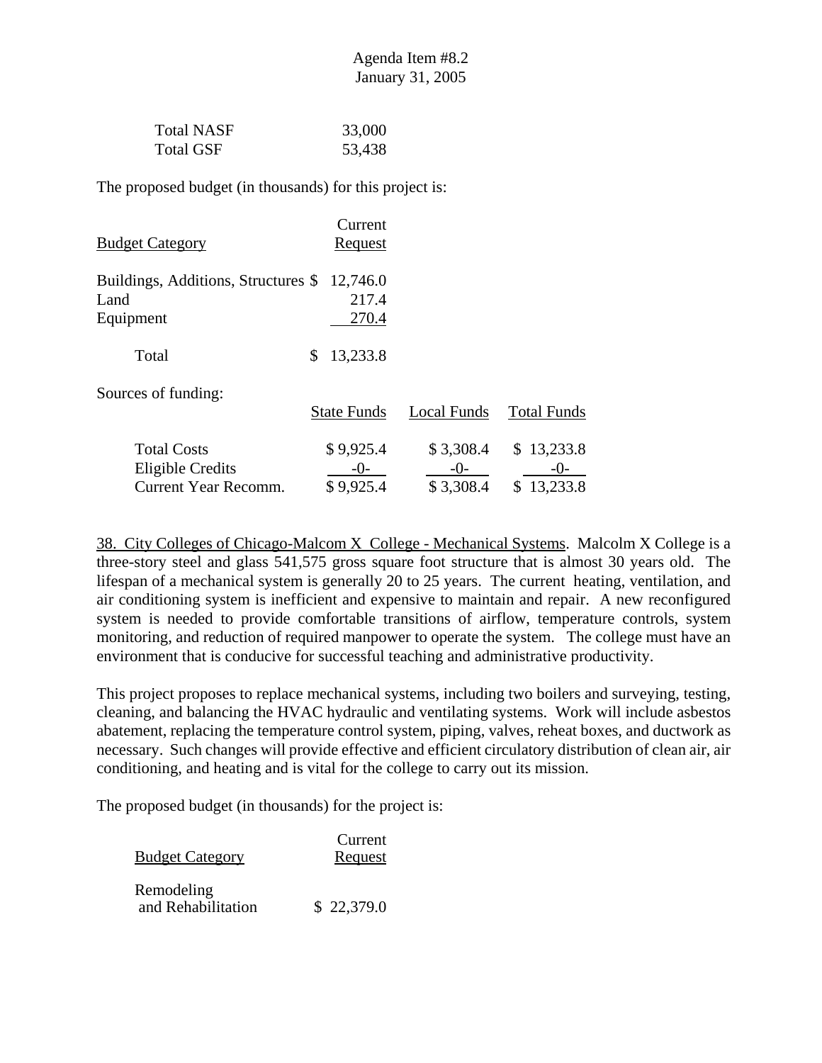| | |
|---|---|
| Total NASF | 33,000 |
| Total GSF | 53,438 |

The proposed budget (in thousands) for this project is:

| Budget Category | Current Request |
|---|---|
| Buildings, Additions, Structures | $ 12,746.0 |
| Land | 217.4 |
| Equipment | 270.4 |
| Total | $ 13,233.8 |

Sources of funding:

| | State Funds | Local Funds | Total Funds |
|---|---|---|---|
| Total Costs | $ 9,925.4 | $ 3,308.4 | $ 13,233.8 |
| Eligible Credits | -0- | -0- | -0- |
| Current Year Recomm. | $ 9,925.4 | $ 3,308.4 | $ 13,233.8 |

38. City Colleges of Chicago-Malcom X College - Mechanical Systems. Malcolm X College is a three-story steel and glass 541,575 gross square foot structure that is almost 30 years old. The lifespan of a mechanical system is generally 20 to 25 years. The current heating, ventilation, and air conditioning system is inefficient and expensive to maintain and repair. A new reconfigured system is needed to provide comfortable transitions of airflow, temperature controls, system monitoring, and reduction of required manpower to operate the system. The college must have an environment that is conducive for successful teaching and administrative productivity.

This project proposes to replace mechanical systems, including two boilers and surveying, testing, cleaning, and balancing the HVAC hydraulic and ventilating systems. Work will include asbestos abatement, replacing the temperature control system, piping, valves, reheat boxes, and ductwork as necessary. Such changes will provide effective and efficient circulatory distribution of clean air, air conditioning, and heating and is vital for the college to carry out its mission.

The proposed budget (in thousands) for the project is:

| Budget Category | Current Request |
|---|---|
| Remodeling and Rehabilitation | $ 22,379.0 |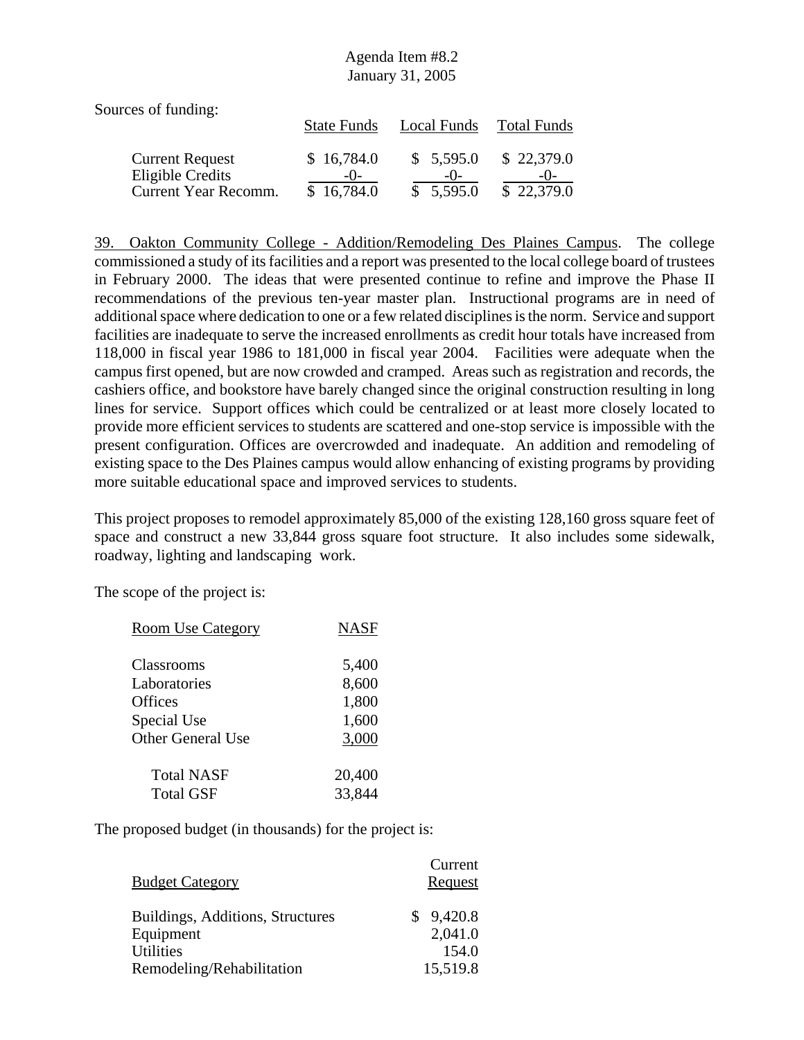Sources of funding:

| | State Funds | Local Funds | Total Funds |
|---|---|---|---|
| Current Request | $ 16,784.0 | $ 5,595.0 | $ 22,379.0 |
| Eligible Credits | -0- | -0- | -0- |
| Current Year Recomm. | $ 16,784.0 | $ 5,595.0 | $ 22,379.0 |

39. Oakton Community College - Addition/Remodeling Des Plaines Campus. The college commissioned a study of its facilities and a report was presented to the local college board of trustees in February 2000. The ideas that were presented continue to refine and improve the Phase II recommendations of the previous ten-year master plan. Instructional programs are in need of additional space where dedication to one or a few related disciplines is the norm. Service and support facilities are inadequate to serve the increased enrollments as credit hour totals have increased from 118,000 in fiscal year 1986 to 181,000 in fiscal year 2004. Facilities were adequate when the campus first opened, but are now crowded and cramped. Areas such as registration and records, the cashiers office, and bookstore have barely changed since the original construction resulting in long lines for service. Support offices which could be centralized or at least more closely located to provide more efficient services to students are scattered and one-stop service is impossible with the present configuration. Offices are overcrowded and inadequate. An addition and remodeling of existing space to the Des Plaines campus would allow enhancing of existing programs by providing more suitable educational space and improved services to students.

This project proposes to remodel approximately 85,000 of the existing 128,160 gross square feet of space and construct a new 33,844 gross square foot structure. It also includes some sidewalk, roadway, lighting and landscaping work.

The scope of the project is:

| Room Use Category | NASF |
|---|---|
| Classrooms | 5,400 |
| Laboratories | 8,600 |
| Offices | 1,800 |
| Special Use | 1,600 |
| Other General Use | 3,000 |
| Total NASF | 20,400 |
| Total GSF | 33,844 |

The proposed budget (in thousands) for the project is:

| Budget Category | Current Request |
|---|---|
| Buildings, Additions, Structures | $ 9,420.8 |
| Equipment | 2,041.0 |
| Utilities | 154.0 |
| Remodeling/Rehabilitation | 15,519.8 |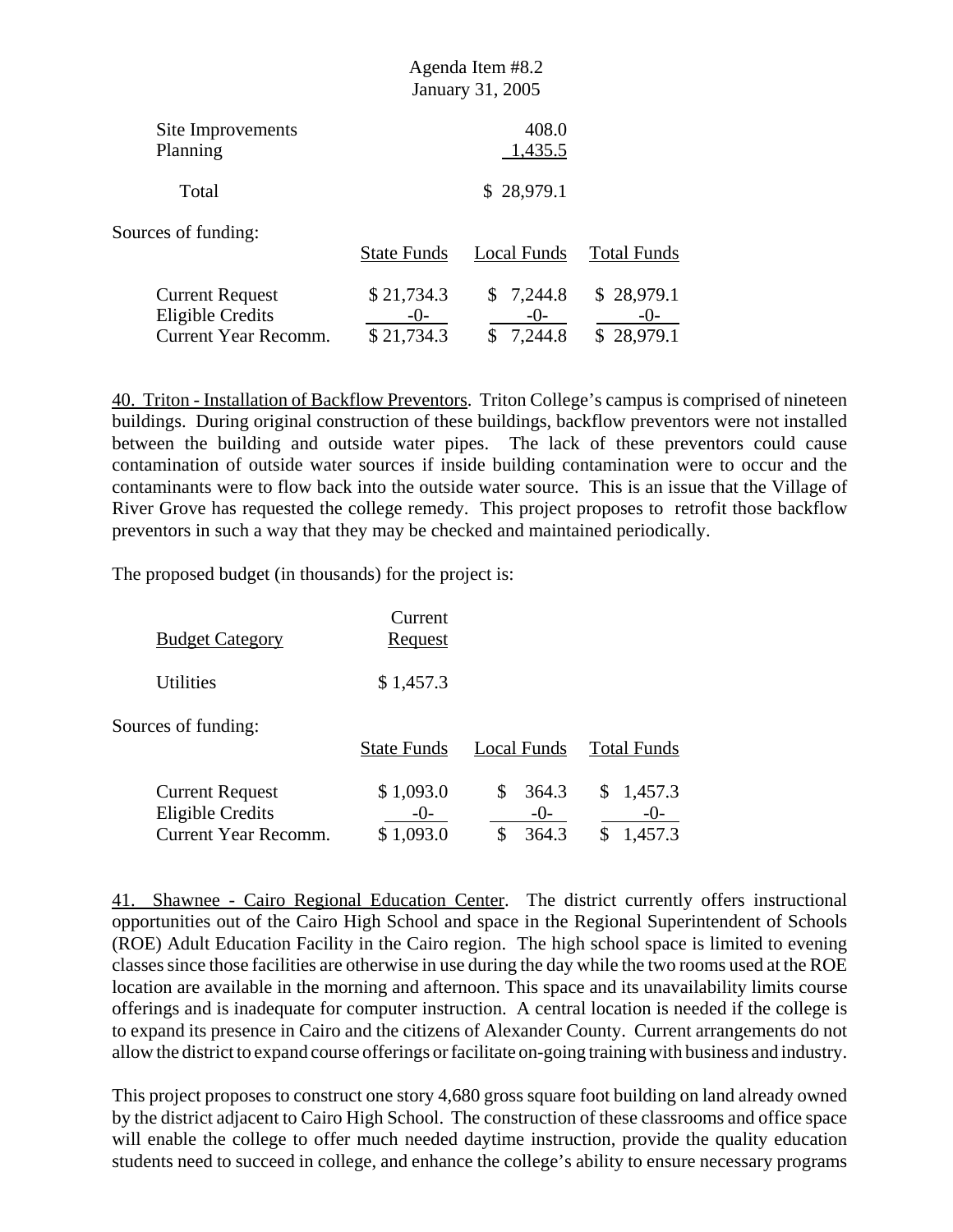| | | | |
|---|---|---|---|
| Site Improvements | | 408.0 | |
| Planning | | 1,435.5 | |
| Total | | $ 28,979.1 | |

Sources of funding:

| | State Funds | Local Funds | Total Funds |
|---|---|---|---|
| Current Request | $ 21,734.3 | $ 7,244.8 | $ 28,979.1 |
| Eligible Credits | -0- | -0- | -0- |
| Current Year Recomm. | $ 21,734.3 | $ 7,244.8 | $ 28,979.1 |

40. Triton - Installation of Backflow Preventors. Triton College's campus is comprised of nineteen buildings. During original construction of these buildings, backflow preventors were not installed between the building and outside water pipes. The lack of these preventors could cause contamination of outside water sources if inside building contamination were to occur and the contaminants were to flow back into the outside water source. This is an issue that the Village of River Grove has requested the college remedy. This project proposes to retrofit those backflow preventors in such a way that they may be checked and maintained periodically.

The proposed budget (in thousands) for the project is:

| Budget Category | Current Request |
|---|---|
| Utilities | $ 1,457.3 |

Sources of funding:

| | State Funds | Local Funds | Total Funds |
|---|---|---|---|
| Current Request | $ 1,093.0 | $ 364.3 | $ 1,457.3 |
| Eligible Credits | -0- | -0- | -0- |
| Current Year Recomm. | $ 1,093.0 | $ 364.3 | $ 1,457.3 |

41. Shawnee - Cairo Regional Education Center. The district currently offers instructional opportunities out of the Cairo High School and space in the Regional Superintendent of Schools (ROE) Adult Education Facility in the Cairo region. The high school space is limited to evening classes since those facilities are otherwise in use during the day while the two rooms used at the ROE location are available in the morning and afternoon. This space and its unavailability limits course offerings and is inadequate for computer instruction. A central location is needed if the college is to expand its presence in Cairo and the citizens of Alexander County. Current arrangements do not allow the district to expand course offerings or facilitate on-going training with business and industry.

This project proposes to construct one story 4,680 gross square foot building on land already owned by the district adjacent to Cairo High School. The construction of these classrooms and office space will enable the college to offer much needed daytime instruction, provide the quality education students need to succeed in college, and enhance the college's ability to ensure necessary programs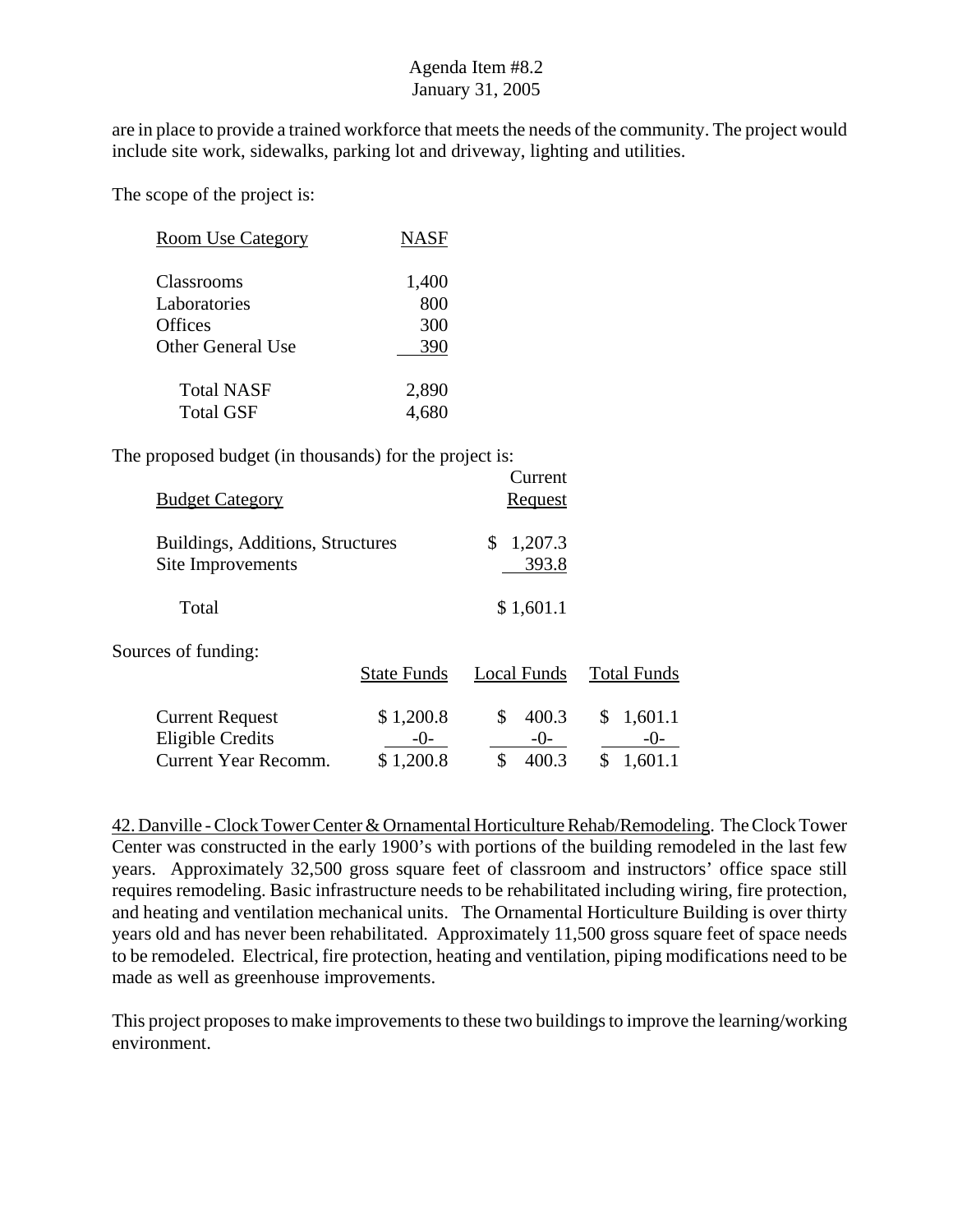are in place to provide a trained workforce that meets the needs of the community. The project would include site work, sidewalks, parking lot and driveway, lighting and utilities.

The scope of the project is:

| Room Use Category | NASF |
|---|---|
| Classrooms | 1,400 |
| Laboratories | 800 |
| Offices | 300 |
| Other General Use | 390 |
| Total NASF | 2,890 |
| Total GSF | 4,680 |

The proposed budget (in thousands) for the project is:

| Budget Category | Current Request |
|---|---|
| Buildings, Additions, Structures | $ 1,207.3 |
| Site Improvements | 393.8 |
| Total | $ 1,601.1 |

Sources of funding:

| | State Funds | Local Funds | Total Funds |
|---|---|---|---|
| Current Request | $ 1,200.8 | $ 400.3 | $ 1,601.1 |
| Eligible Credits | -0- | -0- | -0- |
| Current Year Recomm. | $ 1,200.8 | $ 400.3 | $ 1,601.1 |

42. Danville - Clock Tower Center & Ornamental Horticulture Rehab/Remodeling. The Clock Tower Center was constructed in the early 1900's with portions of the building remodeled in the last few years. Approximately 32,500 gross square feet of classroom and instructors' office space still requires remodeling. Basic infrastructure needs to be rehabilitated including wiring, fire protection, and heating and ventilation mechanical units. The Ornamental Horticulture Building is over thirty years old and has never been rehabilitated. Approximately 11,500 gross square feet of space needs to be remodeled. Electrical, fire protection, heating and ventilation, piping modifications need to be made as well as greenhouse improvements.

This project proposes to make improvements to these two buildings to improve the learning/working environment.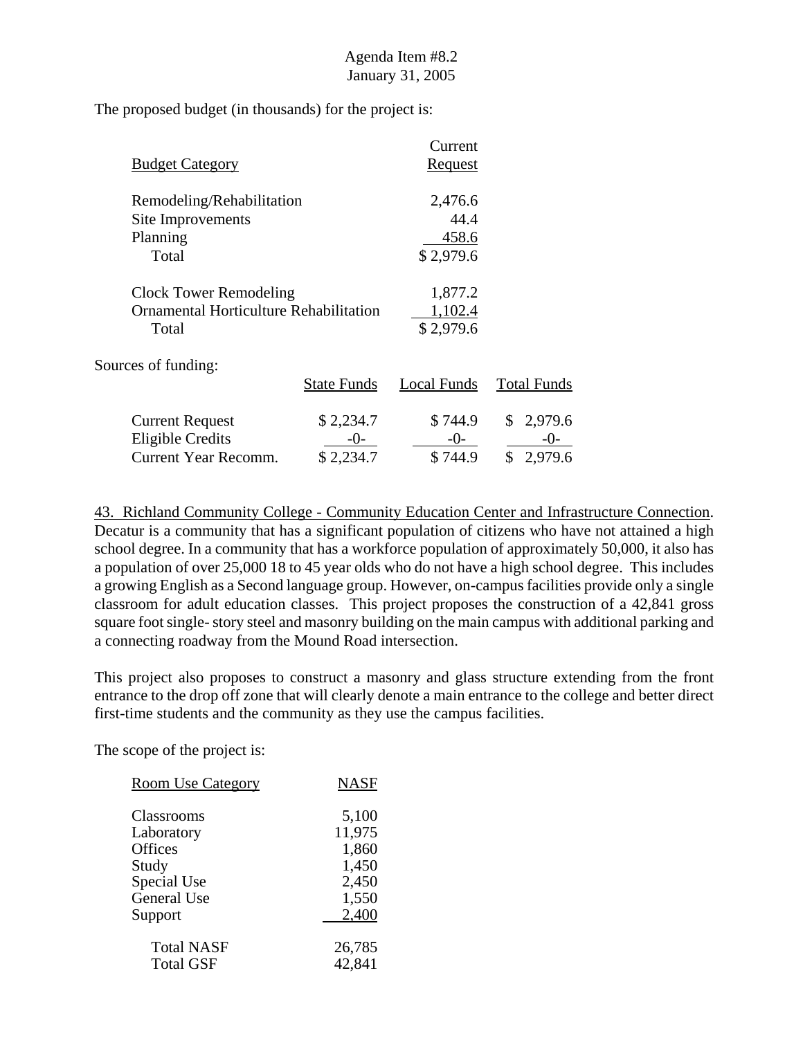The proposed budget (in thousands) for the project is:

| Budget Category | Current Request |
|---|---|
| Remodeling/Rehabilitation | 2,476.6 |
| Site Improvements | 44.4 |
| Planning | 458.6 |
| Total | $ 2,979.6 |
| | |
| Clock Tower Remodeling | 1,877.2 |
| Ornamental Horticulture Rehabilitation | 1,102.4 |
| Total | $ 2,979.6 |

Sources of funding:

| | State Funds | Local Funds | Total Funds |
|---|---|---|---|
| Current Request | $ 2,234.7 | $ 744.9 | $ 2,979.6 |
| Eligible Credits | -0- | -0- | -0- |
| Current Year Recomm. | $ 2,234.7 | $ 744.9 | $ 2,979.6 |

43. Richland Community College - Community Education Center and Infrastructure Connection. Decatur is a community that has a significant population of citizens who have not attained a high school degree. In a community that has a workforce population of approximately 50,000, it also has a population of over 25,000 18 to 45 year olds who do not have a high school degree. This includes a growing English as a Second language group. However, on-campus facilities provide only a single classroom for adult education classes. This project proposes the construction of a 42,841 gross square foot single- story steel and masonry building on the main campus with additional parking and a connecting roadway from the Mound Road intersection.

This project also proposes to construct a masonry and glass structure extending from the front entrance to the drop off zone that will clearly denote a main entrance to the college and better direct first-time students and the community as they use the campus facilities.

The scope of the project is:

| Room Use Category | NASF |
|---|---|
| Classrooms | 5,100 |
| Laboratory | 11,975 |
| Offices | 1,860 |
| Study | 1,450 |
| Special Use | 2,450 |
| General Use | 1,550 |
| Support | 2,400 |
| Total NASF | 26,785 |
| Total GSF | 42,841 |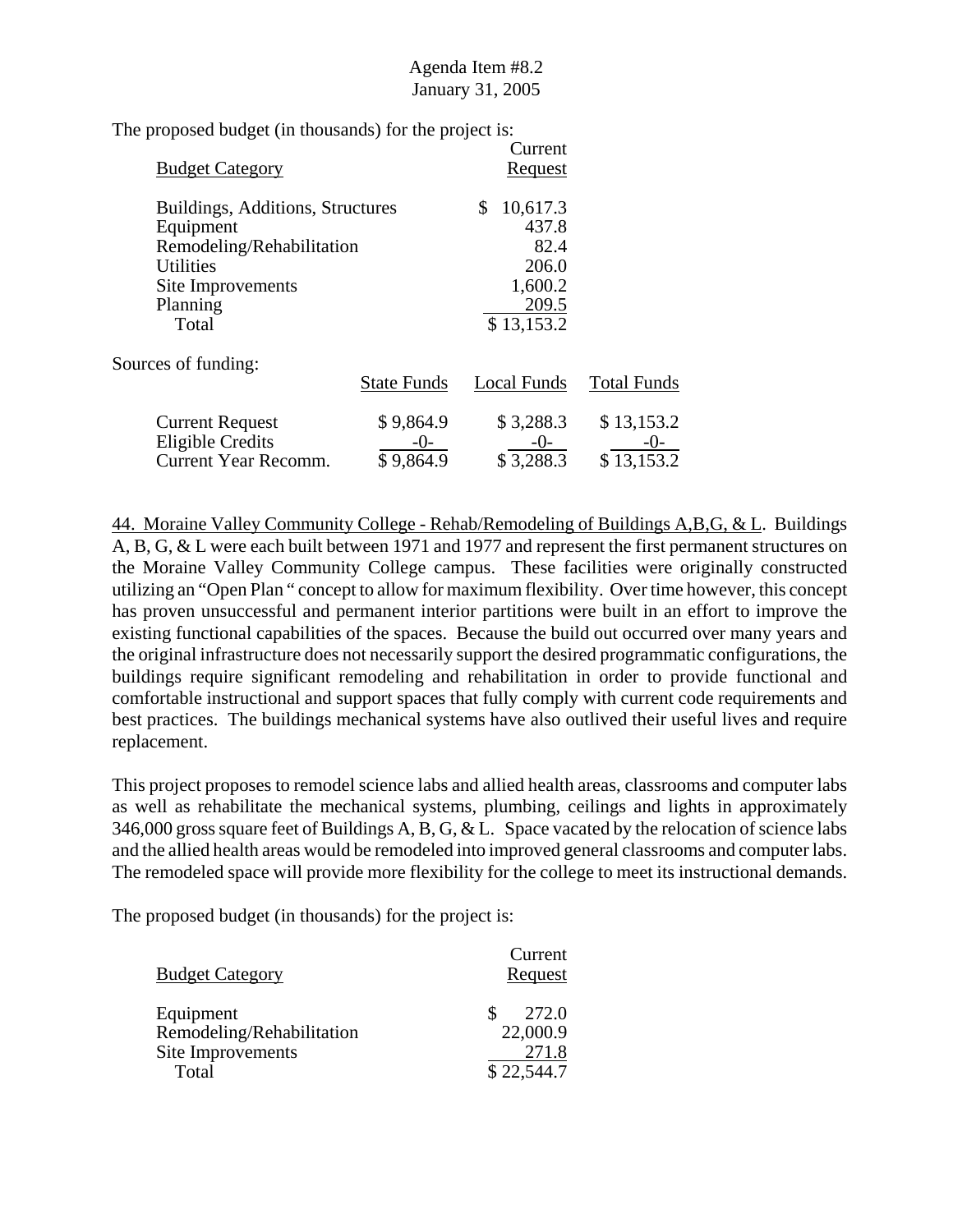Agenda Item #8.2
January 31, 2005

The proposed budget (in thousands) for the project is:

| Budget Category | Current Request |
|---|---|
| Buildings, Additions, Structures | $ 10,617.3 |
| Equipment | 437.8 |
| Remodeling/Rehabilitation | 82.4 |
| Utilities | 206.0 |
| Site Improvements | 1,600.2 |
| Planning | 209.5 |
| Total | $ 13,153.2 |

Sources of funding:

| | State Funds | Local Funds | Total Funds |
|---|---|---|---|
| Current Request | $ 9,864.9 | $ 3,288.3 | $ 13,153.2 |
| Eligible Credits | -0- | -0- | -0- |
| Current Year Recomm. | $ 9,864.9 | $ 3,288.3 | $ 13,153.2 |

44. Moraine Valley Community College - Rehab/Remodeling of Buildings A,B,G, & L. Buildings A, B, G, & L were each built between 1971 and 1977 and represent the first permanent structures on the Moraine Valley Community College campus. These facilities were originally constructed utilizing an "Open Plan " concept to allow for maximum flexibility. Over time however, this concept has proven unsuccessful and permanent interior partitions were built in an effort to improve the existing functional capabilities of the spaces. Because the build out occurred over many years and the original infrastructure does not necessarily support the desired programmatic configurations, the buildings require significant remodeling and rehabilitation in order to provide functional and comfortable instructional and support spaces that fully comply with current code requirements and best practices. The buildings mechanical systems have also outlived their useful lives and require replacement.

This project proposes to remodel science labs and allied health areas, classrooms and computer labs as well as rehabilitate the mechanical systems, plumbing, ceilings and lights in approximately 346,000 gross square feet of Buildings A, B, G, & L. Space vacated by the relocation of science labs and the allied health areas would be remodeled into improved general classrooms and computer labs. The remodeled space will provide more flexibility for the college to meet its instructional demands.

The proposed budget (in thousands) for the project is:

| Budget Category | Current Request |
|---|---|
| Equipment | $ 272.0 |
| Remodeling/Rehabilitation | 22,000.9 |
| Site Improvements | 271.8 |
| Total | $ 22,544.7 |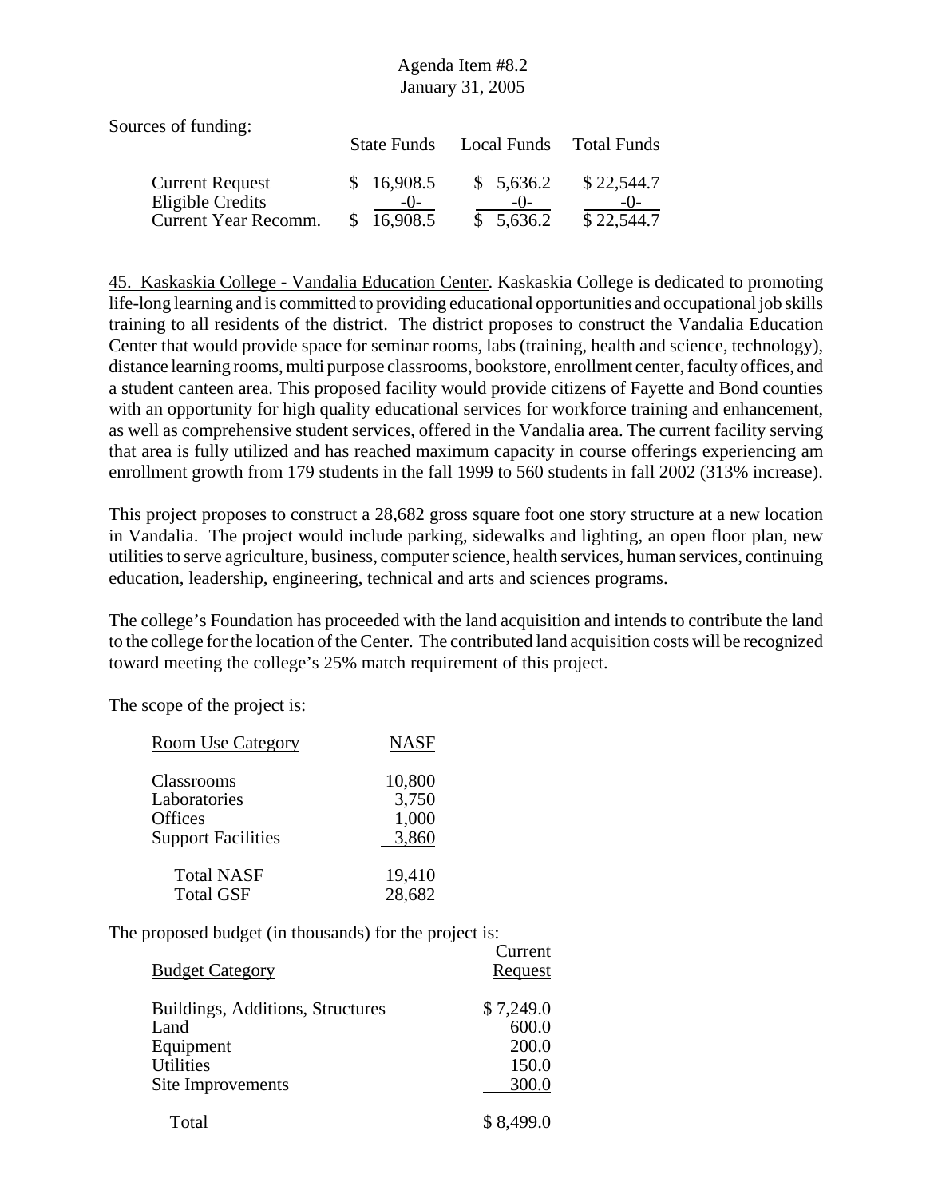Sources of funding:

| | State Funds | Local Funds | Total Funds |
|---|---|---|---|
| Current Request | $ 16,908.5 | $ 5,636.2 | $ 22,544.7 |
| Eligible Credits | -0- | -0- | -0- |
| Current Year Recomm. | $ 16,908.5 | $ 5,636.2 | $ 22,544.7 |

45. Kaskaskia College - Vandalia Education Center. Kaskaskia College is dedicated to promoting life-long learning and is committed to providing educational opportunities and occupational job skills training to all residents of the district. The district proposes to construct the Vandalia Education Center that would provide space for seminar rooms, labs (training, health and science, technology), distance learning rooms, multi purpose classrooms, bookstore, enrollment center, faculty offices, and a student canteen area. This proposed facility would provide citizens of Fayette and Bond counties with an opportunity for high quality educational services for workforce training and enhancement, as well as comprehensive student services, offered in the Vandalia area. The current facility serving that area is fully utilized and has reached maximum capacity in course offerings experiencing am enrollment growth from 179 students in the fall 1999 to 560 students in fall 2002 (313% increase).

This project proposes to construct a 28,682 gross square foot one story structure at a new location in Vandalia. The project would include parking, sidewalks and lighting, an open floor plan, new utilities to serve agriculture, business, computer science, health services, human services, continuing education, leadership, engineering, technical and arts and sciences programs.

The college's Foundation has proceeded with the land acquisition and intends to contribute the land to the college for the location of the Center. The contributed land acquisition costs will be recognized toward meeting the college's 25% match requirement of this project.

The scope of the project is:

| Room Use Category | NASF |
|---|---|
| Classrooms | 10,800 |
| Laboratories | 3,750 |
| Offices | 1,000 |
| Support Facilities | 3,860 |
| Total NASF | 19,410 |
| Total GSF | 28,682 |

The proposed budget (in thousands) for the project is:

| Budget Category | Current Request |
|---|---|
| Buildings, Additions, Structures | $ 7,249.0 |
| Land | 600.0 |
| Equipment | 200.0 |
| Utilities | 150.0 |
| Site Improvements | 300.0 |
| Total | $ 8,499.0 |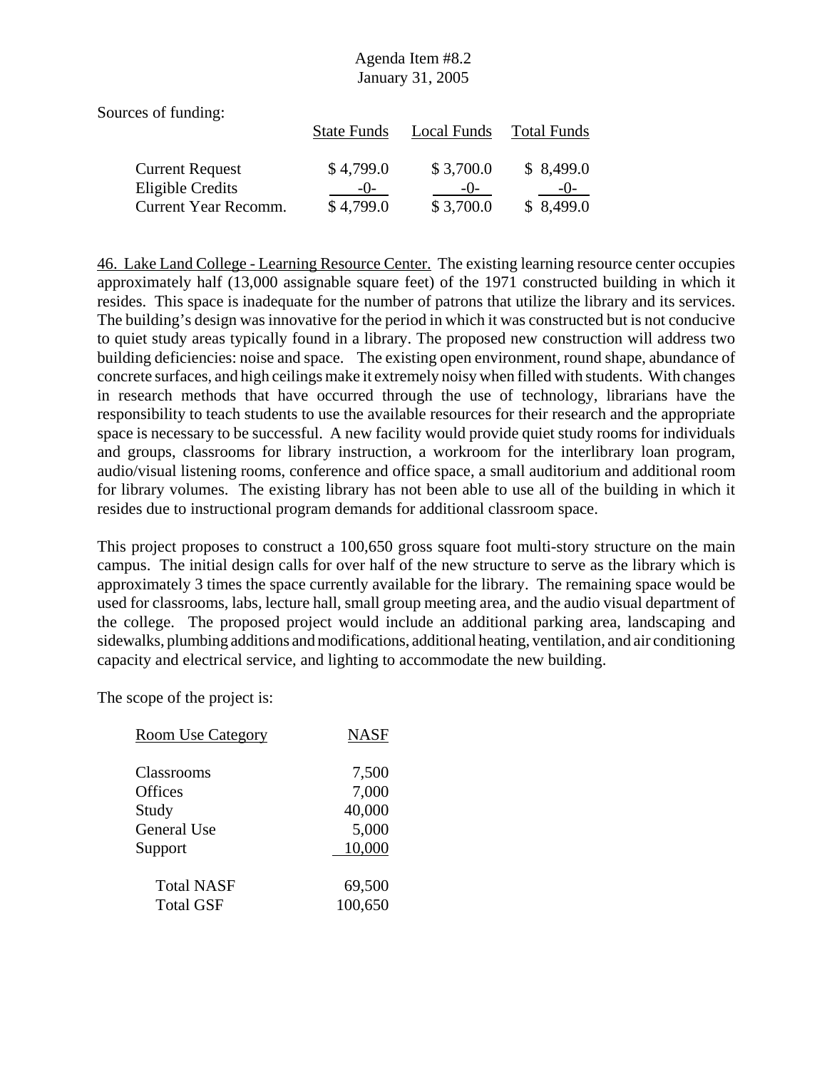Sources of funding:

| | State Funds | Local Funds | Total Funds |
|---|---|---|---|
| Current Request | $ 4,799.0 | $ 3,700.0 | $ 8,499.0 |
| Eligible Credits | -0- | -0- | -0- |
| Current Year Recomm. | $ 4,799.0 | $ 3,700.0 | $ 8,499.0 |

46. Lake Land College - Learning Resource Center. The existing learning resource center occupies approximately half (13,000 assignable square feet) of the 1971 constructed building in which it resides. This space is inadequate for the number of patrons that utilize the library and its services. The building's design was innovative for the period in which it was constructed but is not conducive to quiet study areas typically found in a library. The proposed new construction will address two building deficiencies: noise and space. The existing open environment, round shape, abundance of concrete surfaces, and high ceilings make it extremely noisy when filled with students. With changes in research methods that have occurred through the use of technology, librarians have the responsibility to teach students to use the available resources for their research and the appropriate space is necessary to be successful. A new facility would provide quiet study rooms for individuals and groups, classrooms for library instruction, a workroom for the interlibrary loan program, audio/visual listening rooms, conference and office space, a small auditorium and additional room for library volumes. The existing library has not been able to use all of the building in which it resides due to instructional program demands for additional classroom space.

This project proposes to construct a 100,650 gross square foot multi-story structure on the main campus. The initial design calls for over half of the new structure to serve as the library which is approximately 3 times the space currently available for the library. The remaining space would be used for classrooms, labs, lecture hall, small group meeting area, and the audio visual department of the college. The proposed project would include an additional parking area, landscaping and sidewalks, plumbing additions and modifications, additional heating, ventilation, and air conditioning capacity and electrical service, and lighting to accommodate the new building.

The scope of the project is:

| Room Use Category | NASF |
|---|---|
| Classrooms | 7,500 |
| Offices | 7,000 |
| Study | 40,000 |
| General Use | 5,000 |
| Support | 10,000 |
| Total NASF | 69,500 |
| Total GSF | 100,650 |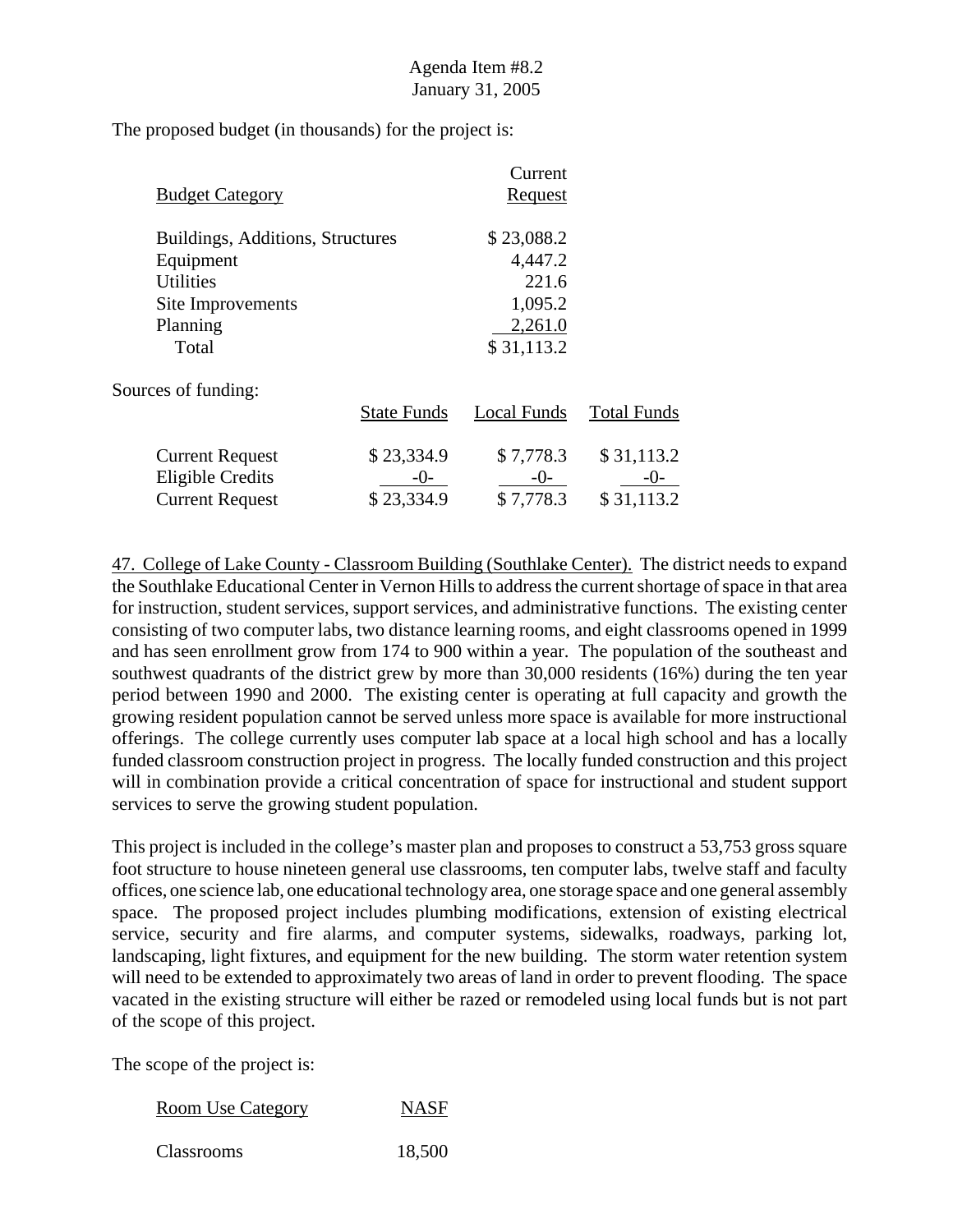Agenda Item #8.2
January 31, 2005

The proposed budget (in thousands) for the project is:

| Budget Category | Current Request |
|---|---|
| Buildings, Additions, Structures | $ 23,088.2 |
| Equipment | 4,447.2 |
| Utilities | 221.6 |
| Site Improvements | 1,095.2 |
| Planning | 2,261.0 |
| Total | $ 31,113.2 |

Sources of funding:

| | State Funds | Local Funds | Total Funds |
|---|---|---|---|
| Current Request | $ 23,334.9 | $ 7,778.3 | $ 31,113.2 |
| Eligible Credits | -0- | -0- | -0- |
| Current Request | $ 23,334.9 | $ 7,778.3 | $ 31,113.2 |

47. College of Lake County - Classroom Building (Southlake Center). The district needs to expand the Southlake Educational Center in Vernon Hills to address the current shortage of space in that area for instruction, student services, support services, and administrative functions. The existing center consisting of two computer labs, two distance learning rooms, and eight classrooms opened in 1999 and has seen enrollment grow from 174 to 900 within a year. The population of the southeast and southwest quadrants of the district grew by more than 30,000 residents (16%) during the ten year period between 1990 and 2000. The existing center is operating at full capacity and growth the growing resident population cannot be served unless more space is available for more instructional offerings. The college currently uses computer lab space at a local high school and has a locally funded classroom construction project in progress. The locally funded construction and this project will in combination provide a critical concentration of space for instructional and student support services to serve the growing student population.

This project is included in the college's master plan and proposes to construct a 53,753 gross square foot structure to house nineteen general use classrooms, ten computer labs, twelve staff and faculty offices, one science lab, one educational technology area, one storage space and one general assembly space. The proposed project includes plumbing modifications, extension of existing electrical service, security and fire alarms, and computer systems, sidewalks, roadways, parking lot, landscaping, light fixtures, and equipment for the new building. The storm water retention system will need to be extended to approximately two areas of land in order to prevent flooding. The space vacated in the existing structure will either be razed or remodeled using local funds but is not part of the scope of this project.

The scope of the project is:

| Room Use Category | NASF |
|---|---|
| Classrooms | 18,500 |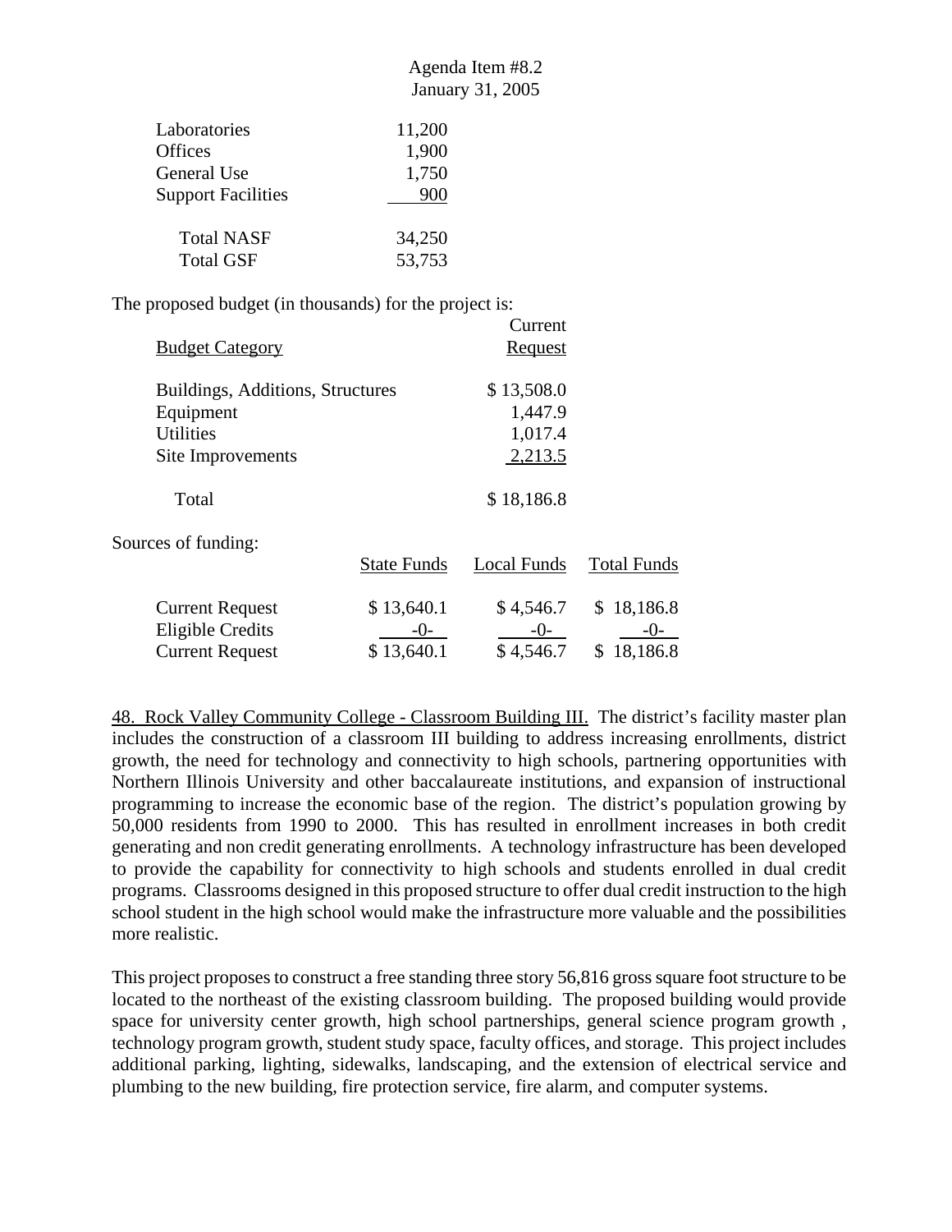| | |
|---|---|
| Laboratories | 11,200 |
| Offices | 1,900 |
| General Use | 1,750 |
| Support Facilities | 900 |
| Total NASF | 34,250 |
| Total GSF | 53,753 |

The proposed budget (in thousands) for the project is:

| Budget Category | Current Request |
|---|---|
| Buildings, Additions, Structures | $ 13,508.0 |
| Equipment | 1,447.9 |
| Utilities | 1,017.4 |
| Site Improvements | 2,213.5 |
| Total | $ 18,186.8 |

Sources of funding:

| | State Funds | Local Funds | Total Funds |
|---|---|---|---|
| Current Request | $ 13,640.1 | $ 4,546.7 | $ 18,186.8 |
| Eligible Credits | -0- | -0- | -0- |
| Current Request | $ 13,640.1 | $ 4,546.7 | $ 18,186.8 |

48. Rock Valley Community College - Classroom Building III. The district's facility master plan includes the construction of a classroom III building to address increasing enrollments, district growth, the need for technology and connectivity to high schools, partnering opportunities with Northern Illinois University and other baccalaureate institutions, and expansion of instructional programming to increase the economic base of the region. The district's population growing by 50,000 residents from 1990 to 2000. This has resulted in enrollment increases in both credit generating and non credit generating enrollments. A technology infrastructure has been developed to provide the capability for connectivity to high schools and students enrolled in dual credit programs. Classrooms designed in this proposed structure to offer dual credit instruction to the high school student in the high school would make the infrastructure more valuable and the possibilities more realistic.

This project proposes to construct a free standing three story 56,816 gross square foot structure to be located to the northeast of the existing classroom building. The proposed building would provide space for university center growth, high school partnerships, general science program growth , technology program growth, student study space, faculty offices, and storage. This project includes additional parking, lighting, sidewalks, landscaping, and the extension of electrical service and plumbing to the new building, fire protection service, fire alarm, and computer systems.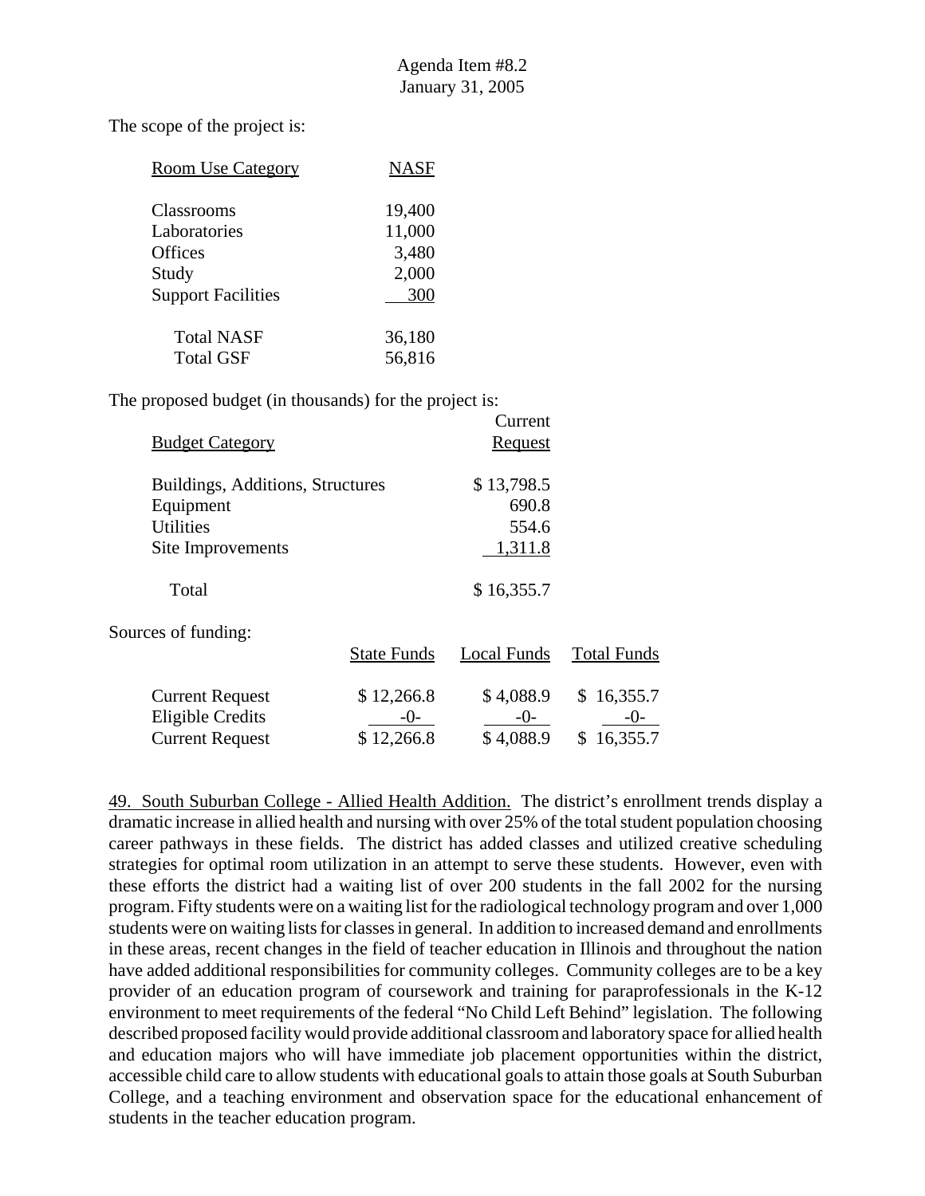The scope of the project is:

| Room Use Category | NASF |
|---|---|
| Classrooms | 19,400 |
| Laboratories | 11,000 |
| Offices | 3,480 |
| Study | 2,000 |
| Support Facilities | 300 |
| Total NASF | 36,180 |
| Total GSF | 56,816 |

The proposed budget (in thousands) for the project is:

| Budget Category | Current Request |
|---|---|
| Buildings, Additions, Structures | $ 13,798.5 |
| Equipment | 690.8 |
| Utilities | 554.6 |
| Site Improvements | 1,311.8 |
| Total | $ 16,355.7 |

Sources of funding:

| | State Funds | Local Funds | Total Funds |
|---|---|---|---|
| Current Request | $ 12,266.8 | $ 4,088.9 | $ 16,355.7 |
| Eligible Credits | -0- | -0- | -0- |
| Current Request | $ 12,266.8 | $ 4,088.9 | $ 16,355.7 |

49. South Suburban College - Allied Health Addition. The district's enrollment trends display a dramatic increase in allied health and nursing with over 25% of the total student population choosing career pathways in these fields. The district has added classes and utilized creative scheduling strategies for optimal room utilization in an attempt to serve these students. However, even with these efforts the district had a waiting list of over 200 students in the fall 2002 for the nursing program. Fifty students were on a waiting list for the radiological technology program and over 1,000 students were on waiting lists for classes in general. In addition to increased demand and enrollments in these areas, recent changes in the field of teacher education in Illinois and throughout the nation have added additional responsibilities for community colleges. Community colleges are to be a key provider of an education program of coursework and training for paraprofessionals in the K-12 environment to meet requirements of the federal "No Child Left Behind" legislation. The following described proposed facility would provide additional classroom and laboratory space for allied health and education majors who will have immediate job placement opportunities within the district, accessible child care to allow students with educational goals to attain those goals at South Suburban College, and a teaching environment and observation space for the educational enhancement of students in the teacher education program.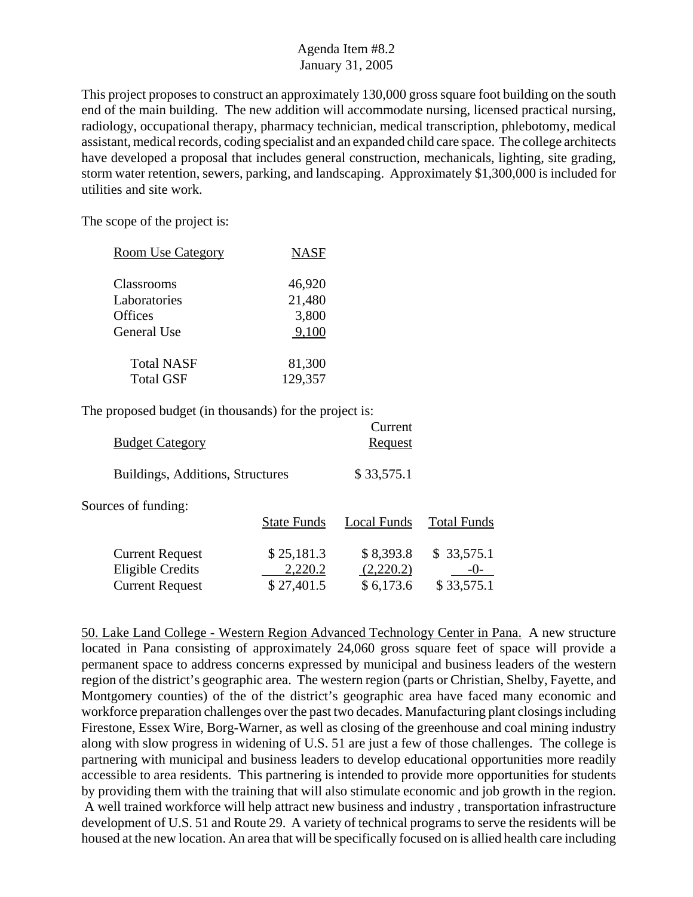This project proposes to construct an approximately 130,000 gross square foot building on the south end of the main building. The new addition will accommodate nursing, licensed practical nursing, radiology, occupational therapy, pharmacy technician, medical transcription, phlebotomy, medical assistant, medical records, coding specialist and an expanded child care space. The college architects have developed a proposal that includes general construction, mechanicals, lighting, site grading, storm water retention, sewers, parking, and landscaping. Approximately $1,300,000 is included for utilities and site work.

The scope of the project is:

| Room Use Category | NASF |
|---|---|
| Classrooms | 46,920 |
| Laboratories | 21,480 |
| Offices | 3,800 |
| General Use | 9,100 |
| Total NASF | 81,300 |
| Total GSF | 129,357 |

The proposed budget (in thousands) for the project is:

| Budget Category | Current Request |
|---|---|
| Buildings, Additions, Structures | $ 33,575.1 |

Sources of funding:

| | State Funds | Local Funds | Total Funds |
|---|---|---|---|
| Current Request | $ 25,181.3 | $ 8,393.8 | $ 33,575.1 |
| Eligible Credits | 2,220.2 | (2,220.2) | -0- |
| Current Request | $ 27,401.5 | $ 6,173.6 | $ 33,575.1 |

50. Lake Land College - Western Region Advanced Technology Center in Pana. A new structure located in Pana consisting of approximately 24,060 gross square feet of space will provide a permanent space to address concerns expressed by municipal and business leaders of the western region of the district's geographic area. The western region (parts or Christian, Shelby, Fayette, and Montgomery counties) of the of the district's geographic area have faced many economic and workforce preparation challenges over the past two decades. Manufacturing plant closings including Firestone, Essex Wire, Borg-Warner, as well as closing of the greenhouse and coal mining industry along with slow progress in widening of U.S. 51 are just a few of those challenges. The college is partnering with municipal and business leaders to develop educational opportunities more readily accessible to area residents. This partnering is intended to provide more opportunities for students by providing them with the training that will also stimulate economic and job growth in the region. A well trained workforce will help attract new business and industry , transportation infrastructure development of U.S. 51 and Route 29. A variety of technical programs to serve the residents will be housed at the new location. An area that will be specifically focused on is allied health care including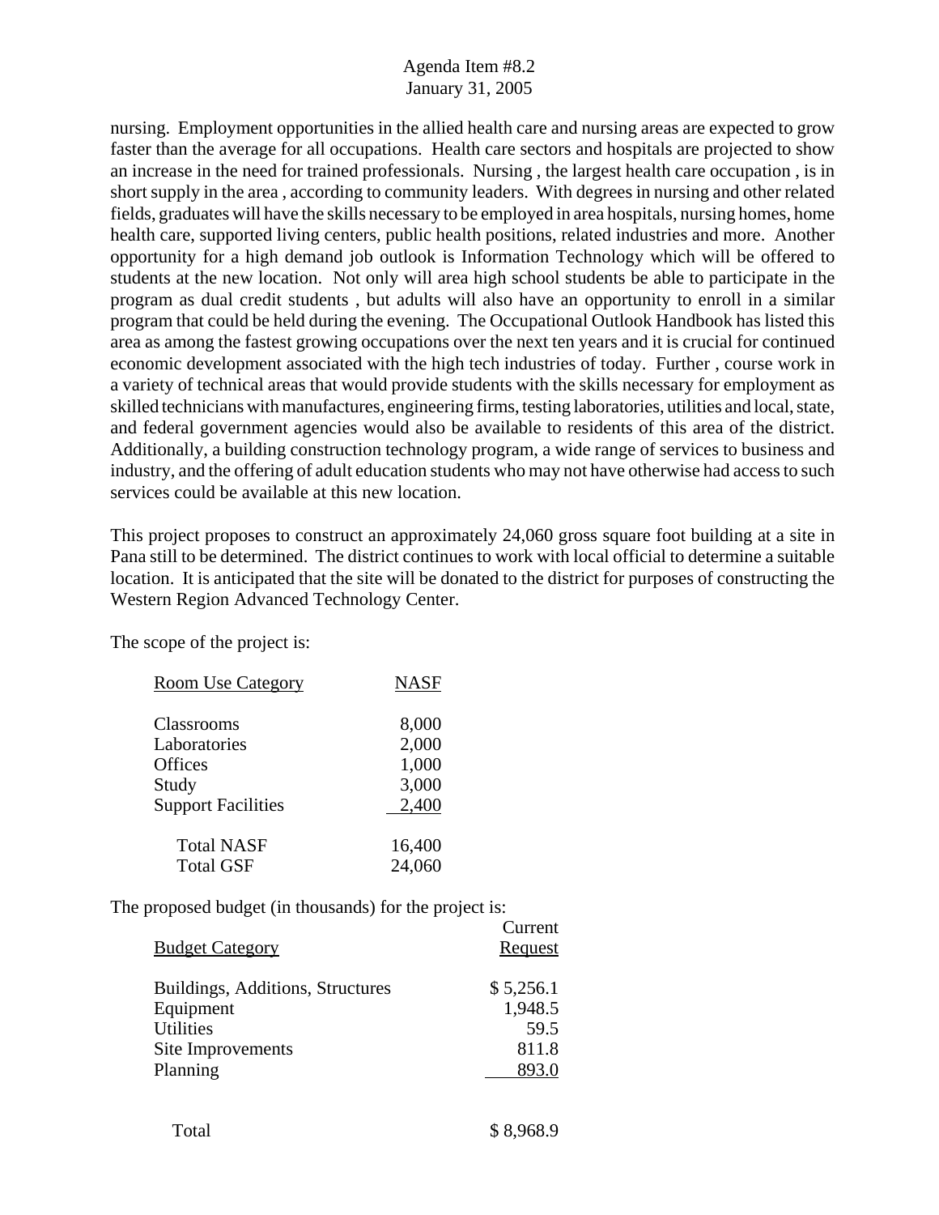nursing. Employment opportunities in the allied health care and nursing areas are expected to grow faster than the average for all occupations. Health care sectors and hospitals are projected to show an increase in the need for trained professionals. Nursing , the largest health care occupation , is in short supply in the area , according to community leaders. With degrees in nursing and other related fields, graduates will have the skills necessary to be employed in area hospitals, nursing homes, home health care, supported living centers, public health positions, related industries and more. Another opportunity for a high demand job outlook is Information Technology which will be offered to students at the new location. Not only will area high school students be able to participate in the program as dual credit students , but adults will also have an opportunity to enroll in a similar program that could be held during the evening. The Occupational Outlook Handbook has listed this area as among the fastest growing occupations over the next ten years and it is crucial for continued economic development associated with the high tech industries of today. Further , course work in a variety of technical areas that would provide students with the skills necessary for employment as skilled technicians with manufactures, engineering firms, testing laboratories, utilities and local, state, and federal government agencies would also be available to residents of this area of the district. Additionally, a building construction technology program, a wide range of services to business and industry, and the offering of adult education students who may not have otherwise had access to such services could be available at this new location.

This project proposes to construct an approximately 24,060 gross square foot building at a site in Pana still to be determined. The district continues to work with local official to determine a suitable location. It is anticipated that the site will be donated to the district for purposes of constructing the Western Region Advanced Technology Center.

The scope of the project is:

| Room Use Category | NASF |
|---|---|
| Classrooms | 8,000 |
| Laboratories | 2,000 |
| Offices | 1,000 |
| Study | 3,000 |
| Support Facilities | 2,400 |
| Total NASF | 16,400 |
| Total GSF | 24,060 |

The proposed budget (in thousands) for the project is:

| Budget Category | Current Request |
|---|---|
| Buildings, Additions, Structures | $ 5,256.1 |
| Equipment | 1,948.5 |
| Utilities | 59.5 |
| Site Improvements | 811.8 |
| Planning | 893.0 |
| Total | $ 8,968.9 |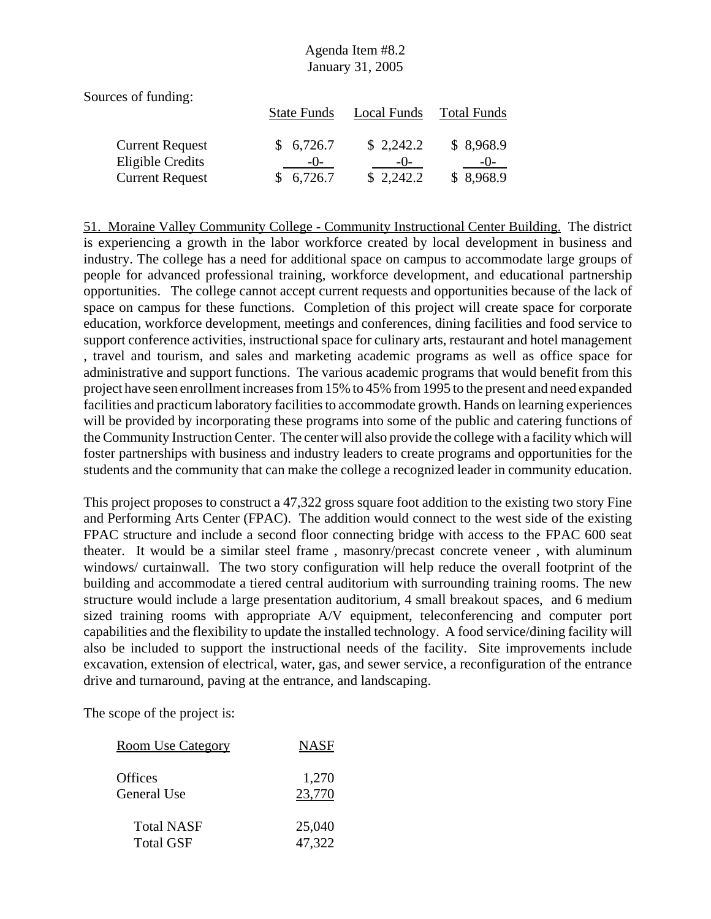Sources of funding:

| | State Funds | Local Funds | Total Funds |
|---|---|---|---|
| Current Request | $ 6,726.7 | $ 2,242.2 | $ 8,968.9 |
| Eligible Credits | -0- | -0- | -0- |
| Current Request | $ 6,726.7 | $ 2,242.2 | $ 8,968.9 |

51. Moraine Valley Community College - Community Instructional Center Building. The district is experiencing a growth in the labor workforce created by local development in business and industry. The college has a need for additional space on campus to accommodate large groups of people for advanced professional training, workforce development, and educational partnership opportunities. The college cannot accept current requests and opportunities because of the lack of space on campus for these functions. Completion of this project will create space for corporate education, workforce development, meetings and conferences, dining facilities and food service to support conference activities, instructional space for culinary arts, restaurant and hotel management , travel and tourism, and sales and marketing academic programs as well as office space for administrative and support functions. The various academic programs that would benefit from this project have seen enrollment increases from 15% to 45% from 1995 to the present and need expanded facilities and practicum laboratory facilities to accommodate growth. Hands on learning experiences will be provided by incorporating these programs into some of the public and catering functions of the Community Instruction Center. The center will also provide the college with a facility which will foster partnerships with business and industry leaders to create programs and opportunities for the students and the community that can make the college a recognized leader in community education.

This project proposes to construct a 47,322 gross square foot addition to the existing two story Fine and Performing Arts Center (FPAC). The addition would connect to the west side of the existing FPAC structure and include a second floor connecting bridge with access to the FPAC 600 seat theater. It would be a similar steel frame , masonry/precast concrete veneer , with aluminum windows/ curtainwall. The two story configuration will help reduce the overall footprint of the building and accommodate a tiered central auditorium with surrounding training rooms. The new structure would include a large presentation auditorium, 4 small breakout spaces, and 6 medium sized training rooms with appropriate A/V equipment, teleconferencing and computer port capabilities and the flexibility to update the installed technology. A food service/dining facility will also be included to support the instructional needs of the facility. Site improvements include excavation, extension of electrical, water, gas, and sewer service, a reconfiguration of the entrance drive and turnaround, paving at the entrance, and landscaping.

The scope of the project is:

| Room Use Category | NASF |
|---|---|
| Offices | 1,270 |
| General Use | 23,770 |
| Total NASF | 25,040 |
| Total GSF | 47,322 |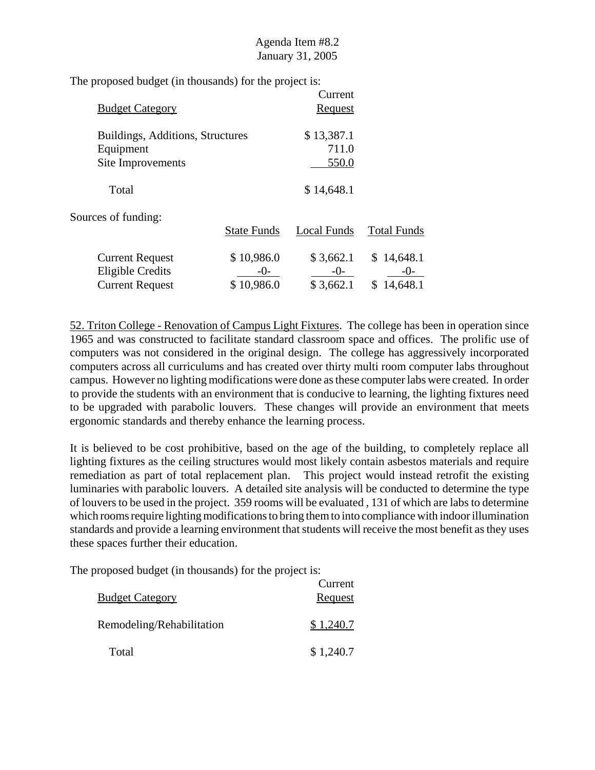Agenda Item #8.2
January 31, 2005

The proposed budget (in thousands) for the project is:

| Budget Category | Current Request |
|---|---|
| Buildings, Additions, Structures | $ 13,387.1 |
| Equipment | 711.0 |
| Site Improvements | 550.0 |
| Total | $ 14,648.1 |

Sources of funding:

| | State Funds | Local Funds | Total Funds |
|---|---|---|---|
| Current Request | $ 10,986.0 | $ 3,662.1 | $ 14,648.1 |
| Eligible Credits | -0- | -0- | -0- |
| Current Request | $ 10,986.0 | $ 3,662.1 | $ 14,648.1 |

52. Triton College - Renovation of Campus Light Fixtures. The college has been in operation since 1965 and was constructed to facilitate standard classroom space and offices. The prolific use of computers was not considered in the original design. The college has aggressively incorporated computers across all curriculums and has created over thirty multi room computer labs throughout campus. However no lighting modifications were done as these computer labs were created. In order to provide the students with an environment that is conducive to learning, the lighting fixtures need to be upgraded with parabolic louvers. These changes will provide an environment that meets ergonomic standards and thereby enhance the learning process.

It is believed to be cost prohibitive, based on the age of the building, to completely replace all lighting fixtures as the ceiling structures would most likely contain asbestos materials and require remediation as part of total replacement plan. This project would instead retrofit the existing luminaries with parabolic louvers. A detailed site analysis will be conducted to determine the type of louvers to be used in the project. 359 rooms will be evaluated , 131 of which are labs to determine which rooms require lighting modifications to bring them to into compliance with indoor illumination standards and provide a learning environment that students will receive the most benefit as they uses these spaces further their education.

The proposed budget (in thousands) for the project is:

| Budget Category | Current Request |
|---|---|
| Remodeling/Rehabilitation | $ 1,240.7 |
| Total | $ 1,240.7 |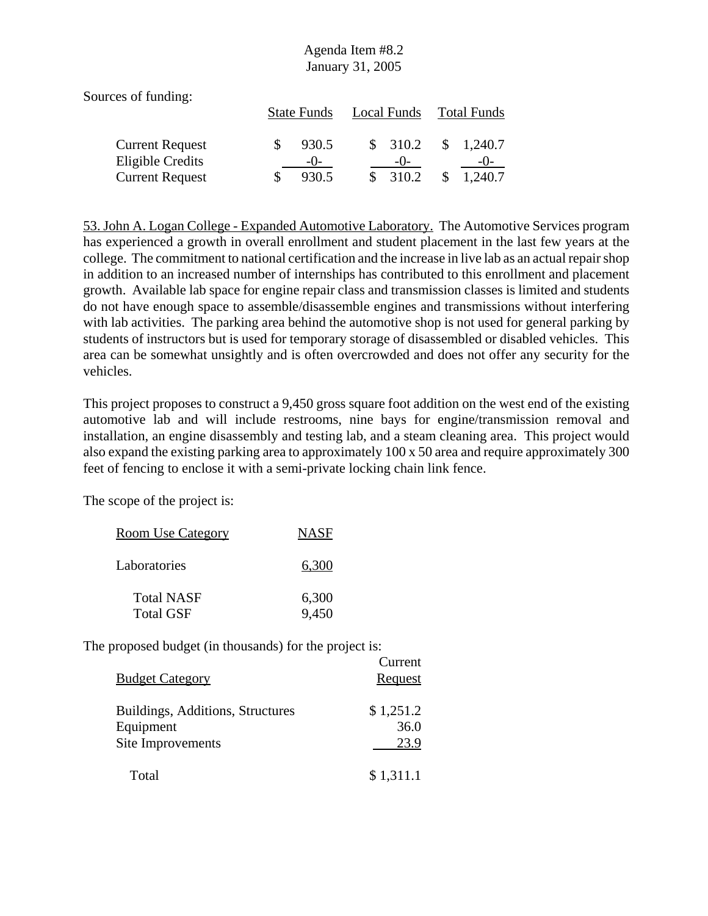Sources of funding:

| | State Funds | Local Funds | Total Funds |
|---|---|---|---|
| Current Request | $ 930.5 | $ 310.2 | $ 1,240.7 |
| Eligible Credits | -0- | -0- | -0- |
| Current Request | $ 930.5 | $ 310.2 | $ 1,240.7 |

53. John A. Logan College - Expanded Automotive Laboratory. The Automotive Services program has experienced a growth in overall enrollment and student placement in the last few years at the college. The commitment to national certification and the increase in live lab as an actual repair shop in addition to an increased number of internships has contributed to this enrollment and placement growth. Available lab space for engine repair class and transmission classes is limited and students do not have enough space to assemble/disassemble engines and transmissions without interfering with lab activities. The parking area behind the automotive shop is not used for general parking by students of instructors but is used for temporary storage of disassembled or disabled vehicles. This area can be somewhat unsightly and is often overcrowded and does not offer any security for the vehicles.

This project proposes to construct a 9,450 gross square foot addition on the west end of the existing automotive lab and will include restrooms, nine bays for engine/transmission removal and installation, an engine disassembly and testing lab, and a steam cleaning area. This project would also expand the existing parking area to approximately 100 x 50 area and require approximately 300 feet of fencing to enclose it with a semi-private locking chain link fence.

The scope of the project is:

| Room Use Category | NASF |
|---|---|
| Laboratories | 6,300 |
| Total NASF | 6,300 |
| Total GSF | 9,450 |

The proposed budget (in thousands) for the project is:

| Budget Category | Current Request |
|---|---|
| Buildings, Additions, Structures | $ 1,251.2 |
| Equipment | 36.0 |
| Site Improvements | 23.9 |
| Total | $ 1,311.1 |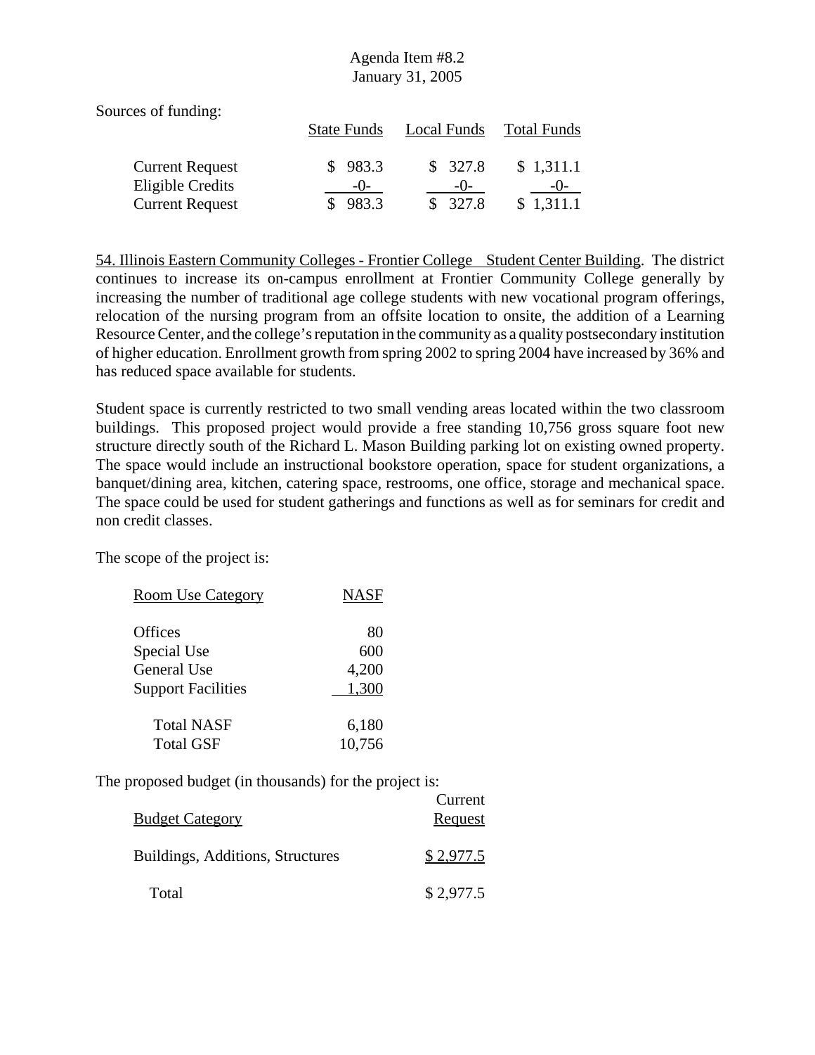Agenda Item #8.2
January 31, 2005

Sources of funding:

| | State Funds | Local Funds | Total Funds |
|---|---|---|---|
| Current Request | $ 983.3 | $ 327.8 | $ 1,311.1 |
| Eligible Credits | -0- | -0- | -0- |
| Current Request | $ 983.3 | $ 327.8 | $ 1,311.1 |

54. Illinois Eastern Community Colleges - Frontier College Student Center Building. The district continues to increase its on-campus enrollment at Frontier Community College generally by increasing the number of traditional age college students with new vocational program offerings, relocation of the nursing program from an offsite location to onsite, the addition of a Learning Resource Center, and the college's reputation in the community as a quality postsecondary institution of higher education. Enrollment growth from spring 2002 to spring 2004 have increased by 36% and has reduced space available for students.

Student space is currently restricted to two small vending areas located within the two classroom buildings. This proposed project would provide a free standing 10,756 gross square foot new structure directly south of the Richard L. Mason Building parking lot on existing owned property. The space would include an instructional bookstore operation, space for student organizations, a banquet/dining area, kitchen, catering space, restrooms, one office, storage and mechanical space. The space could be used for student gatherings and functions as well as for seminars for credit and non credit classes.

The scope of the project is:

| Room Use Category | NASF |
|---|---|
| Offices | 80 |
| Special Use | 600 |
| General Use | 4,200 |
| Support Facilities | 1,300 |
| Total NASF | 6,180 |
| Total GSF | 10,756 |

The proposed budget (in thousands) for the project is:

| Budget Category | Current Request |
|---|---|
| Buildings, Additions, Structures | $ 2,977.5 |
| Total | $ 2,977.5 |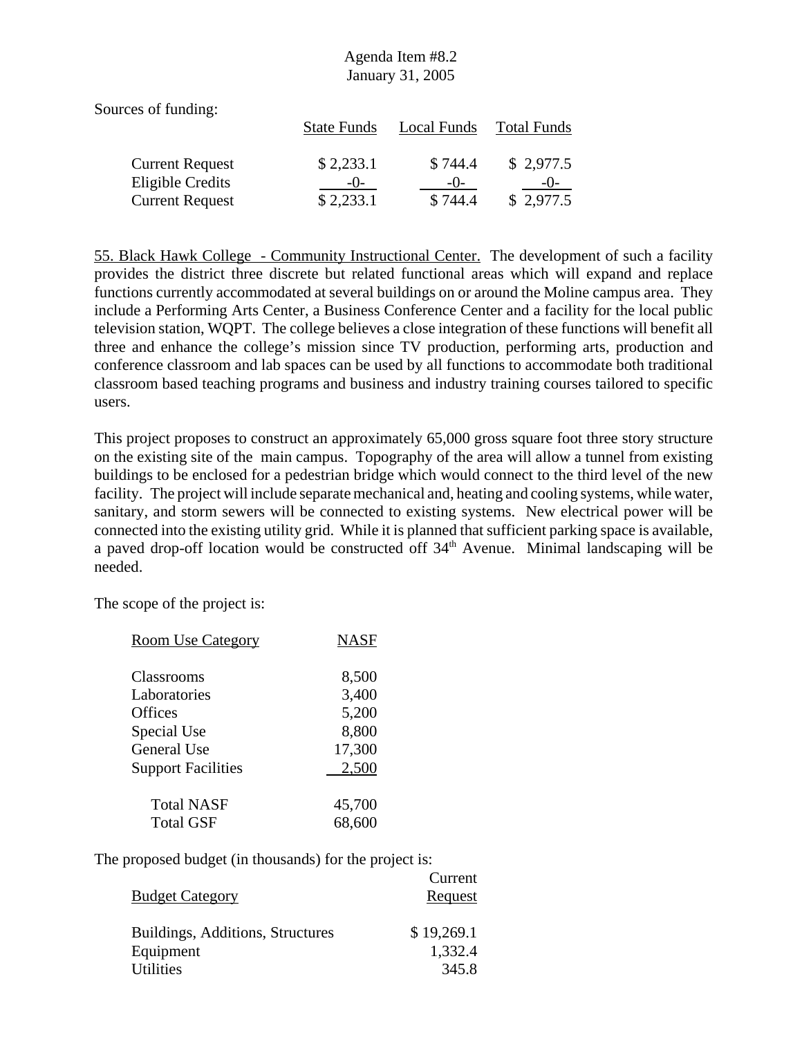Sources of funding:

| | State Funds | Local Funds | Total Funds |
|---|---|---|---|
| Current Request | $ 2,233.1 | $ 744.4 | $ 2,977.5 |
| Eligible Credits | -0- | -0- | -0- |
| Current Request | $ 2,233.1 | $ 744.4 | $ 2,977.5 |

55. Black Hawk College - Community Instructional Center. The development of such a facility provides the district three discrete but related functional areas which will expand and replace functions currently accommodated at several buildings on or around the Moline campus area. They include a Performing Arts Center, a Business Conference Center and a facility for the local public television station, WQPT. The college believes a close integration of these functions will benefit all three and enhance the college's mission since TV production, performing arts, production and conference classroom and lab spaces can be used by all functions to accommodate both traditional classroom based teaching programs and business and industry training courses tailored to specific users.

This project proposes to construct an approximately 65,000 gross square foot three story structure on the existing site of the main campus. Topography of the area will allow a tunnel from existing buildings to be enclosed for a pedestrian bridge which would connect to the third level of the new facility. The project will include separate mechanical and, heating and cooling systems, while water, sanitary, and storm sewers will be connected to existing systems. New electrical power will be connected into the existing utility grid. While it is planned that sufficient parking space is available, a paved drop-off location would be constructed off 34th Avenue. Minimal landscaping will be needed.

The scope of the project is:

| Room Use Category | NASF |
|---|---|
| Classrooms | 8,500 |
| Laboratories | 3,400 |
| Offices | 5,200 |
| Special Use | 8,800 |
| General Use | 17,300 |
| Support Facilities | 2,500 |
| Total NASF | 45,700 |
| Total GSF | 68,600 |

The proposed budget (in thousands) for the project is:

| Budget Category | Current Request |
|---|---|
| Buildings, Additions, Structures | $ 19,269.1 |
| Equipment | 1,332.4 |
| Utilities | 345.8 |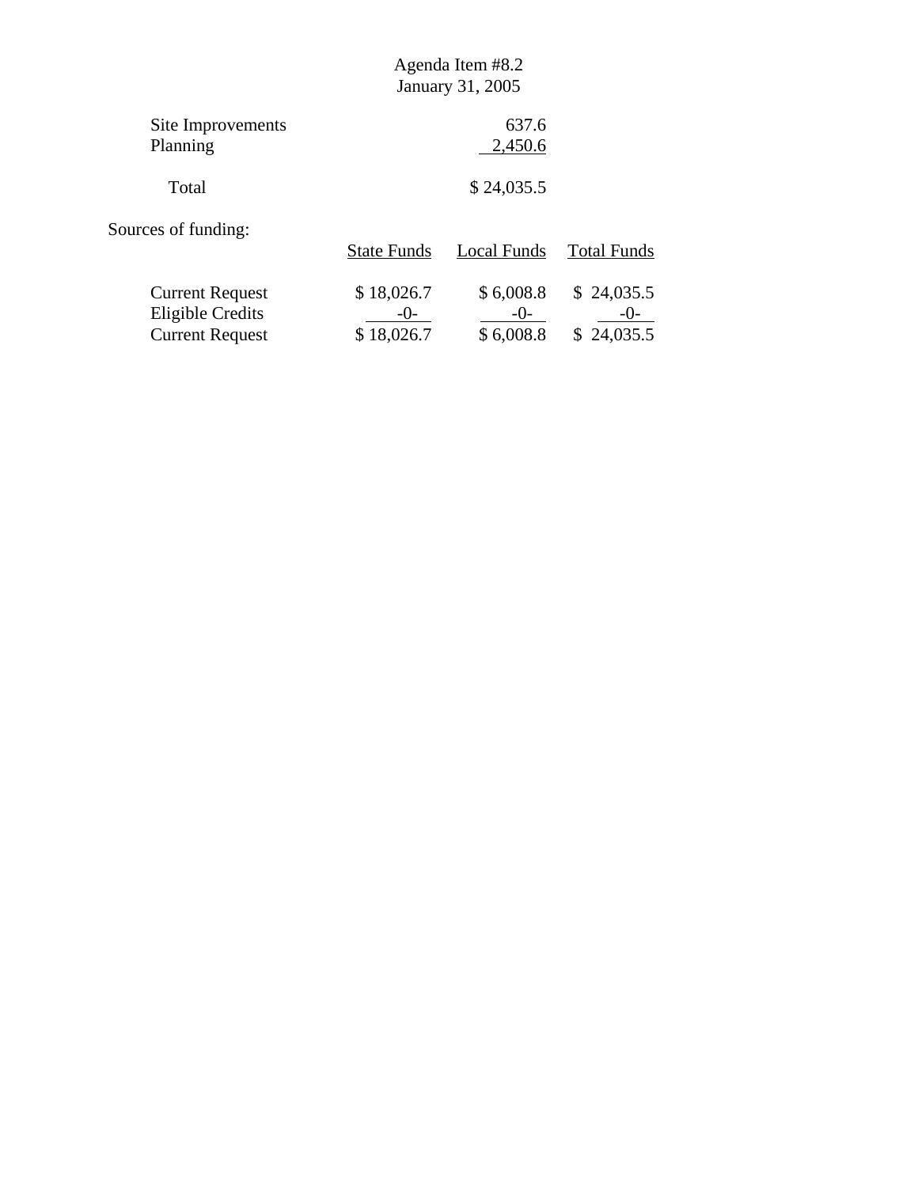Agenda Item #8.2
January 31, 2005

| | |
|---|---|
| Site Improvements | 637.6 |
| Planning | 2,450.6 |
| Total | $ 24,035.5 |

Sources of funding:

| | State Funds | Local Funds | Total Funds |
|---|---|---|---|
| Current Request | $ 18,026.7 | $ 6,008.8 | $ 24,035.5 |
| Eligible Credits | -0- | -0- | -0- |
| Current Request | $ 18,026.7 | $ 6,008.8 | $ 24,035.5 |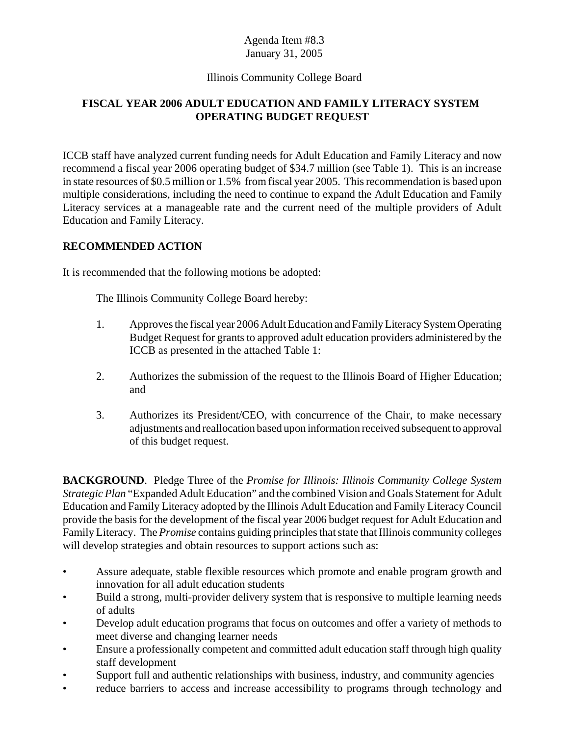Agenda Item #8.3
January 31, 2005

Illinois Community College Board

## FISCAL YEAR 2006 ADULT EDUCATION AND FAMILY LITERACY SYSTEM OPERATING BUDGET REQUEST

ICCB staff have analyzed current funding needs for Adult Education and Family Literacy and now recommend a fiscal year 2006 operating budget of $34.7 million (see Table 1). This is an increase in state resources of $0.5 million or 1.5% from fiscal year 2005. This recommendation is based upon multiple considerations, including the need to continue to expand the Adult Education and Family Literacy services at a manageable rate and the current need of the multiple providers of Adult Education and Family Literacy.

### RECOMMENDED ACTION

It is recommended that the following motions be adopted:

The Illinois Community College Board hereby:

1. Approves the fiscal year 2006 Adult Education and Family Literacy System Operating Budget Request for grants to approved adult education providers administered by the ICCB as presented in the attached Table 1:

2. Authorizes the submission of the request to the Illinois Board of Higher Education; and

3. Authorizes its President/CEO, with concurrence of the Chair, to make necessary adjustments and reallocation based upon information received subsequent to approval of this budget request.

**BACKGROUND**. Pledge Three of the *Promise for Illinois: Illinois Community College System Strategic Plan* "Expanded Adult Education" and the combined Vision and Goals Statement for Adult Education and Family Literacy adopted by the Illinois Adult Education and Family Literacy Council provide the basis for the development of the fiscal year 2006 budget request for Adult Education and Family Literacy. The *Promise* contains guiding principles that state that Illinois community colleges will develop strategies and obtain resources to support actions such as:

- Assure adequate, stable flexible resources which promote and enable program growth and innovation for all adult education students
- Build a strong, multi-provider delivery system that is responsive to multiple learning needs of adults
- Develop adult education programs that focus on outcomes and offer a variety of methods to meet diverse and changing learner needs
- Ensure a professionally competent and committed adult education staff through high quality staff development
- Support full and authentic relationships with business, industry, and community agencies
- reduce barriers to access and increase accessibility to programs through technology and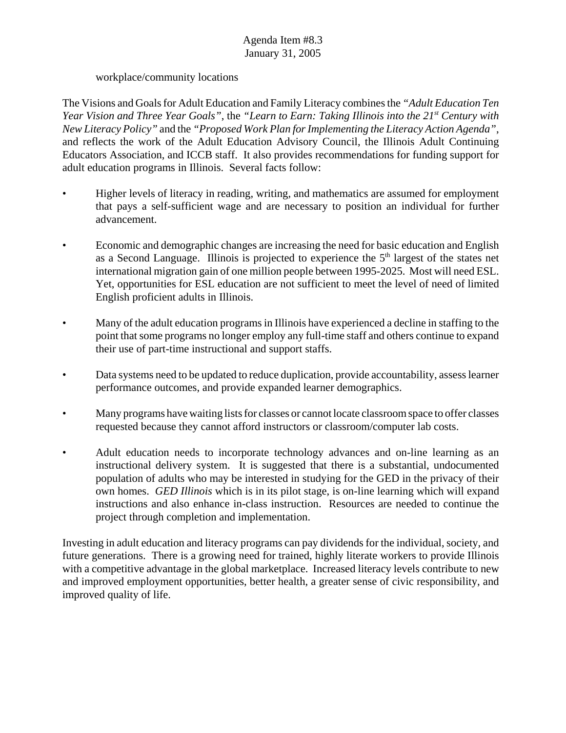workplace/community locations

The Visions and Goals for Adult Education and Family Literacy combines the *"Adult Education Ten Year Vision and Three Year Goals"*, the *"Learn to Earn: Taking Illinois into the 21st Century with New Literacy Policy"* and the *"Proposed Work Plan for Implementing the Literacy Action Agenda"*, and reflects the work of the Adult Education Advisory Council, the Illinois Adult Continuing Educators Association, and ICCB staff. It also provides recommendations for funding support for adult education programs in Illinois. Several facts follow:

- Higher levels of literacy in reading, writing, and mathematics are assumed for employment that pays a self-sufficient wage and are necessary to position an individual for further advancement.
- Economic and demographic changes are increasing the need for basic education and English as a Second Language. Illinois is projected to experience the 5th largest of the states net international migration gain of one million people between 1995-2025. Most will need ESL. Yet, opportunities for ESL education are not sufficient to meet the level of need of limited English proficient adults in Illinois.
- Many of the adult education programs in Illinois have experienced a decline in staffing to the point that some programs no longer employ any full-time staff and others continue to expand their use of part-time instructional and support staffs.
- Data systems need to be updated to reduce duplication, provide accountability, assess learner performance outcomes, and provide expanded learner demographics.
- Many programs have waiting lists for classes or cannot locate classroom space to offer classes requested because they cannot afford instructors or classroom/computer lab costs.
- Adult education needs to incorporate technology advances and on-line learning as an instructional delivery system. It is suggested that there is a substantial, undocumented population of adults who may be interested in studying for the GED in the privacy of their own homes. *GED Illinois* which is in its pilot stage, is on-line learning which will expand instructions and also enhance in-class instruction. Resources are needed to continue the project through completion and implementation.

Investing in adult education and literacy programs can pay dividends for the individual, society, and future generations. There is a growing need for trained, highly literate workers to provide Illinois with a competitive advantage in the global marketplace. Increased literacy levels contribute to new and improved employment opportunities, better health, a greater sense of civic responsibility, and improved quality of life.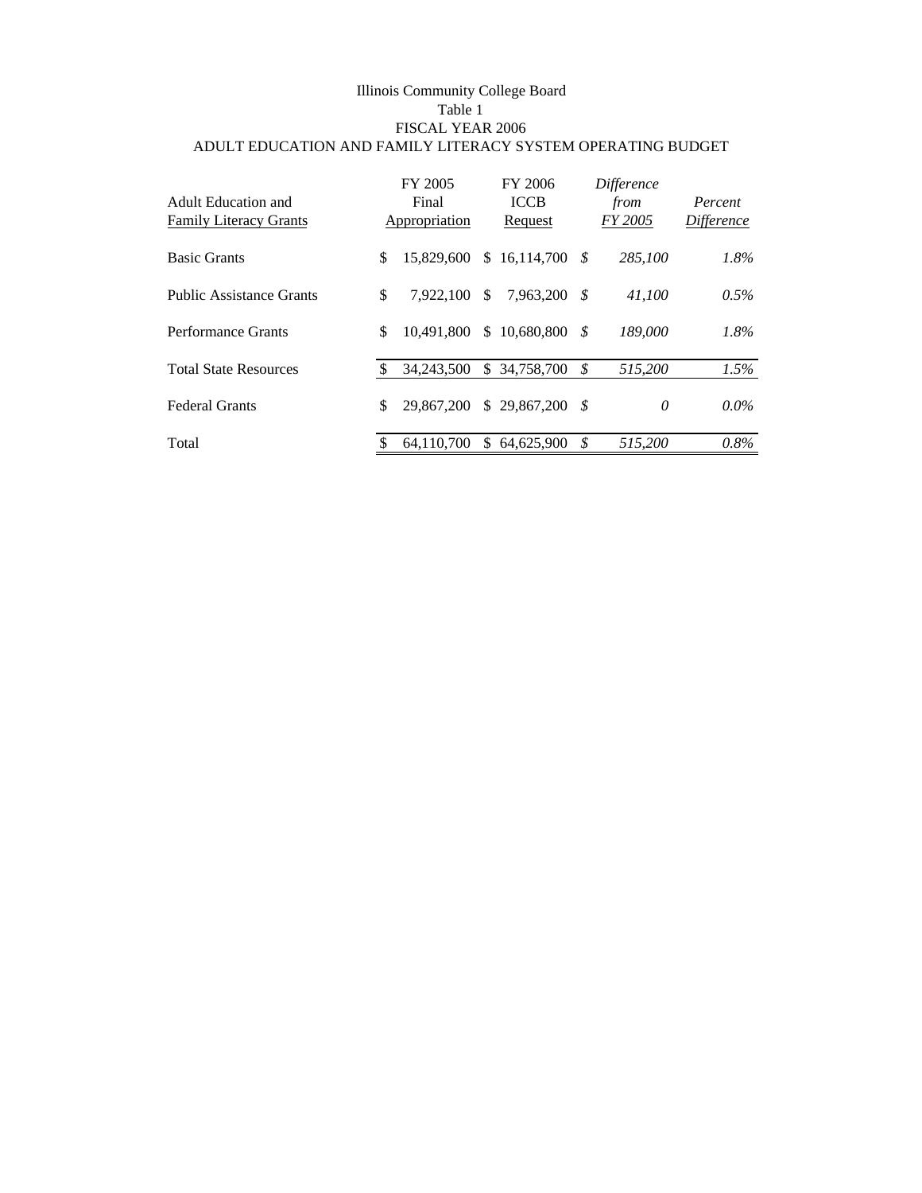Illinois Community College Board

Table 1

FISCAL YEAR 2006

ADULT EDUCATION AND FAMILY LITERACY SYSTEM OPERATING BUDGET

| Adult Education and Family Literacy Grants | FY 2005 Final Appropriation | FY 2006 ICCB Request | *Difference from FY 2005* | *Percent Difference* |
|---|---|---|---|---|
| Basic Grants | $ 15,829,600 | $ 16,114,700 | *$ 285,100* | *1.8%* |
| Public Assistance Grants | $ 7,922,100 | $ 7,963,200 | *$ 41,100* | *0.5%* |
| Performance Grants | $ 10,491,800 | $ 10,680,800 | *$ 189,000* | *1.8%* |
| Total State Resources | $ 34,243,500 | $ 34,758,700 | *$ 515,200* | *1.5%* |
| Federal Grants | $ 29,867,200 | $ 29,867,200 | *$ 0* | *0.0%* |
| Total | $ 64,110,700 | $ 64,625,900 | *$ 515,200* | *0.8%* |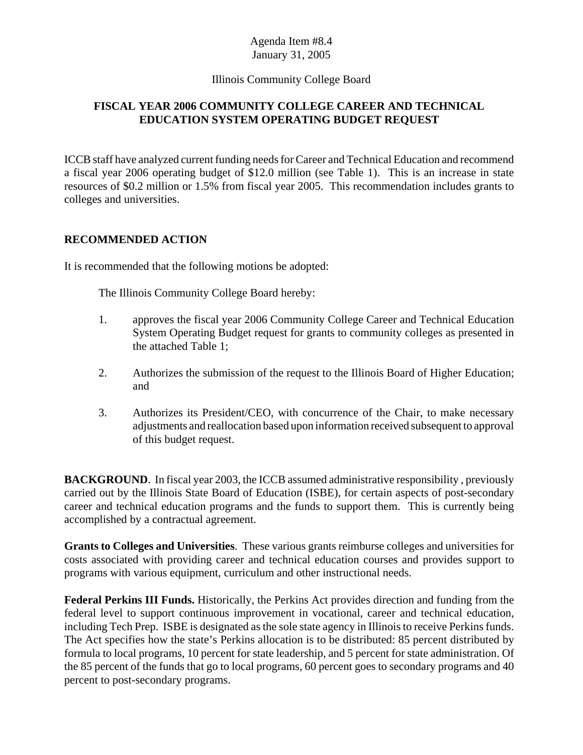Agenda Item #8.4
January 31, 2005

Illinois Community College Board

## FISCAL YEAR 2006 COMMUNITY COLLEGE CAREER AND TECHNICAL EDUCATION SYSTEM OPERATING BUDGET REQUEST

ICCB staff have analyzed current funding needs for Career and Technical Education and recommend a fiscal year 2006 operating budget of $12.0 million (see Table 1). This is an increase in state resources of $0.2 million or 1.5% from fiscal year 2005. This recommendation includes grants to colleges and universities.

### RECOMMENDED ACTION

It is recommended that the following motions be adopted:

The Illinois Community College Board hereby:

1. approves the fiscal year 2006 Community College Career and Technical Education System Operating Budget request for grants to community colleges as presented in the attached Table 1;

2. Authorizes the submission of the request to the Illinois Board of Higher Education; and

3. Authorizes its President/CEO, with concurrence of the Chair, to make necessary adjustments and reallocation based upon information received subsequent to approval of this budget request.

**BACKGROUND**. In fiscal year 2003, the ICCB assumed administrative responsibility , previously carried out by the Illinois State Board of Education (ISBE), for certain aspects of post-secondary career and technical education programs and the funds to support them. This is currently being accomplished by a contractual agreement.

**Grants to Colleges and Universities**. These various grants reimburse colleges and universities for costs associated with providing career and technical education courses and provides support to programs with various equipment, curriculum and other instructional needs.

**Federal Perkins III Funds.** Historically, the Perkins Act provides direction and funding from the federal level to support continuous improvement in vocational, career and technical education, including Tech Prep. ISBE is designated as the sole state agency in Illinois to receive Perkins funds. The Act specifies how the state's Perkins allocation is to be distributed: 85 percent distributed by formula to local programs, 10 percent for state leadership, and 5 percent for state administration. Of the 85 percent of the funds that go to local programs, 60 percent goes to secondary programs and 40 percent to post-secondary programs.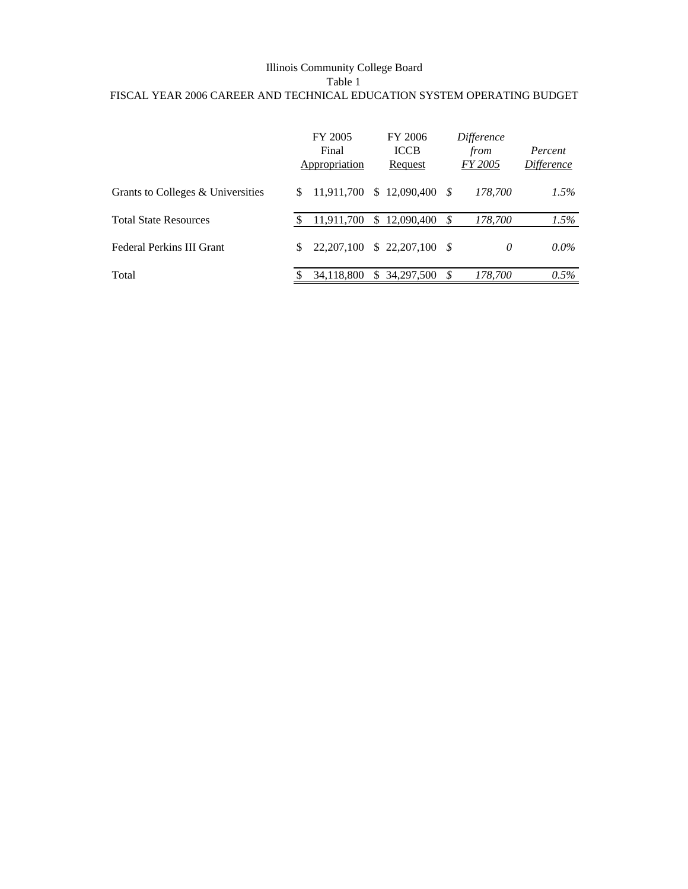Illinois Community College Board

Table 1

FISCAL YEAR 2006 CAREER AND TECHNICAL EDUCATION SYSTEM OPERATING BUDGET

| | FY 2005 Final Appropriation | FY 2006 ICCB Request | *Difference from FY 2005* | *Percent Difference* |
|---|---|---|---|---|
| Grants to Colleges & Universities | $ 11,911,700 | $ 12,090,400 | *$ 178,700* | *1.5%* |
| Total State Resources | $ 11,911,700 | $ 12,090,400 | *$ 178,700* | *1.5%* |
| Federal Perkins III Grant | $ 22,207,100 | $ 22,207,100 | *$ 0* | *0.0%* |
| Total | $ 34,118,800 | $ 34,297,500 | *$ 178,700* | *0.5%* |